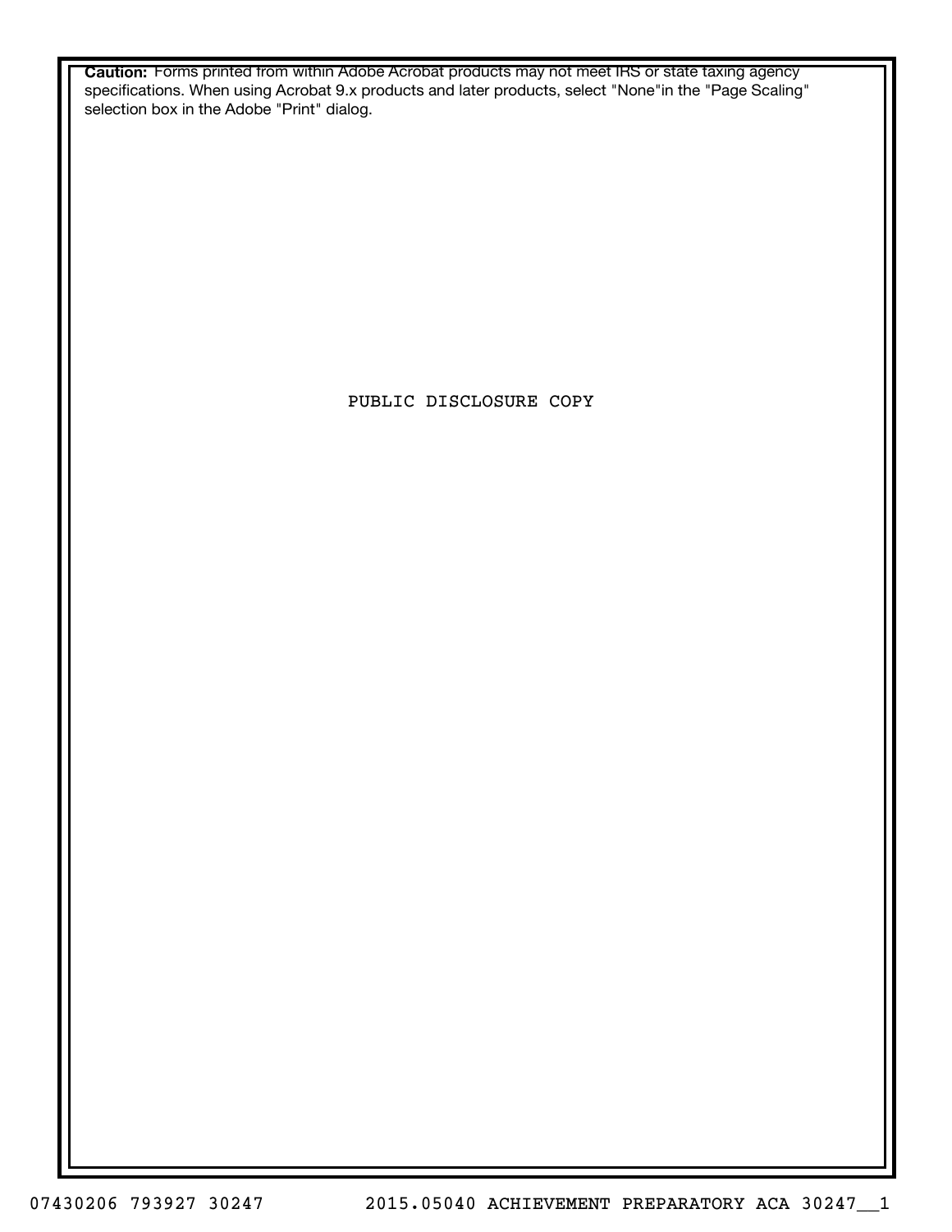**Caution:** Forms printed from within Adobe Acrobat products may not meet IRS or state taxing agency specifications. When using Acrobat 9.x products and later products, select "None"in the "Page Scaling" selection box in the Adobe "Print" dialog.

PUBLIC DISCLOSURE COPY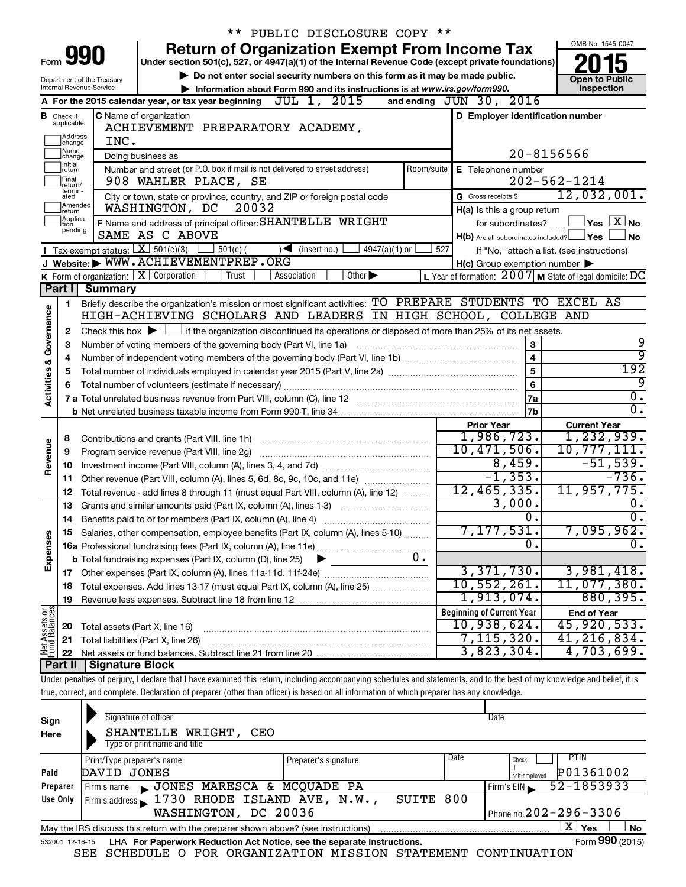\*\* PUBLIC DISCLOSURE COPY \*\*

# Form 990 — Return of Organization Exempt From Income Tax

Under section 501(c), 527, or 4947(a)(1) of the Internal Revenue Code (except private foundations)

▶ Do not enter social security numbers on this form as it may be made public.

▶ Information about Form 990 and its instructions is at www.irs.gov/form990.

Department of the Treasury
Internal Revenue Service

OMB No. 1545-0047

**2015**

**Open to Public Inspection**

**A** For the 2015 calendar year, or tax year beginning JUL 1, 2015 and ending JUN 30, 2016

**B** Check if applicable: Address change, Name change, Initial return, Final return/terminated, Amended return, Application pending

**C** Name of organization: ACHIEVEMENT PREPARATORY ACADEMY, INC.

Doing business as

Number and street (or P.O. box if mail is not delivered to street address): 908 WAHLER PLACE, SE — Room/suite

City or town, state or province, country, and ZIP or foreign postal code: WASHINGTON, DC 20032

**D** Employer identification number: 20-8156566

**E** Telephone number: 202-562-1214

**G** Gross receipts $ 12,032,001.

**F** Name and address of principal officer: SHANTELLE WRIGHT, SAME AS C ABOVE

**H(a)** Is this a group return for subordinates? ☐ Yes ☒ No

**H(b)** Are all subordinates included? ☐ Yes ☐ No — If "No," attach a list. (see instructions)

**H(c)** Group exemption number ▶

**I** Tax-exempt status: ☒ 501(c)(3) ☐ 501(c) ( ) ◀ (insert no.) ☐ 4947(a)(1) or ☐ 527

**J** Website: ▶ WWW.ACHIEVEMENTPREP.ORG

**K** Form of organization: ☒ Corporation ☐ Trust ☐ Association ☐ Other ▶

**L** Year of formation: 2007 **M** State of legal domicile: DC

## Part I Summary

**Activities & Governance**

1. Briefly describe the organization's mission or most significant activities: TO PREPARE STUDENTS TO EXCEL AS HIGH-ACHIEVING SCHOLARS AND LEADERS IN HIGH SCHOOL, COLLEGE AND
2. Check this box ▶ ☐ if the organization discontinued its operations or disposed of more than 25% of its net assets.

| | | | |
|---|---|---|---|
| 3 | Number of voting members of the governing body (Part VI, line 1a) | 3 | 9 |
| 4 | Number of independent voting members of the governing body (Part VI, line 1b) | 4 | 9 |
| 5 | Total number of individuals employed in calendar year 2015 (Part V, line 2a) | 5 | 192 |
| 6 | Total number of volunteers (estimate if necessary) | 6 | 9 |
| 7a | Total unrelated business revenue from Part VIII, column (C), line 12 | 7a | 0. |
| b | Net unrelated business taxable income from Form 990-T, line 34 | 7b | 0. |

| | | | Prior Year | Current Year |
|---|---|---|---|---|
| **Revenue** | 8 | Contributions and grants (Part VIII, line 1h) | 1,986,723. | 1,232,939. |
| | 9 | Program service revenue (Part VIII, line 2g) | 10,471,506. | 10,777,111. |
| | 10 | Investment income (Part VIII, column (A), lines 3, 4, and 7d) | 8,459. | -51,539. |
| | 11 | Other revenue (Part VIII, column (A), lines 5, 6d, 8c, 9c, 10c, and 11e) | -1,353. | -736. |
| | 12 | Total revenue - add lines 8 through 11 (must equal Part VIII, column (A), line 12) | 12,465,335. | 11,957,775. |
| **Expenses** | 13 | Grants and similar amounts paid (Part IX, column (A), lines 1-3) | 3,000. | 0. |
| | 14 | Benefits paid to or for members (Part IX, column (A), line 4) | 0. | 0. |
| | 15 | Salaries, other compensation, employee benefits (Part IX, column (A), lines 5-10) | 7,177,531. | 7,095,962. |
| | 16a | Professional fundraising fees (Part IX, column (A), line 11e) | 0. | 0. |
| | b | Total fundraising expenses (Part IX, column (D), line 25) ▶ 0. | | |
| | 17 | Other expenses (Part IX, column (A), lines 11a-11d, 11f-24e) | 3,371,730. | 3,981,418. |
| | 18 | Total expenses. Add lines 13-17 (must equal Part IX, column (A), line 25) | 10,552,261. | 11,077,380. |
| | 19 | Revenue less expenses. Subtract line 18 from line 12 | 1,913,074. | 880,395. |
| | | | **Beginning of Current Year** | **End of Year** |
| **Net Assets or Fund Balances** | 20 | Total assets (Part X, line 16) | 10,938,624. | 45,920,533. |
| | 21 | Total liabilities (Part X, line 26) | 7,115,320. | 41,216,834. |
| | 22 | Net assets or fund balances. Subtract line 21 from line 20 | 3,823,304. | 4,703,699. |

## Part II Signature Block

Under penalties of perjury, I declare that I have examined this return, including accompanying schedules and statements, and to the best of my knowledge and belief, it is true, correct, and complete. Declaration of preparer (other than officer) is based on all information of which preparer has any knowledge.

**Sign Here**

Signature of officer — Date

SHANTELLE WRIGHT, CEO
Type or print name and title

**Paid Preparer Use Only**

| Print/Type preparer's name | Preparer's signature | Date | Check if self-employed | PTIN |
|---|---|---|---|---|
| DAVID JONES | | | | P01361002 |

Firm's name ▶ JONES MARESCA & MCQUADE PA — Firm's EIN ▶ 52-1853933

Firm's address ▶ 1730 RHODE ISLAND AVE, N.W., SUITE 800, WASHINGTON, DC 20036 — Phone no. 202-296-3306

May the IRS discuss this return with the preparer shown above? (see instructions) ☒ Yes ☐ No

532001 12-16-15 LHA For Paperwork Reduction Act Notice, see the separate instructions. Form **990** (2015)

SEE SCHEDULE O FOR ORGANIZATION MISSION STATEMENT CONTINUATION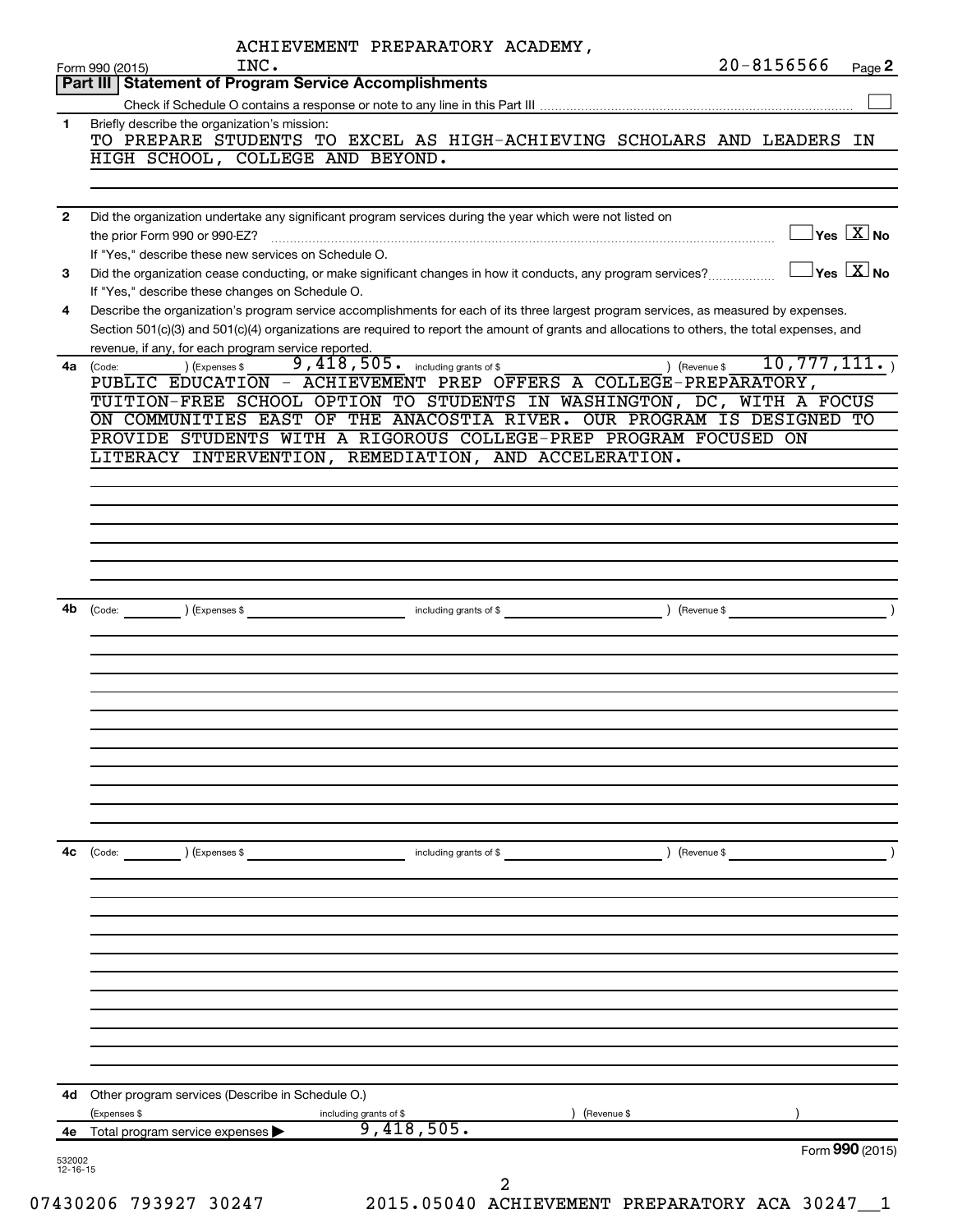ACHIEVEMENT PREPARATORY ACADEMY, INC. 20-8156566

Form 990 (2015) Page 2

## Part III Statement of Program Service Accomplishments

Check if Schedule O contains a response or note to any line in this Part III

**1** Briefly describe the organization's mission:

TO PREPARE STUDENTS TO EXCEL AS HIGH-ACHIEVING SCHOLARS AND LEADERS IN HIGH SCHOOL, COLLEGE AND BEYOND.

**2** Did the organization undertake any significant program services during the year which were not listed on the prior Form 990 or 990-EZ? Yes [X] No

If "Yes," describe these new services on Schedule O.

**3** Did the organization cease conducting, or make significant changes in how it conducts, any program services? Yes [X] No

If "Yes," describe these changes on Schedule O.

**4** Describe the organization's program service accomplishments for each of its three largest program services, as measured by expenses. Section 501(c)(3) and 501(c)(4) organizations are required to report the amount of grants and allocations to others, the total expenses, and revenue, if any, for each program service reported.

**4a** (Code: ) (Expenses $ 9,418,505. including grants of $ ) (Revenue $ 10,777,111.)

PUBLIC EDUCATION - ACHIEVEMENT PREP OFFERS A COLLEGE-PREPARATORY, TUITION-FREE SCHOOL OPTION TO STUDENTS IN WASHINGTON, DC, WITH A FOCUS ON COMMUNITIES EAST OF THE ANACOSTIA RIVER. OUR PROGRAM IS DESIGNED TO PROVIDE STUDENTS WITH A RIGOROUS COLLEGE-PREP PROGRAM FOCUSED ON LITERACY INTERVENTION, REMEDIATION, AND ACCELERATION.

**4b** (Code: ) (Expenses $ including grants of $ ) (Revenue $ )

**4c** (Code: ) (Expenses $ including grants of $ ) (Revenue $ )

**4d** Other program services (Describe in Schedule O.)

(Expenses $ including grants of $ ) (Revenue $ )

**4e** Total program service expenses ▶ 9,418,505.

Form 990 (2015)

532002 12-16-15

07430206 793927 30247 2015.05040 ACHIEVEMENT PREPARATORY ACA 30247__1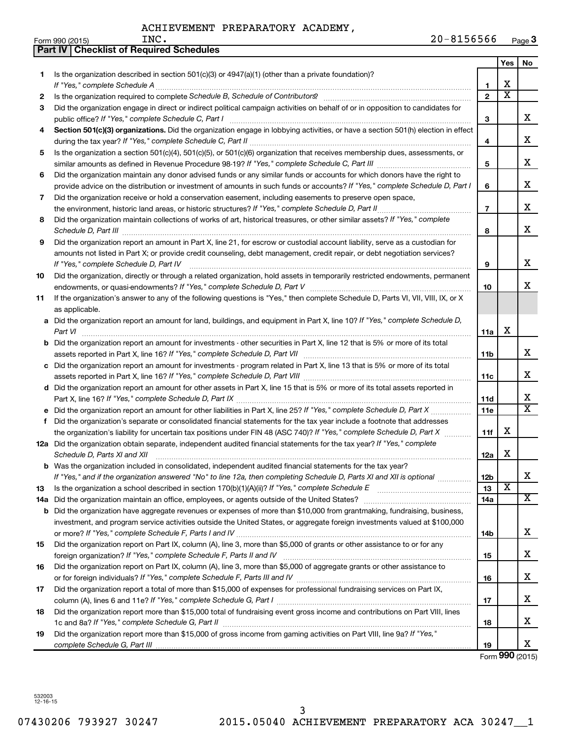ACHIEVEMENT PREPARATORY ACADEMY, INC. 20-8156566

Form 990 (2015)

## Part IV | Checklist of Required Schedules

| | | | Yes | No |
|---|---|---|---|---|
| 1 | Is the organization described in section 501(c)(3) or 4947(a)(1) (other than a private foundation)? *If "Yes," complete Schedule A* | 1 | X | |
| 2 | Is the organization required to complete *Schedule B, Schedule of Contributors*? | 2 | X | |
| 3 | Did the organization engage in direct or indirect political campaign activities on behalf of or in opposition to candidates for public office? *If "Yes," complete Schedule C, Part I* | 3 | | X |
| 4 | **Section 501(c)(3) organizations.** Did the organization engage in lobbying activities, or have a section 501(h) election in effect during the tax year? *If "Yes," complete Schedule C, Part II* | 4 | | X |
| 5 | Is the organization a section 501(c)(4), 501(c)(5), or 501(c)(6) organization that receives membership dues, assessments, or similar amounts as defined in Revenue Procedure 98-19? *If "Yes," complete Schedule C, Part III* | 5 | | X |
| 6 | Did the organization maintain any donor advised funds or any similar funds or accounts for which donors have the right to provide advice on the distribution or investment of amounts in such funds or accounts? *If "Yes," complete Schedule D, Part I* | 6 | | X |
| 7 | Did the organization receive or hold a conservation easement, including easements to preserve open space, the environment, historic land areas, or historic structures? *If "Yes," complete Schedule D, Part II* | 7 | | X |
| 8 | Did the organization maintain collections of works of art, historical treasures, or other similar assets? *If "Yes," complete Schedule D, Part III* | 8 | | X |
| 9 | Did the organization report an amount in Part X, line 21, for escrow or custodial account liability, serve as a custodian for amounts not listed in Part X; or provide credit counseling, debt management, credit repair, or debt negotiation services? *If "Yes," complete Schedule D, Part IV* | 9 | | X |
| 10 | Did the organization, directly or through a related organization, hold assets in temporarily restricted endowments, permanent endowments, or quasi-endowments? *If "Yes," complete Schedule D, Part V* | 10 | | X |
| 11 | If the organization's answer to any of the following questions is "Yes," then complete Schedule D, Parts VI, VII, VIII, IX, or X as applicable. | | | |
| a | Did the organization report an amount for land, buildings, and equipment in Part X, line 10? *If "Yes," complete Schedule D, Part VI* | 11a | X | |
| b | Did the organization report an amount for investments - other securities in Part X, line 12 that is 5% or more of its total assets reported in Part X, line 16? *If "Yes," complete Schedule D, Part VII* | 11b | | X |
| c | Did the organization report an amount for investments - program related in Part X, line 13 that is 5% or more of its total assets reported in Part X, line 16? *If "Yes," complete Schedule D, Part VIII* | 11c | | X |
| d | Did the organization report an amount for other assets in Part X, line 15 that is 5% or more of its total assets reported in Part X, line 16? *If "Yes," complete Schedule D, Part IX* | 11d | | X |
| e | Did the organization report an amount for other liabilities in Part X, line 25? *If "Yes," complete Schedule D, Part X* | 11e | | X |
| f | Did the organization's separate or consolidated financial statements for the tax year include a footnote that addresses the organization's liability for uncertain tax positions under FIN 48 (ASC 740)? *If "Yes," complete Schedule D, Part X* | 11f | X | |
| 12a | Did the organization obtain separate, independent audited financial statements for the tax year? *If "Yes," complete Schedule D, Parts XI and XII* | 12a | X | |
| b | Was the organization included in consolidated, independent audited financial statements for the tax year? *If "Yes," and if the organization answered "No" to line 12a, then completing Schedule D, Parts XI and XII is optional* | 12b | | X |
| 13 | Is the organization a school described in section 170(b)(1)(A)(ii)? *If "Yes," complete Schedule E* | 13 | X | |
| 14a | Did the organization maintain an office, employees, or agents outside of the United States? | 14a | | X |
| b | Did the organization have aggregate revenues or expenses of more than $10,000 from grantmaking, fundraising, business, investment, and program service activities outside the United States, or aggregate foreign investments valued at $100,000 or more? *If "Yes," complete Schedule F, Parts I and IV* | 14b | | X |
| 15 | Did the organization report on Part IX, column (A), line 3, more than $5,000 of grants or other assistance to or for any foreign organization? *If "Yes," complete Schedule F, Parts II and IV* | 15 | | X |
| 16 | Did the organization report on Part IX, column (A), line 3, more than $5,000 of aggregate grants or other assistance to or for foreign individuals? *If "Yes," complete Schedule F, Parts III and IV* | 16 | | X |
| 17 | Did the organization report a total of more than $15,000 of expenses for professional fundraising services on Part IX, column (A), lines 6 and 11e? *If "Yes," complete Schedule G, Part I* | 17 | | X |
| 18 | Did the organization report more than $15,000 total of fundraising event gross income and contributions on Part VIII, lines 1c and 8a? *If "Yes," complete Schedule G, Part II* | 18 | | X |
| 19 | Did the organization report more than $15,000 of gross income from gaming activities on Part VIII, line 9a? *If "Yes," complete Schedule G, Part III* | 19 | | X |

Form **990** (2015)

532003 12-16-15

07430206 793927 30247 2015.05040 ACHIEVEMENT PREPARATORY ACA 30247__1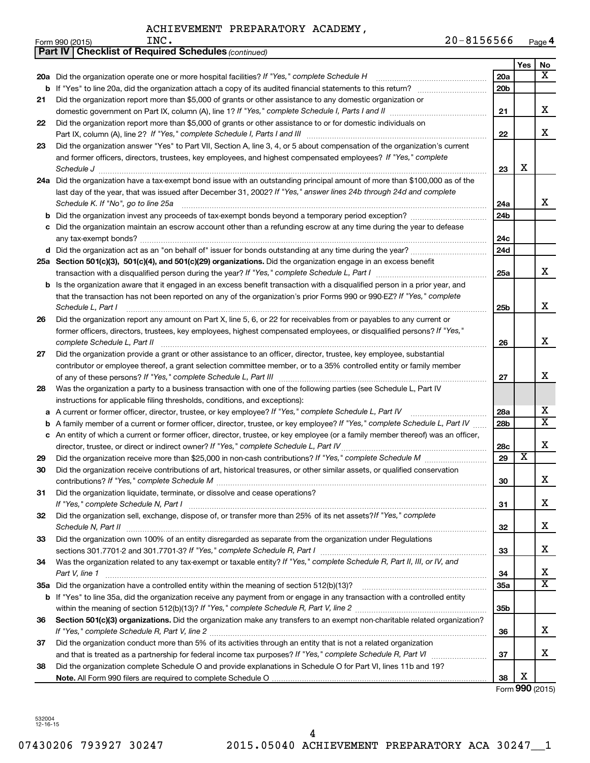ACHIEVEMENT PREPARATORY ACADEMY, INC.

Form 990 (2015) 20-8156566 Page **4**

**Part IV | Checklist of Required Schedules** *(continued)*

| | | | Yes | No |
|---|---|---|---|---|
| **20a** | Did the organization operate one or more hospital facilities? *If "Yes," complete Schedule H* | **20a** | | X |
| **b** | If "Yes" to line 20a, did the organization attach a copy of its audited financial statements to this return? | **20b** | | |
| **21** | Did the organization report more than $5,000 of grants or other assistance to any domestic organization or domestic government on Part IX, column (A), line 1? *If "Yes," complete Schedule I, Parts I and II* | **21** | | X |
| **22** | Did the organization report more than $5,000 of grants or other assistance to or for domestic individuals on Part IX, column (A), line 2? *If "Yes," complete Schedule I, Parts I and III* | **22** | | X |
| **23** | Did the organization answer "Yes" to Part VII, Section A, line 3, 4, or 5 about compensation of the organization's current and former officers, directors, trustees, key employees, and highest compensated employees? *If "Yes," complete Schedule J* | **23** | X | |
| **24a** | Did the organization have a tax-exempt bond issue with an outstanding principal amount of more than $100,000 as of the last day of the year, that was issued after December 31, 2002? *If "Yes," answer lines 24b through 24d and complete Schedule K. If "No", go to line 25a* | **24a** | | X |
| **b** | Did the organization invest any proceeds of tax-exempt bonds beyond a temporary period exception? | **24b** | | |
| **c** | Did the organization maintain an escrow account other than a refunding escrow at any time during the year to defease any tax-exempt bonds? | **24c** | | |
| **d** | Did the organization act as an "on behalf of" issuer for bonds outstanding at any time during the year? | **24d** | | |
| **25a** | **Section 501(c)(3), 501(c)(4), and 501(c)(29) organizations.** Did the organization engage in an excess benefit transaction with a disqualified person during the year? *If "Yes," complete Schedule L, Part I* | **25a** | | X |
| **b** | Is the organization aware that it engaged in an excess benefit transaction with a disqualified person in a prior year, and that the transaction has not been reported on any of the organization's prior Forms 990 or 990-EZ? *If "Yes," complete Schedule L, Part I* | **25b** | | X |
| **26** | Did the organization report any amount on Part X, line 5, 6, or 22 for receivables from or payables to any current or former officers, directors, trustees, key employees, highest compensated employees, or disqualified persons? *If "Yes," complete Schedule L, Part II* | **26** | | X |
| **27** | Did the organization provide a grant or other assistance to an officer, director, trustee, key employee, substantial contributor or employee thereof, a grant selection committee member, or to a 35% controlled entity or family member of any of these persons? *If "Yes," complete Schedule L, Part III* | **27** | | X |
| **28** | Was the organization a party to a business transaction with one of the following parties (see Schedule L, Part IV instructions for applicable filing thresholds, conditions, and exceptions): | | | |
| **a** | A current or former officer, director, trustee, or key employee? *If "Yes," complete Schedule L, Part IV* | **28a** | | X |
| **b** | A family member of a current or former officer, director, trustee, or key employee? *If "Yes," complete Schedule L, Part IV* | **28b** | | X |
| **c** | An entity of which a current or former officer, director, trustee, or key employee (or a family member thereof) was an officer, director, trustee, or direct or indirect owner? *If "Yes," complete Schedule L, Part IV* | **28c** | | X |
| **29** | Did the organization receive more than $25,000 in non-cash contributions? *If "Yes," complete Schedule M* | **29** | X | |
| **30** | Did the organization receive contributions of art, historical treasures, or other similar assets, or qualified conservation contributions? *If "Yes," complete Schedule M* | **30** | | X |
| **31** | Did the organization liquidate, terminate, or dissolve and cease operations? *If "Yes," complete Schedule N, Part I* | **31** | | X |
| **32** | Did the organization sell, exchange, dispose of, or transfer more than 25% of its net assets? *If "Yes," complete Schedule N, Part II* | **32** | | X |
| **33** | Did the organization own 100% of an entity disregarded as separate from the organization under Regulations sections 301.7701-2 and 301.7701-3? *If "Yes," complete Schedule R, Part I* | **33** | | X |
| **34** | Was the organization related to any tax-exempt or taxable entity? *If "Yes," complete Schedule R, Part II, III, or IV, and Part V, line 1* | **34** | | X |
| **35a** | Did the organization have a controlled entity within the meaning of section 512(b)(13)? | **35a** | | X |
| **b** | If "Yes" to line 35a, did the organization receive any payment from or engage in any transaction with a controlled entity within the meaning of section 512(b)(13)? *If "Yes," complete Schedule R, Part V, line 2* | **35b** | | |
| **36** | **Section 501(c)(3) organizations.** Did the organization make any transfers to an exempt non-charitable related organization? *If "Yes," complete Schedule R, Part V, line 2* | **36** | | X |
| **37** | Did the organization conduct more than 5% of its activities through an entity that is not a related organization and that is treated as a partnership for federal income tax purposes? *If "Yes," complete Schedule R, Part VI* | **37** | | X |
| **38** | Did the organization complete Schedule O and provide explanations in Schedule O for Part VI, lines 11b and 19? **Note.** All Form 990 filers are required to complete Schedule O | **38** | X | |

Form **990** (2015)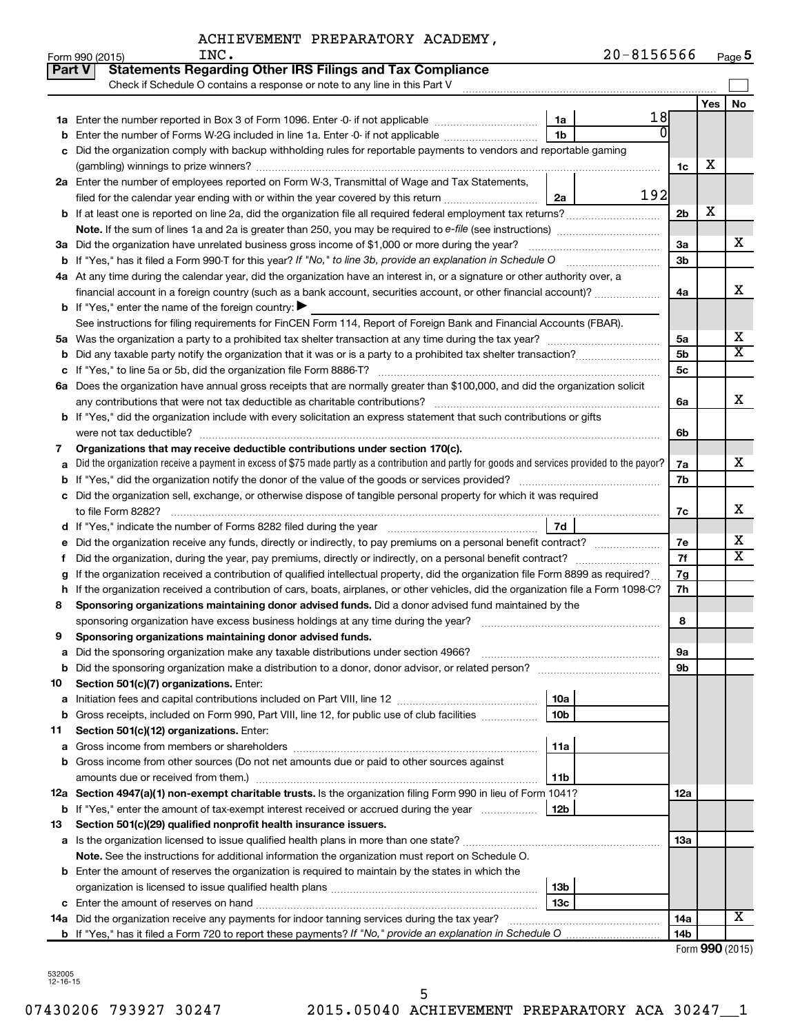ACHIEVEMENT PREPARATORY ACADEMY, INC.

Form 990 (2015) 20-8156566 Page 5

## Part V Statements Regarding Other IRS Filings and Tax Compliance

Check if Schedule O contains a response or note to any line in this Part V

| | | | | | Yes | No |
|---|---|---|---|---|---|---|
| **1a** | Enter the number reported in Box 3 of Form 1096. Enter -0- if not applicable | 1a | 18 | | | |
| **b** | Enter the number of Forms W-2G included in line 1a. Enter -0- if not applicable | 1b | 0 | | | |
| **c** | Did the organization comply with backup withholding rules for reportable payments to vendors and reportable gaming (gambling) winnings to prize winners? | | | 1c | X | |
| **2a** | Enter the number of employees reported on Form W-3, Transmittal of Wage and Tax Statements, filed for the calendar year ending with or within the year covered by this return | 2a | 192 | | | |
| **b** | If at least one is reported on line 2a, did the organization file all required federal employment tax returns? | | | 2b | X | |
| | **Note.** If the sum of lines 1a and 2a is greater than 250, you may be required to *e-file* (see instructions) | | | | | |
| **3a** | Did the organization have unrelated business gross income of $1,000 or more during the year? | | | 3a | | X |
| **b** | If "Yes," has it filed a Form 990-T for this year? *If "No," to line 3b, provide an explanation in Schedule O* | | | 3b | | |
| **4a** | At any time during the calendar year, did the organization have an interest in, or a signature or other authority over, a financial account in a foreign country (such as a bank account, securities account, or other financial account)? | | | 4a | | X |
| **b** | If "Yes," enter the name of the foreign country: ▶ | | | | | |
| | See instructions for filing requirements for FinCEN Form 114, Report of Foreign Bank and Financial Accounts (FBAR). | | | | | |
| **5a** | Was the organization a party to a prohibited tax shelter transaction at any time during the tax year? | | | 5a | | X |
| **b** | Did any taxable party notify the organization that it was or is a party to a prohibited tax shelter transaction? | | | 5b | | X |
| **c** | If "Yes," to line 5a or 5b, did the organization file Form 8886-T? | | | 5c | | |
| **6a** | Does the organization have annual gross receipts that are normally greater than $100,000, and did the organization solicit any contributions that were not tax deductible as charitable contributions? | | | 6a | | X |
| **b** | If "Yes," did the organization include with every solicitation an express statement that such contributions or gifts were not tax deductible? | | | 6b | | |
| **7** | **Organizations that may receive deductible contributions under section 170(c).** | | | | | |
| **a** | Did the organization receive a payment in excess of $75 made partly as a contribution and partly for goods and services provided to the payor? | | | 7a | | X |
| **b** | If "Yes," did the organization notify the donor of the value of the goods or services provided? | | | 7b | | |
| **c** | Did the organization sell, exchange, or otherwise dispose of tangible personal property for which it was required to file Form 8282? | | | 7c | | X |
| **d** | If "Yes," indicate the number of Forms 8282 filed during the year | 7d | | | | |
| **e** | Did the organization receive any funds, directly or indirectly, to pay premiums on a personal benefit contract? | | | 7e | | X |
| **f** | Did the organization, during the year, pay premiums, directly or indirectly, on a personal benefit contract? | | | 7f | | X |
| **g** | If the organization received a contribution of qualified intellectual property, did the organization file Form 8899 as required? | | | 7g | | |
| **h** | If the organization received a contribution of cars, boats, airplanes, or other vehicles, did the organization file a Form 1098-C? | | | 7h | | |
| **8** | **Sponsoring organizations maintaining donor advised funds.** Did a donor advised fund maintained by the sponsoring organization have excess business holdings at any time during the year? | | | 8 | | |
| **9** | **Sponsoring organizations maintaining donor advised funds.** | | | | | |
| **a** | Did the sponsoring organization make any taxable distributions under section 4966? | | | 9a | | |
| **b** | Did the sponsoring organization make a distribution to a donor, donor advisor, or related person? | | | 9b | | |
| **10** | **Section 501(c)(7) organizations.** Enter: | | | | | |
| **a** | Initiation fees and capital contributions included on Part VIII, line 12 | 10a | | | | |
| **b** | Gross receipts, included on Form 990, Part VIII, line 12, for public use of club facilities | 10b | | | | |
| **11** | **Section 501(c)(12) organizations.** Enter: | | | | | |
| **a** | Gross income from members or shareholders | 11a | | | | |
| **b** | Gross income from other sources (Do not net amounts due or paid to other sources against amounts due or received from them.) | 11b | | | | |
| **12a** | **Section 4947(a)(1) non-exempt charitable trusts.** Is the organization filing Form 990 in lieu of Form 1041? | | | 12a | | |
| **b** | If "Yes," enter the amount of tax-exempt interest received or accrued during the year | 12b | | | | |
| **13** | **Section 501(c)(29) qualified nonprofit health insurance issuers.** | | | | | |
| **a** | Is the organization licensed to issue qualified health plans in more than one state? | | | 13a | | |
| | **Note.** See the instructions for additional information the organization must report on Schedule O. | | | | | |
| **b** | Enter the amount of reserves the organization is required to maintain by the states in which the organization is licensed to issue qualified health plans | 13b | | | | |
| **c** | Enter the amount of reserves on hand | 13c | | | | |
| **14a** | Did the organization receive any payments for indoor tanning services during the tax year? | | | 14a | | X |
| **b** | If "Yes," has it filed a Form 720 to report these payments? *If "No," provide an explanation in Schedule O* | | | 14b | | |

Form **990** (2015)

532005 12-16-15

07430206 793927 30247 2015.05040 ACHIEVEMENT PREPARATORY ACA 30247__1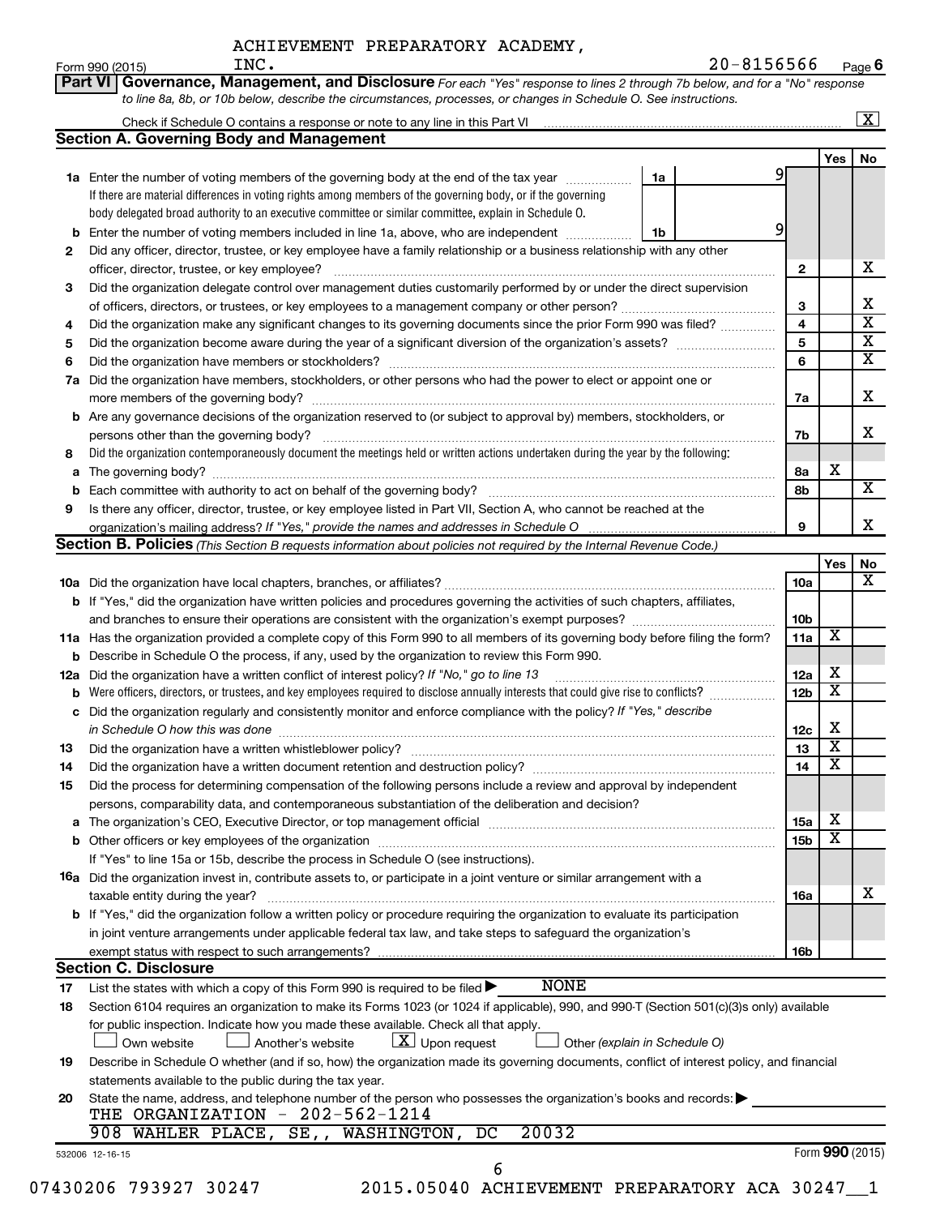ACHIEVEMENT PREPARATORY ACADEMY, INC. 20-8156566

Form 990 (2015) Page 6

**Part VI Governance, Management, and Disclosure** *For each "Yes" response to lines 2 through 7b below, and for a "No" response to line 8a, 8b, or 10b below, describe the circumstances, processes, or changes in Schedule O. See instructions.*

Check if Schedule O contains a response or note to any line in this Part VI .......... [X]

## Section A. Governing Body and Management

| | | | | Yes | No |
|---|---|---|---|---|---|
| **1a** | Enter the number of voting members of the governing body at the end of the tax year ... **1a** 9<br>If there are material differences in voting rights among members of the governing body, or if the governing body delegated broad authority to an executive committee or similar committee, explain in Schedule O. | | | | |
| **b** | Enter the number of voting members included in line 1a, above, who are independent ... **1b** 9 | | | | |
| **2** | Did any officer, director, trustee, or key employee have a family relationship or a business relationship with any other officer, director, trustee, or key employee? | | **2** | | X |
| **3** | Did the organization delegate control over management duties customarily performed by or under the direct supervision of officers, directors, or trustees, or key employees to a management company or other person? | | **3** | | X |
| **4** | Did the organization make any significant changes to its governing documents since the prior Form 990 was filed? | | **4** | | X |
| **5** | Did the organization become aware during the year of a significant diversion of the organization's assets? | | **5** | | X |
| **6** | Did the organization have members or stockholders? | | **6** | | X |
| **7a** | Did the organization have members, stockholders, or other persons who had the power to elect or appoint one or more members of the governing body? | | **7a** | | X |
| **b** | Are any governance decisions of the organization reserved to (or subject to approval by) members, stockholders, or persons other than the governing body? | | **7b** | | X |
| **8** | Did the organization contemporaneously document the meetings held or written actions undertaken during the year by the following: | | | | |
| **a** | The governing body? | | **8a** | X | |
| **b** | Each committee with authority to act on behalf of the governing body? | | **8b** | | X |
| **9** | Is there any officer, director, trustee, or key employee listed in Part VII, Section A, who cannot be reached at the organization's mailing address? *If "Yes," provide the names and addresses in Schedule O* | | **9** | | X |

## Section B. Policies *(This Section B requests information about policies not required by the Internal Revenue Code.)*

| | | | Yes | No |
|---|---|---|---|---|
| **10a** | Did the organization have local chapters, branches, or affiliates? | **10a** | | X |
| **b** | If "Yes," did the organization have written policies and procedures governing the activities of such chapters, affiliates, and branches to ensure their operations are consistent with the organization's exempt purposes? | **10b** | | |
| **11a** | Has the organization provided a complete copy of this Form 990 to all members of its governing body before filing the form? | **11a** | X | |
| **b** | Describe in Schedule O the process, if any, used by the organization to review this Form 990. | | | |
| **12a** | Did the organization have a written conflict of interest policy? *If "No," go to line 13* | **12a** | X | |
| **b** | Were officers, directors, or trustees, and key employees required to disclose annually interests that could give rise to conflicts? | **12b** | X | |
| **c** | Did the organization regularly and consistently monitor and enforce compliance with the policy? *If "Yes," describe in Schedule O how this was done* | **12c** | X | |
| **13** | Did the organization have a written whistleblower policy? | **13** | X | |
| **14** | Did the organization have a written document retention and destruction policy? | **14** | X | |
| **15** | Did the process for determining compensation of the following persons include a review and approval by independent persons, comparability data, and contemporaneous substantiation of the deliberation and decision? | | | |
| **a** | The organization's CEO, Executive Director, or top management official | **15a** | X | |
| **b** | Other officers or key employees of the organization | **15b** | X | |
| | If "Yes" to line 15a or 15b, describe the process in Schedule O (see instructions). | | | |
| **16a** | Did the organization invest in, contribute assets to, or participate in a joint venture or similar arrangement with a taxable entity during the year? | **16a** | | X |
| **b** | If "Yes," did the organization follow a written policy or procedure requiring the organization to evaluate its participation in joint venture arrangements under applicable federal tax law, and take steps to safeguard the organization's exempt status with respect to such arrangements? | **16b** | | |

## Section C. Disclosure

**17** List the states with which a copy of this Form 990 is required to be filed ▶ NONE

**18** Section 6104 requires an organization to make its Forms 1023 (or 1024 if applicable), 990, and 990-T (Section 501(c)(3)s only) available for public inspection. Indicate how you made these available. Check all that apply.

[ ] Own website [ ] Another's website [X] Upon request [ ] Other *(explain in Schedule O)*

**19** Describe in Schedule O whether (and if so, how) the organization made its governing documents, conflict of interest policy, and financial statements available to the public during the tax year.

**20** State the name, address, and telephone number of the person who possesses the organization's books and records: ▶

THE ORGANIZATION - 202-562-1214
908 WAHLER PLACE, SE,, WASHINGTON, DC 20032

532006 12-16-15 Form **990** (2015)

07430206 793927 30247 2015.05040 ACHIEVEMENT PREPARATORY ACA 30247__1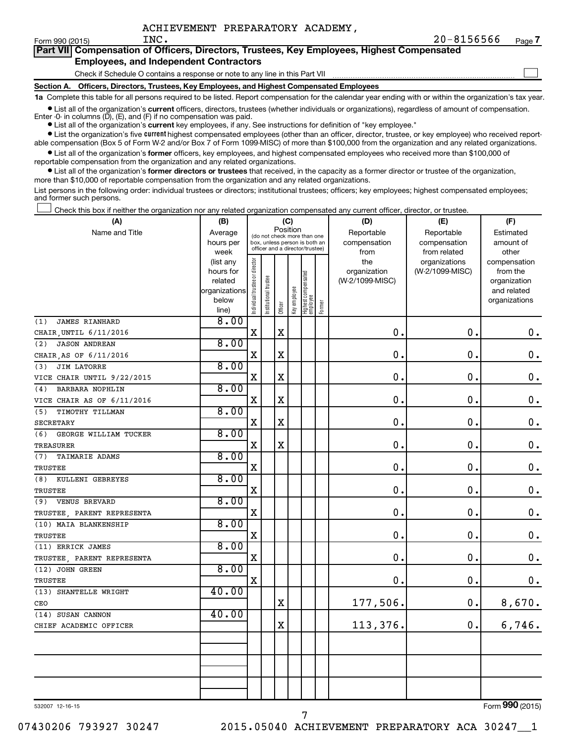ACHIEVEMENT PREPARATORY ACADEMY, INC. 20-8156566

## Part VII Compensation of Officers, Directors, Trustees, Key Employees, Highest Compensated Employees, and Independent Contractors

Check if Schedule O contains a response or note to any line in this Part VII

### Section A. Officers, Directors, Trustees, Key Employees, and Highest Compensated Employees

**1a** Complete this table for all persons required to be listed. Report compensation for the calendar year ending with or within the organization's tax year.

- List all of the organization's **current** officers, directors, trustees (whether individuals or organizations), regardless of amount of compensation. Enter -0- in columns (D), (E), and (F) if no compensation was paid.
- List all of the organization's **current** key employees, if any. See instructions for definition of "key employee."
- List the organization's five **current** highest compensated employees (other than an officer, director, trustee, or key employee) who received reportable compensation (Box 5 of Form W-2 and/or Box 7 of Form 1099-MISC) of more than $100,000 from the organization and any related organizations.
- List all of the organization's **former** officers, key employees, and highest compensated employees who received more than $100,000 of reportable compensation from the organization and any related organizations.
- List all of the organization's **former directors or trustees** that received, in the capacity as a former director or trustee of the organization, more than $10,000 of reportable compensation from the organization and any related organizations.

List persons in the following order: individual trustees or directors; institutional trustees; officers; key employees; highest compensated employees; and former such persons.

Check this box if neither the organization nor any related organization compensated any current officer, director, or trustee.

| (A) Name and Title | (B) Average hours per week (list any hours for related organizations below line) | (C) Position: Individual trustee or director | Institutional trustee | Officer | Key employee | Highest compensated employee | Former | (D) Reportable compensation from the organization (W-2/1099-MISC) | (E) Reportable compensation from related organizations (W-2/1099-MISC) | (F) Estimated amount of other compensation from the organization and related organizations |
|---|---|---|---|---|---|---|---|---|---|---|
| (1) JAMES RIANHARD<br>CHAIR,UNTIL 6/11/2016 | 8.00 | X | | X | | | | 0. | 0. | 0. |
| (2) JASON ANDREAN<br>CHAIR,AS OF 6/11/2016 | 8.00 | X | | X | | | | 0. | 0. | 0. |
| (3) JIM LATORRE<br>VICE CHAIR UNTIL 9/22/2015 | 8.00 | X | | X | | | | 0. | 0. | 0. |
| (4) BARBARA NOPHLIN<br>VICE CHAIR AS OF 6/11/2016 | 8.00 | X | | X | | | | 0. | 0. | 0. |
| (5) TIMOTHY TILLMAN<br>SECRETARY | 8.00 | X | | X | | | | 0. | 0. | 0. |
| (6) GEORGE WILLIAM TUCKER<br>TREASURER | 8.00 | X | | X | | | | 0. | 0. | 0. |
| (7) TAIMARIE ADAMS<br>TRUSTEE | 8.00 | X | | | | | | 0. | 0. | 0. |
| (8) KULLENI GEBREYES<br>TRUSTEE | 8.00 | X | | | | | | 0. | 0. | 0. |
| (9) VENUS BREVARD<br>TRUSTEE, PARENT REPRESENTA | 8.00 | X | | | | | | 0. | 0. | 0. |
| (10) MAIA BLANKENSHIP<br>TRUSTEE | 8.00 | X | | | | | | 0. | 0. | 0. |
| (11) ERRICK JAMES<br>TRUSTEE, PARENT REPRESENTA | 8.00 | X | | | | | | 0. | 0. | 0. |
| (12) JOHN GREEN<br>TRUSTEE | 8.00 | X | | | | | | 0. | 0. | 0. |
| (13) SHANTELLE WRIGHT<br>CEO | 40.00 | | | X | | | | 177,506. | 0. | 8,670. |
| (14) SUSAN CANNON<br>CHIEF ACADEMIC OFFICER | 40.00 | | | X | | | | 113,376. | 0. | 6,746. |
| | | | | | | | | | | |
| | | | | | | | | | | |
| | | | | | | | | | | |

532007 12-16-15

Form **990** (2015)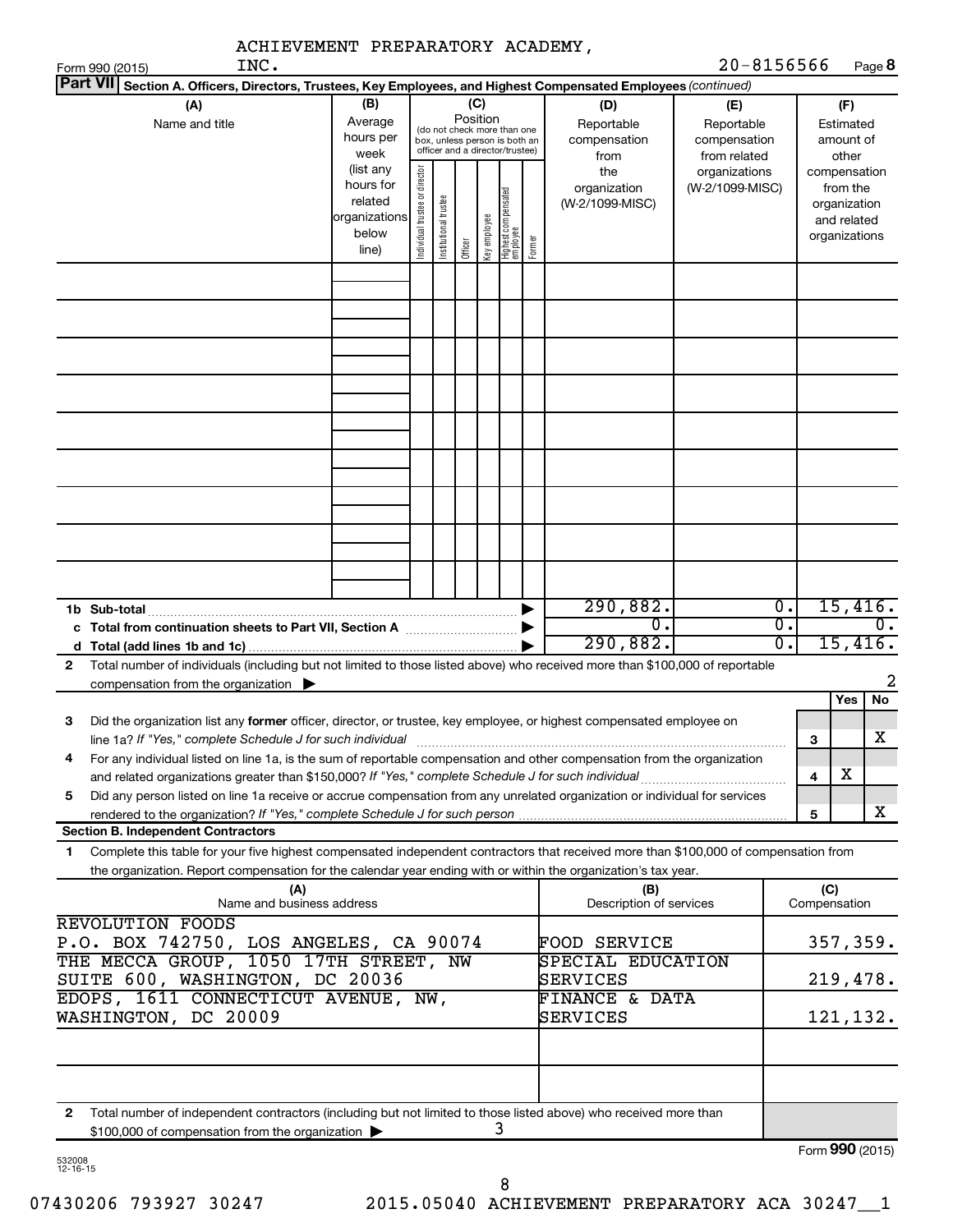ACHIEVEMENT PREPARATORY ACADEMY, INC. 20-8156566

Form 990 (2015) Page **8**

**Part VII Section A. Officers, Directors, Trustees, Key Employees, and Highest Compensated Employees** *(continued)*

| (A) Name and title | (B) Average hours per week (list any hours for related organizations below line) | (C) Position: Individual trustee or director | Institutional trustee | Officer | Key employee | Highest compensated employee | Former | (D) Reportable compensation from the organization (W-2/1099-MISC) | (E) Reportable compensation from related organizations (W-2/1099-MISC) | (F) Estimated amount of other compensation from the organization and related organizations |
|---|---|---|---|---|---|---|---|---|---|---|
| | | | | | | | | | | |
| **1b Sub-total** | | | | | | | | 290,882. | 0. | 15,416. |
| **c Total from continuation sheets to Part VII, Section A** | | | | | | | | 0. | 0. | 0. |
| **d Total (add lines 1b and 1c)** | | | | | | | | 290,882. | 0. | 15,416. |

**2** Total number of individuals (including but not limited to those listed above) who received more than $100,000 of reportable compensation from the organization ▶ 2

| | | Yes | No |
|---|---|---|---|
| **3** Did the organization list any **former** officer, director, or trustee, key employee, or highest compensated employee on line 1a? *If "Yes," complete Schedule J for such individual* | 3 | | X |
| **4** For any individual listed on line 1a, is the sum of reportable compensation and other compensation from the organization and related organizations greater than $150,000? *If "Yes," complete Schedule J for such individual* | 4 | X | |
| **5** Did any person listed on line 1a receive or accrue compensation from any unrelated organization or individual for services rendered to the organization? *If "Yes," complete Schedule J for such person* | 5 | | X |

**Section B. Independent Contractors**

**1** Complete this table for your five highest compensated independent contractors that received more than $100,000 of compensation from the organization. Report compensation for the calendar year ending with or within the organization's tax year.

| (A) Name and business address | (B) Description of services | (C) Compensation |
|---|---|---|
| REVOLUTION FOODS<br>P.O. BOX 742750, LOS ANGELES, CA 90074 | FOOD SERVICE | 357,359. |
| THE MECCA GROUP, 1050 17TH STREET, NW<br>SUITE 600, WASHINGTON, DC 20036 | SPECIAL EDUCATION SERVICES | 219,478. |
| EDOPS, 1611 CONNECTICUT AVENUE, NW,<br>WASHINGTON, DC 20009 | FINANCE & DATA SERVICES | 121,132. |
| | | |
| | | |

**2** Total number of independent contractors (including but not limited to those listed above) who received more than $100,000 of compensation from the organization ▶ 3

Form **990** (2015)

532008 12-16-15

07430206 793927 30247 2015.05040 ACHIEVEMENT PREPARATORY ACA 30247__1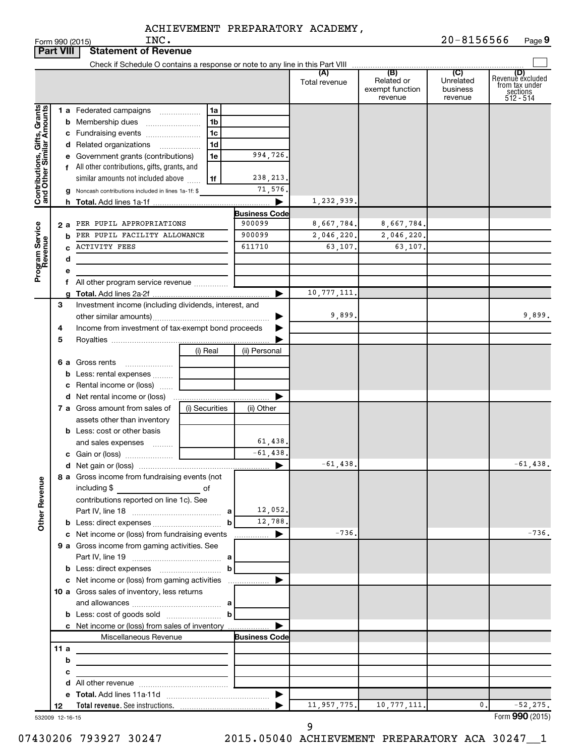ACHIEVEMENT PREPARATORY ACADEMY, INC. 20-8156566

Form 990 (2015) Page 9

## Part VIII Statement of Revenue

Check if Schedule O contains a response or note to any line in this Part VIII

| | | | | (A) Total revenue | (B) Related or exempt function revenue | (C) Unrelated business revenue | (D) Revenue excluded from tax under sections 512 - 514 |
|---|---|---|---|---|---|---|---|
| **Contributions, Gifts, Grants and Other Similar Amounts** | 1 a Federated campaigns | 1a | | | | | |
| | b Membership dues | 1b | | | | | |
| | c Fundraising events | 1c | | | | | |
| | d Related organizations | 1d | | | | | |
| | e Government grants (contributions) | 1e | 994,726. | | | | |
| | f All other contributions, gifts, grants, and similar amounts not included above | 1f | 238,213. | | | | |
| | g Noncash contributions included in lines 1a-1f: $ | | 71,576. | | | | |
| | h **Total.** Add lines 1a-1f | | ▶ | 1,232,939. | | | |
| **Program Service Revenue** | | | **Business Code** | | | | |
| | 2 a PER PUPIL APPROPRIATIONS | | 900099 | 8,667,784. | 8,667,784. | | |
| | b PER PUPIL FACILITY ALLOWANCE | | 900099 | 2,046,220. | 2,046,220. | | |
| | c ACTIVITY FEES | | 611710 | 63,107. | 63,107. | | |
| | d | | | | | | |
| | e | | | | | | |
| | f All other program service revenue | | | | | | |
| | g **Total.** Add lines 2a-2f | | ▶ | 10,777,111. | | | |
| | 3 Investment income (including dividends, interest, and other similar amounts) | | ▶ | 9,899. | | | 9,899. |
| | 4 Income from investment of tax-exempt bond proceeds | | ▶ | | | | |
| | 5 Royalties | | ▶ | | | | |
| | | (i) Real | (ii) Personal | | | | |
| | 6 a Gross rents | | | | | | |
| | b Less: rental expenses | | | | | | |
| | c Rental income or (loss) | | | | | | |
| | d Net rental income or (loss) | | ▶ | | | | |
| | 7 a Gross amount from sales of assets other than inventory | (i) Securities | (ii) Other | | | | |
| | b Less: cost or other basis and sales expenses | | 61,438. | | | | |
| | c Gain or (loss) | | -61,438. | | | | |
| | d Net gain or (loss) | | ▶ | -61,438. | | | -61,438. |
| **Other Revenue** | 8 a Gross income from fundraising events (not including $ of contributions reported on line 1c). See Part IV, line 18 | a | 12,052. | | | | |
| | b Less: direct expenses | b | 12,788. | | | | |
| | c Net income or (loss) from fundraising events | | ▶ | -736. | | | -736. |
| | 9 a Gross income from gaming activities. See Part IV, line 19 | a | | | | | |
| | b Less: direct expenses | b | | | | | |
| | c Net income or (loss) from gaming activities | | ▶ | | | | |
| | 10 a Gross sales of inventory, less returns and allowances | a | | | | | |
| | b Less: cost of goods sold | b | | | | | |
| | c Net income or (loss) from sales of inventory | | ▶ | | | | |
| | Miscellaneous Revenue | | **Business Code** | | | | |
| | 11 a | | | | | | |
| | b | | | | | | |
| | c | | | | | | |
| | d All other revenue | | | | | | |
| | e **Total.** Add lines 11a-11d | | ▶ | | | | |
| | 12 **Total revenue.** See instructions. | | ▶ | 11,957,775. | 10,777,111. | 0. | -52,275. |

532009 12-16-15

Form **990** (2015)

07430206 793927 30247 2015.05040 ACHIEVEMENT PREPARATORY ACA 30247__1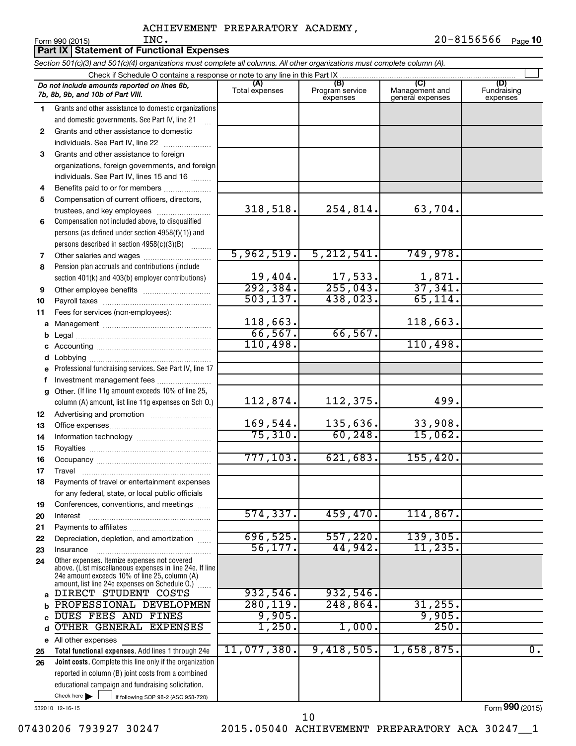ACHIEVEMENT PREPARATORY ACADEMY, INC. 20-8156566

Form 990 (2015)

## Part IX Statement of Functional Expenses

*Section 501(c)(3) and 501(c)(4) organizations must complete all columns. All other organizations must complete column (A).*

Check if Schedule O contains a response or note to any line in this Part IX

| Do not include amounts reported on lines 6b, 7b, 8b, 9b, and 10b of Part VIII. | (A) Total expenses | (B) Program service expenses | (C) Management and general expenses | (D) Fundraising expenses |
|---|---|---|---|---|
| 1 Grants and other assistance to domestic organizations and domestic governments. See Part IV, line 21 | | | | |
| 2 Grants and other assistance to domestic individuals. See Part IV, line 22 | | | | |
| 3 Grants and other assistance to foreign organizations, foreign governments, and foreign individuals. See Part IV, lines 15 and 16 | | | | |
| 4 Benefits paid to or for members | | | | |
| 5 Compensation of current officers, directors, trustees, and key employees | 318,518. | 254,814. | 63,704. | |
| 6 Compensation not included above, to disqualified persons (as defined under section 4958(f)(1)) and persons described in section 4958(c)(3)(B) | | | | |
| 7 Other salaries and wages | 5,962,519. | 5,212,541. | 749,978. | |
| 8 Pension plan accruals and contributions (include section 401(k) and 403(b) employer contributions) | 19,404. | 17,533. | 1,871. | |
| 9 Other employee benefits | 292,384. | 255,043. | 37,341. | |
| 10 Payroll taxes | 503,137. | 438,023. | 65,114. | |
| 11 Fees for services (non-employees): | | | | |
| a Management | 118,663. | | 118,663. | |
| b Legal | 66,567. | 66,567. | | |
| c Accounting | 110,498. | | 110,498. | |
| d Lobbying | | | | |
| e Professional fundraising services. See Part IV, line 17 | | | | |
| f Investment management fees | | | | |
| g Other. (If line 11g amount exceeds 10% of line 25, column (A) amount, list line 11g expenses on Sch O.) | 112,874. | 112,375. | 499. | |
| 12 Advertising and promotion | | | | |
| 13 Office expenses | 169,544. | 135,636. | 33,908. | |
| 14 Information technology | 75,310. | 60,248. | 15,062. | |
| 15 Royalties | | | | |
| 16 Occupancy | 777,103. | 621,683. | 155,420. | |
| 17 Travel | | | | |
| 18 Payments of travel or entertainment expenses for any federal, state, or local public officials | | | | |
| 19 Conferences, conventions, and meetings | | | | |
| 20 Interest | 574,337. | 459,470. | 114,867. | |
| 21 Payments to affiliates | | | | |
| 22 Depreciation, depletion, and amortization | 696,525. | 557,220. | 139,305. | |
| 23 Insurance | 56,177. | 44,942. | 11,235. | |
| 24 Other expenses. Itemize expenses not covered above. (List miscellaneous expenses in line 24e. If line 24e amount exceeds 10% of line 25, column (A) amount, list line 24e expenses on Schedule O.) | | | | |
| a DIRECT STUDENT COSTS | 932,546. | 932,546. | | |
| b PROFESSIONAL DEVELOPMEN | 280,119. | 248,864. | 31,255. | |
| c DUES FEES AND FINES | 9,905. | | 9,905. | |
| d OTHER GENERAL EXPENSES | 1,250. | 1,000. | 250. | |
| e All other expenses | | | | |
| 25 **Total functional expenses.** Add lines 1 through 24e | 11,077,380. | 9,418,505. | 1,658,875. | 0. |
| 26 **Joint costs.** Complete this line only if the organization reported in column (B) joint costs from a combined educational campaign and fundraising solicitation. Check here ☐ if following SOP 98-2 (ASC 958-720) | | | | |

532010 12-16-15

Form **990** (2015)

07430206 793927 30247 2015.05040 ACHIEVEMENT PREPARATORY ACA 30247__1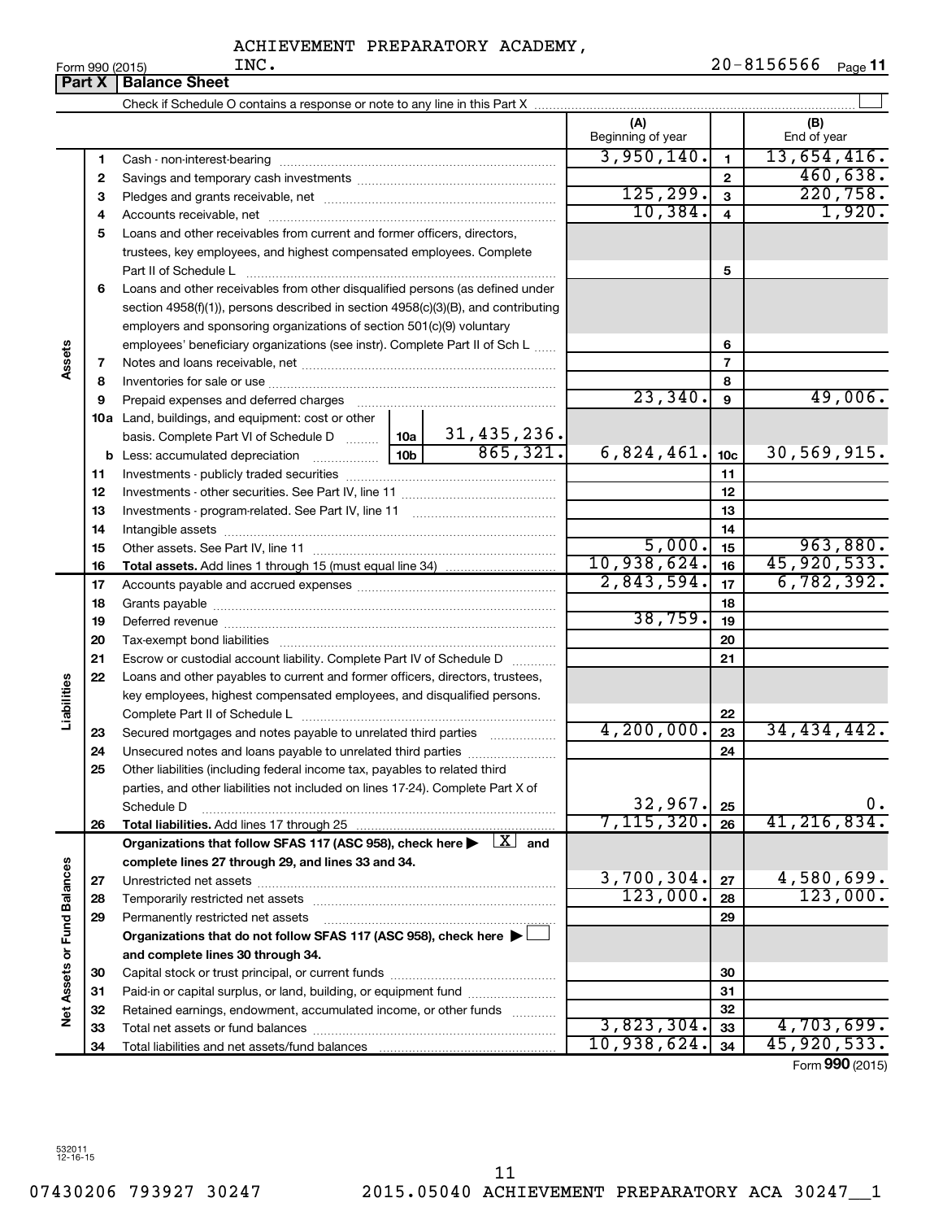ACHIEVEMENT PREPARATORY ACADEMY, INC.

Form 990 (2015) 20-8156566 Page **11**

## Part X Balance Sheet

Check if Schedule O contains a response or note to any line in this Part X

| | | | | | (A) Beginning of year | | (B) End of year |
|---|---|---|---|---|---|---|---|
| **Assets** | 1 | Cash - non-interest-bearing | | | 3,950,140. | 1 | 13,654,416. |
| | 2 | Savings and temporary cash investments | | | | 2 | 460,638. |
| | 3 | Pledges and grants receivable, net | | | 125,299. | 3 | 220,758. |
| | 4 | Accounts receivable, net | | | 10,384. | 4 | 1,920. |
| | 5 | Loans and other receivables from current and former officers, directors, trustees, key employees, and highest compensated employees. Complete Part II of Schedule L | | | | 5 | |
| | 6 | Loans and other receivables from other disqualified persons (as defined under section 4958(f)(1)), persons described in section 4958(c)(3)(B), and contributing employers and sponsoring organizations of section 501(c)(9) voluntary employees' beneficiary organizations (see instr). Complete Part II of Sch L | | | | 6 | |
| | 7 | Notes and loans receivable, net | | | | 7 | |
| | 8 | Inventories for sale or use | | | | 8 | |
| | 9 | Prepaid expenses and deferred charges | | | 23,340. | 9 | 49,006. |
| | 10a | Land, buildings, and equipment: cost or other basis. Complete Part VI of Schedule D | 10a | 31,435,236. | | | |
| | b | Less: accumulated depreciation | 10b | 865,321. | 6,824,461. | 10c | 30,569,915. |
| | 11 | Investments - publicly traded securities | | | | 11 | |
| | 12 | Investments - other securities. See Part IV, line 11 | | | | 12 | |
| | 13 | Investments - program-related. See Part IV, line 11 | | | | 13 | |
| | 14 | Intangible assets | | | | 14 | |
| | 15 | Other assets. See Part IV, line 11 | | | 5,000. | 15 | 963,880. |
| | 16 | **Total assets.** Add lines 1 through 15 (must equal line 34) | | | 10,938,624. | 16 | 45,920,533. |
| **Liabilities** | 17 | Accounts payable and accrued expenses | | | 2,843,594. | 17 | 6,782,392. |
| | 18 | Grants payable | | | | 18 | |
| | 19 | Deferred revenue | | | 38,759. | 19 | |
| | 20 | Tax-exempt bond liabilities | | | | 20 | |
| | 21 | Escrow or custodial account liability. Complete Part IV of Schedule D | | | | 21 | |
| | 22 | Loans and other payables to current and former officers, directors, trustees, key employees, highest compensated employees, and disqualified persons. Complete Part II of Schedule L | | | | 22 | |
| | 23 | Secured mortgages and notes payable to unrelated third parties | | | 4,200,000. | 23 | 34,434,442. |
| | 24 | Unsecured notes and loans payable to unrelated third parties | | | | 24 | |
| | 25 | Other liabilities (including federal income tax, payables to related third parties, and other liabilities not included on lines 17-24). Complete Part X of Schedule D | | | 32,967. | 25 | 0. |
| | 26 | **Total liabilities.** Add lines 17 through 25 | | | 7,115,320. | 26 | 41,216,834. |
| **Net Assets or Fund Balances** | | **Organizations that follow SFAS 117 (ASC 958), check here ▶ [X] and complete lines 27 through 29, and lines 33 and 34.** | | | | | |
| | 27 | Unrestricted net assets | | | 3,700,304. | 27 | 4,580,699. |
| | 28 | Temporarily restricted net assets | | | 123,000. | 28 | 123,000. |
| | 29 | Permanently restricted net assets | | | | 29 | |
| | | **Organizations that do not follow SFAS 117 (ASC 958), check here ▶ [ ] and complete lines 30 through 34.** | | | | | |
| | 30 | Capital stock or trust principal, or current funds | | | | 30 | |
| | 31 | Paid-in or capital surplus, or land, building, or equipment fund | | | | 31 | |
| | 32 | Retained earnings, endowment, accumulated income, or other funds | | | | 32 | |
| | 33 | Total net assets or fund balances | | | 3,823,304. | 33 | 4,703,699. |
| | 34 | Total liabilities and net assets/fund balances | | | 10,938,624. | 34 | 45,920,533. |

Form **990** (2015)

532011 12-16-15

07430206 793927 30247 2015.05040 ACHIEVEMENT PREPARATORY ACA 30247__1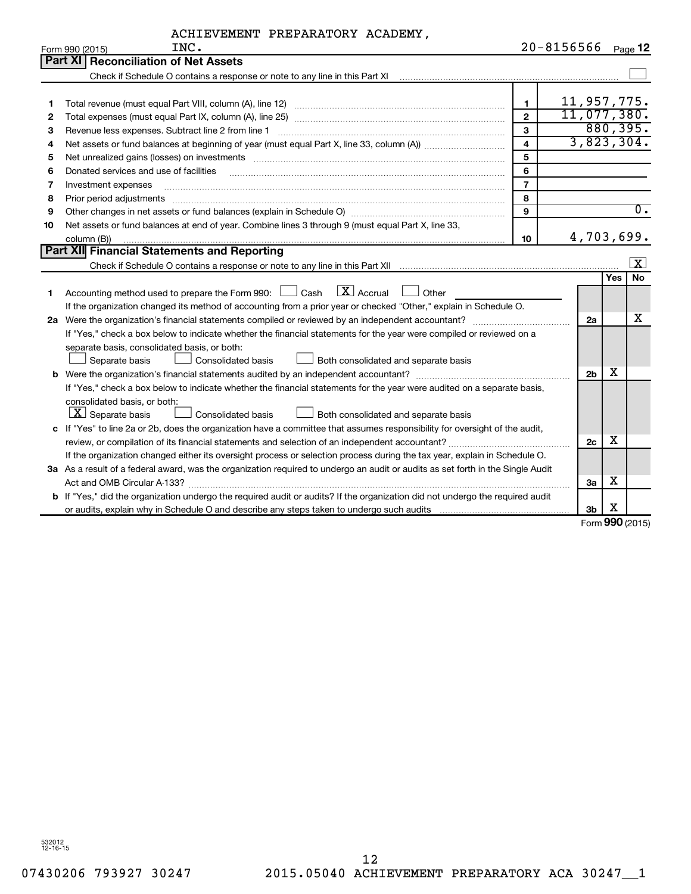ACHIEVEMENT PREPARATORY ACADEMY, INC. 20-8156566

Form 990 (2015) Page 12

## Part XI Reconciliation of Net Assets

Check if Schedule O contains a response or note to any line in this Part XI ☐

| | | | |
|---|---|---|---|
| 1 | Total revenue (must equal Part VIII, column (A), line 12) | 1 | 11,957,775. |
| 2 | Total expenses (must equal Part IX, column (A), line 25) | 2 | 11,077,380. |
| 3 | Revenue less expenses. Subtract line 2 from line 1 | 3 | 880,395. |
| 4 | Net assets or fund balances at beginning of year (must equal Part X, line 33, column (A)) | 4 | 3,823,304. |
| 5 | Net unrealized gains (losses) on investments | 5 | |
| 6 | Donated services and use of facilities | 6 | |
| 7 | Investment expenses | 7 | |
| 8 | Prior period adjustments | 8 | |
| 9 | Other changes in net assets or fund balances (explain in Schedule O) | 9 | 0. |
| 10 | Net assets or fund balances at end of year. Combine lines 3 through 9 (must equal Part X, line 33, column (B)) | 10 | 4,703,699. |

## Part XII Financial Statements and Reporting

Check if Schedule O contains a response or note to any line in this Part XII ☒

| | | | Yes | No |
|---|---|---|---|---|
| 1 | Accounting method used to prepare the Form 990: ☐ Cash ☒ Accrual ☐ Other | | | |
| | If the organization changed its method of accounting from a prior year or checked "Other," explain in Schedule O. | | | |
| 2a | Were the organization's financial statements compiled or reviewed by an independent accountant? | 2a | | X |
| | If "Yes," check a box below to indicate whether the financial statements for the year were compiled or reviewed on a separate basis, consolidated basis, or both: ☐ Separate basis ☐ Consolidated basis ☐ Both consolidated and separate basis | | | |
| b | Were the organization's financial statements audited by an independent accountant? | 2b | X | |
| | If "Yes," check a box below to indicate whether the financial statements for the year were audited on a separate basis, consolidated basis, or both: ☒ Separate basis ☐ Consolidated basis ☐ Both consolidated and separate basis | | | |
| c | If "Yes" to line 2a or 2b, does the organization have a committee that assumes responsibility for oversight of the audit, review, or compilation of its financial statements and selection of an independent accountant? | 2c | X | |
| | If the organization changed either its oversight process or selection process during the tax year, explain in Schedule O. | | | |
| 3a | As a result of a federal award, was the organization required to undergo an audit or audits as set forth in the Single Audit Act and OMB Circular A-133? | 3a | X | |
| b | If "Yes," did the organization undergo the required audit or audits? If the organization did not undergo the required audit or audits, explain why in Schedule O and describe any steps taken to undergo such audits | 3b | X | |

Form **990** (2015)

532012 12-16-15

07430206 793927 30247 2015.05040 ACHIEVEMENT PREPARATORY ACA 30247__1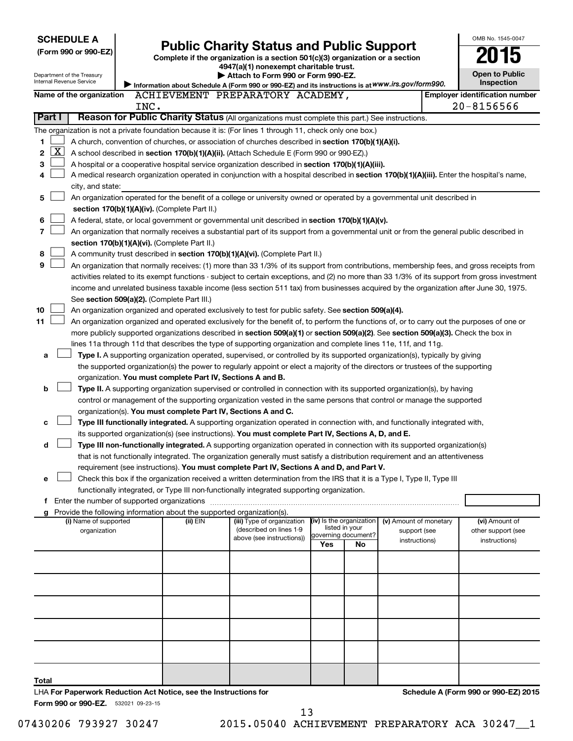**SCHEDULE A**
**(Form 990 or 990-EZ)**

Department of the Treasury
Internal Revenue Service

# Public Charity Status and Public Support

**Complete if the organization is a section 501(c)(3) organization or a section 4947(a)(1) nonexempt charitable trust.**
**▶ Attach to Form 990 or Form 990-EZ.**
▶ Information about Schedule A (Form 990 or 990-EZ) and its instructions is at *www.irs.gov/form990.*

OMB No. 1545-0047
**2015**
**Open to Public Inspection**

**Name of the organization** ACHIEVEMENT PREPARATORY ACADEMY, INC.

**Employer identification number** 20-8156566

## Part I — Reason for Public Charity Status (All organizations must complete this part.) See instructions.

The organization is not a private foundation because it is: (For lines 1 through 11, check only one box.)

1 ☐ A church, convention of churches, or association of churches described in **section 170(b)(1)(A)(i).**

2 ☒ A school described in **section 170(b)(1)(A)(ii).** (Attach Schedule E (Form 990 or 990-EZ).)

3 ☐ A hospital or a cooperative hospital service organization described in **section 170(b)(1)(A)(iii).**

4 ☐ A medical research organization operated in conjunction with a hospital described in **section 170(b)(1)(A)(iii).** Enter the hospital's name, city, and state:

5 ☐ An organization operated for the benefit of a college or university owned or operated by a governmental unit described in **section 170(b)(1)(A)(iv).** (Complete Part II.)

6 ☐ A federal, state, or local government or governmental unit described in **section 170(b)(1)(A)(v).**

7 ☐ An organization that normally receives a substantial part of its support from a governmental unit or from the general public described in **section 170(b)(1)(A)(vi).** (Complete Part II.)

8 ☐ A community trust described in **section 170(b)(1)(A)(vi).** (Complete Part II.)

9 ☐ An organization that normally receives: (1) more than 33 1/3% of its support from contributions, membership fees, and gross receipts from activities related to its exempt functions - subject to certain exceptions, and (2) no more than 33 1/3% of its support from gross investment income and unrelated business taxable income (less section 511 tax) from businesses acquired by the organization after June 30, 1975. See **section 509(a)(2).** (Complete Part III.)

10 ☐ An organization organized and operated exclusively to test for public safety. See **section 509(a)(4).**

11 ☐ An organization organized and operated exclusively for the benefit of, to perform the functions of, or to carry out the purposes of one or more publicly supported organizations described in **section 509(a)(1)** or **section 509(a)(2)**. See **section 509(a)(3).** Check the box in lines 11a through 11d that describes the type of supporting organization and complete lines 11e, 11f, and 11g.

a ☐ **Type I.** A supporting organization operated, supervised, or controlled by its supported organization(s), typically by giving the supported organization(s) the power to regularly appoint or elect a majority of the directors or trustees of the supporting organization. **You must complete Part IV, Sections A and B.**

b ☐ **Type II.** A supporting organization supervised or controlled in connection with its supported organization(s), by having control or management of the supporting organization vested in the same persons that control or manage the supported organization(s). **You must complete Part IV, Sections A and C.**

c ☐ **Type III functionally integrated.** A supporting organization operated in connection with, and functionally integrated with, its supported organization(s) (see instructions). **You must complete Part IV, Sections A, D, and E.**

d ☐ **Type III non-functionally integrated.** A supporting organization operated in connection with its supported organization(s) that is not functionally integrated. The organization generally must satisfy a distribution requirement and an attentiveness requirement (see instructions). **You must complete Part IV, Sections A and D, and Part V.**

e ☐ Check this box if the organization received a written determination from the IRS that it is a Type I, Type II, Type III functionally integrated, or Type III non-functionally integrated supporting organization.

f Enter the number of supported organizations

g Provide the following information about the supported organization(s).

| (i) Name of supported organization | (ii) EIN | (iii) Type of organization (described on lines 1-9 above (see instructions)) | (iv) Is the organization listed in your governing document? Yes | No | (v) Amount of monetary support (see instructions) | (vi) Amount of other support (see instructions) |
|---|---|---|---|---|---|---|
| | | | | | | |
| | | | | | | |
| | | | | | | |
| | | | | | | |
| | | | | | | |
| **Total** | | | | | | |

LHA **For Paperwork Reduction Act Notice, see the Instructions for Form 990 or 990-EZ.** 532021 09-23-15

**Schedule A (Form 990 or 990-EZ) 2015**

07430206 793927 30247 2015.05040 ACHIEVEMENT PREPARATORY ACA 30247__1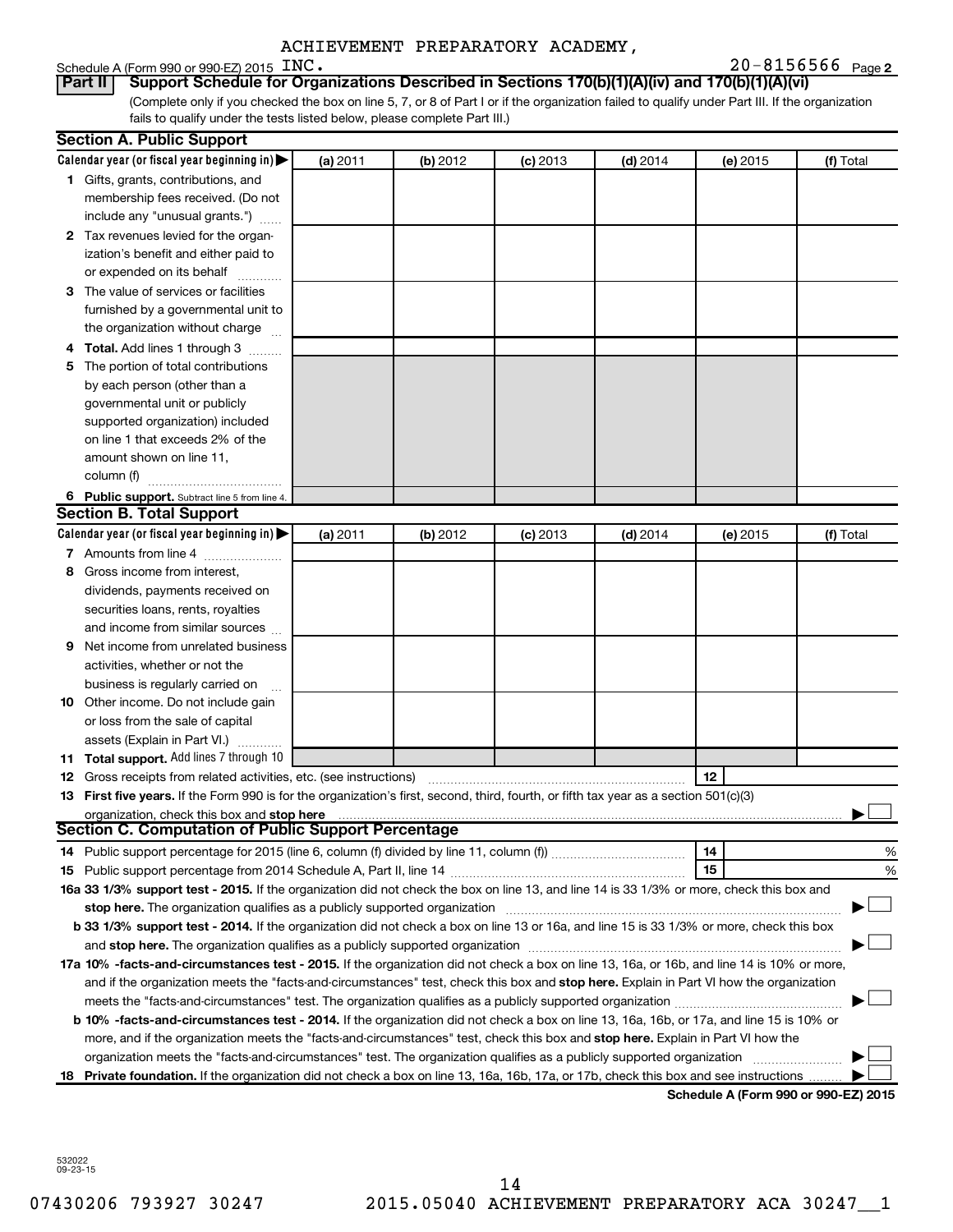ACHIEVEMENT PREPARATORY ACADEMY, INC.

Schedule A (Form 990 or 990-EZ) 2015 20-8156566 Page 2

**Part II** **Support Schedule for Organizations Described in Sections 170(b)(1)(A)(iv) and 170(b)(1)(A)(vi)**

(Complete only if you checked the box on line 5, 7, or 8 of Part I or if the organization failed to qualify under Part III. If the organization fails to qualify under the tests listed below, please complete Part III.)

## Section A. Public Support

| Calendar year (or fiscal year beginning in) ▶ | (a) 2011 | (b) 2012 | (c) 2013 | (d) 2014 | (e) 2015 | (f) Total |
|---|---|---|---|---|---|---|
| **1** Gifts, grants, contributions, and membership fees received. (Do not include any "unusual grants.") | | | | | | |
| **2** Tax revenues levied for the organization's benefit and either paid to or expended on its behalf | | | | | | |
| **3** The value of services or facilities furnished by a governmental unit to the organization without charge | | | | | | |
| **4** **Total.** Add lines 1 through 3 | | | | | | |
| **5** The portion of total contributions by each person (other than a governmental unit or publicly supported organization) included on line 1 that exceeds 2% of the amount shown on line 11, column (f) | | | | | | |
| **6** **Public support.** Subtract line 5 from line 4. | | | | | | |

## Section B. Total Support

| Calendar year (or fiscal year beginning in) ▶ | (a) 2011 | (b) 2012 | (c) 2013 | (d) 2014 | (e) 2015 | (f) Total |
|---|---|---|---|---|---|---|
| **7** Amounts from line 4 | | | | | | |
| **8** Gross income from interest, dividends, payments received on securities loans, rents, royalties and income from similar sources | | | | | | |
| **9** Net income from unrelated business activities, whether or not the business is regularly carried on | | | | | | |
| **10** Other income. Do not include gain or loss from the sale of capital assets (Explain in Part VI.) | | | | | | |
| **11** **Total support.** Add lines 7 through 10 | | | | | | |

**12** Gross receipts from related activities, etc. (see instructions) **12**

**13** **First five years.** If the Form 990 is for the organization's first, second, third, fourth, or fifth tax year as a section 501(c)(3) organization, check this box and **stop here** ▶ ☐

## Section C. Computation of Public Support Percentage

**14** Public support percentage for 2015 (line 6, column (f) divided by line 11, column (f)) **14** %

**15** Public support percentage from 2014 Schedule A, Part II, line 14 **15** %

**16a 33 1/3% support test - 2015.** If the organization did not check the box on line 13, and line 14 is 33 1/3% or more, check this box and **stop here.** The organization qualifies as a publicly supported organization ▶ ☐

**b 33 1/3% support test - 2014.** If the organization did not check a box on line 13 or 16a, and line 15 is 33 1/3% or more, check this box and **stop here.** The organization qualifies as a publicly supported organization ▶ ☐

**17a 10% -facts-and-circumstances test - 2015.** If the organization did not check a box on line 13, 16a, or 16b, and line 14 is 10% or more, and if the organization meets the "facts-and-circumstances" test, check this box and **stop here.** Explain in Part VI how the organization meets the "facts-and-circumstances" test. The organization qualifies as a publicly supported organization ▶ ☐

**b 10% -facts-and-circumstances test - 2014.** If the organization did not check a box on line 13, 16a, 16b, or 17a, and line 15 is 10% or more, and if the organization meets the "facts-and-circumstances" test, check this box and **stop here.** Explain in Part VI how the organization meets the "facts-and-circumstances" test. The organization qualifies as a publicly supported organization ▶ ☐

**18** **Private foundation.** If the organization did not check a box on line 13, 16a, 16b, 17a, or 17b, check this box and see instructions ▶ ☐

**Schedule A (Form 990 or 990-EZ) 2015**

532022 09-23-15

07430206 793927 30247 2015.05040 ACHIEVEMENT PREPARATORY ACA 30247__1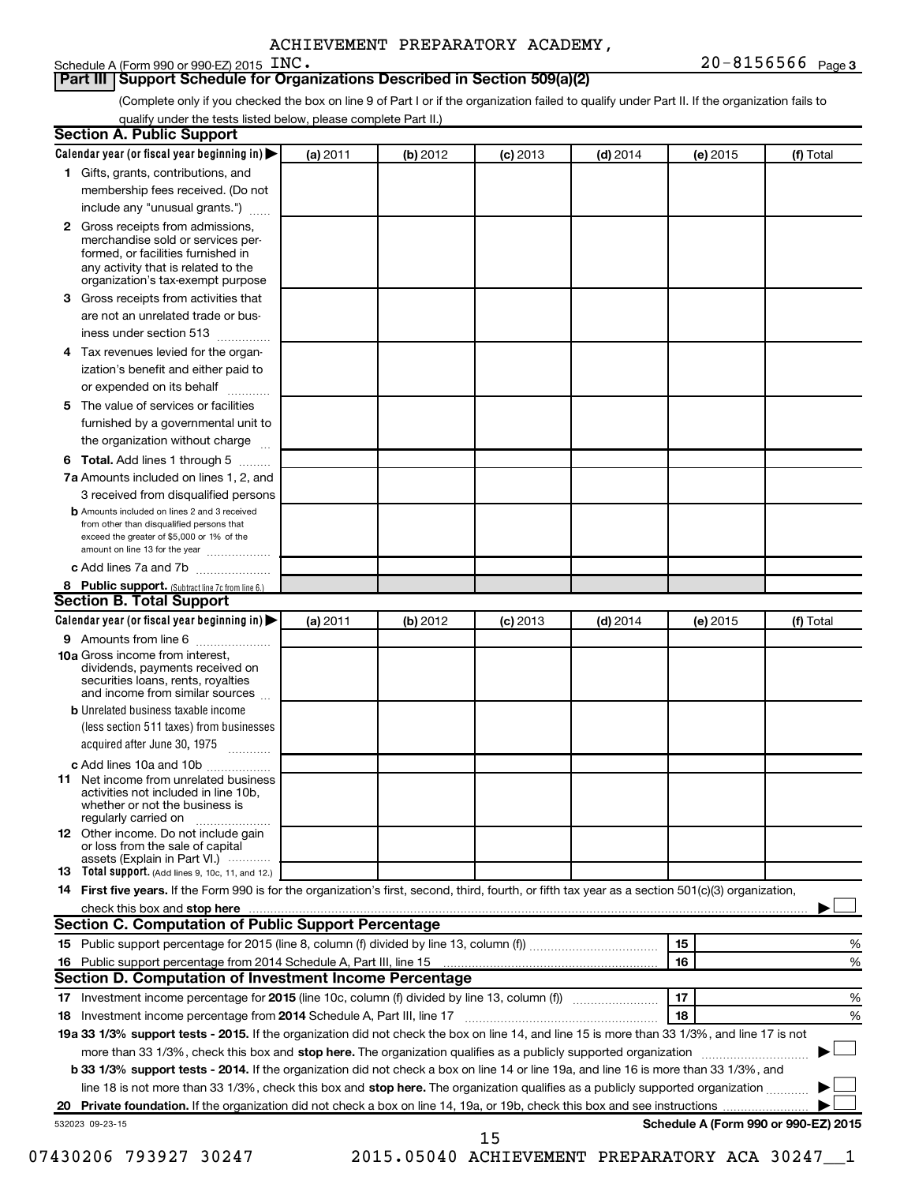ACHIEVEMENT PREPARATORY ACADEMY,

Schedule A (Form 990 or 990-EZ) 2015 INC. 20-8156566 Page 3

## Part III Support Schedule for Organizations Described in Section 509(a)(2)

(Complete only if you checked the box on line 9 of Part I or if the organization failed to qualify under Part II. If the organization fails to qualify under the tests listed below, please complete Part II.)

### Section A. Public Support

| Calendar year (or fiscal year beginning in) ▶ | (a) 2011 | (b) 2012 | (c) 2013 | (d) 2014 | (e) 2015 | (f) Total |
|---|---|---|---|---|---|---|
| 1 Gifts, grants, contributions, and membership fees received. (Do not include any "unusual grants.") | | | | | | |
| 2 Gross receipts from admissions, merchandise sold or services performed, or facilities furnished in any activity that is related to the organization's tax-exempt purpose | | | | | | |
| 3 Gross receipts from activities that are not an unrelated trade or business under section 513 | | | | | | |
| 4 Tax revenues levied for the organization's benefit and either paid to or expended on its behalf | | | | | | |
| 5 The value of services or facilities furnished by a governmental unit to the organization without charge | | | | | | |
| 6 **Total.** Add lines 1 through 5 | | | | | | |
| 7a Amounts included on lines 1, 2, and 3 received from disqualified persons | | | | | | |
| b Amounts included on lines 2 and 3 received from other than disqualified persons that exceed the greater of $5,000 or 1% of the amount on line 13 for the year | | | | | | |
| c Add lines 7a and 7b | | | | | | |
| 8 **Public support.** (Subtract line 7c from line 6.) | | | | | | |

### Section B. Total Support

| Calendar year (or fiscal year beginning in) ▶ | (a) 2011 | (b) 2012 | (c) 2013 | (d) 2014 | (e) 2015 | (f) Total |
|---|---|---|---|---|---|---|
| 9 Amounts from line 6 | | | | | | |
| 10a Gross income from interest, dividends, payments received on securities loans, rents, royalties and income from similar sources | | | | | | |
| b Unrelated business taxable income (less section 511 taxes) from businesses acquired after June 30, 1975 | | | | | | |
| c Add lines 10a and 10b | | | | | | |
| 11 Net income from unrelated business activities not included in line 10b, whether or not the business is regularly carried on | | | | | | |
| 12 Other income. Do not include gain or loss from the sale of capital assets (Explain in Part VI.) | | | | | | |
| 13 **Total support.** (Add lines 9, 10c, 11, and 12.) | | | | | | |

14 **First five years.** If the Form 990 is for the organization's first, second, third, fourth, or fifth tax year as a section 501(c)(3) organization, check this box and **stop here** ▶ ☐

### Section C. Computation of Public Support Percentage

| | | | |
|---|---|---|---|
| 15 | Public support percentage for 2015 (line 8, column (f) divided by line 13, column (f)) | 15 | % |
| 16 | Public support percentage from 2014 Schedule A, Part III, line 15 | 16 | % |

### Section D. Computation of Investment Income Percentage

| | | | |
|---|---|---|---|
| 17 | Investment income percentage for **2015** (line 10c, column (f) divided by line 13, column (f)) | 17 | % |
| 18 | Investment income percentage from **2014** Schedule A, Part III, line 17 | 18 | % |

**19a 33 1/3% support tests - 2015.** If the organization did not check the box on line 14, and line 15 is more than 33 1/3%, and line 17 is not more than 33 1/3%, check this box and **stop here.** The organization qualifies as a publicly supported organization ▶ ☐

**b 33 1/3% support tests - 2014.** If the organization did not check a box on line 14 or line 19a, and line 16 is more than 33 1/3%, and line 18 is not more than 33 1/3%, check this box and **stop here.** The organization qualifies as a publicly supported organization ▶ ☐

**20 Private foundation.** If the organization did not check a box on line 14, 19a, or 19b, check this box and see instructions ▶ ☐

532023 09-23-15 **Schedule A (Form 990 or 990-EZ) 2015**

07430206 793927 30247 2015.05040 ACHIEVEMENT PREPARATORY ACA 30247__1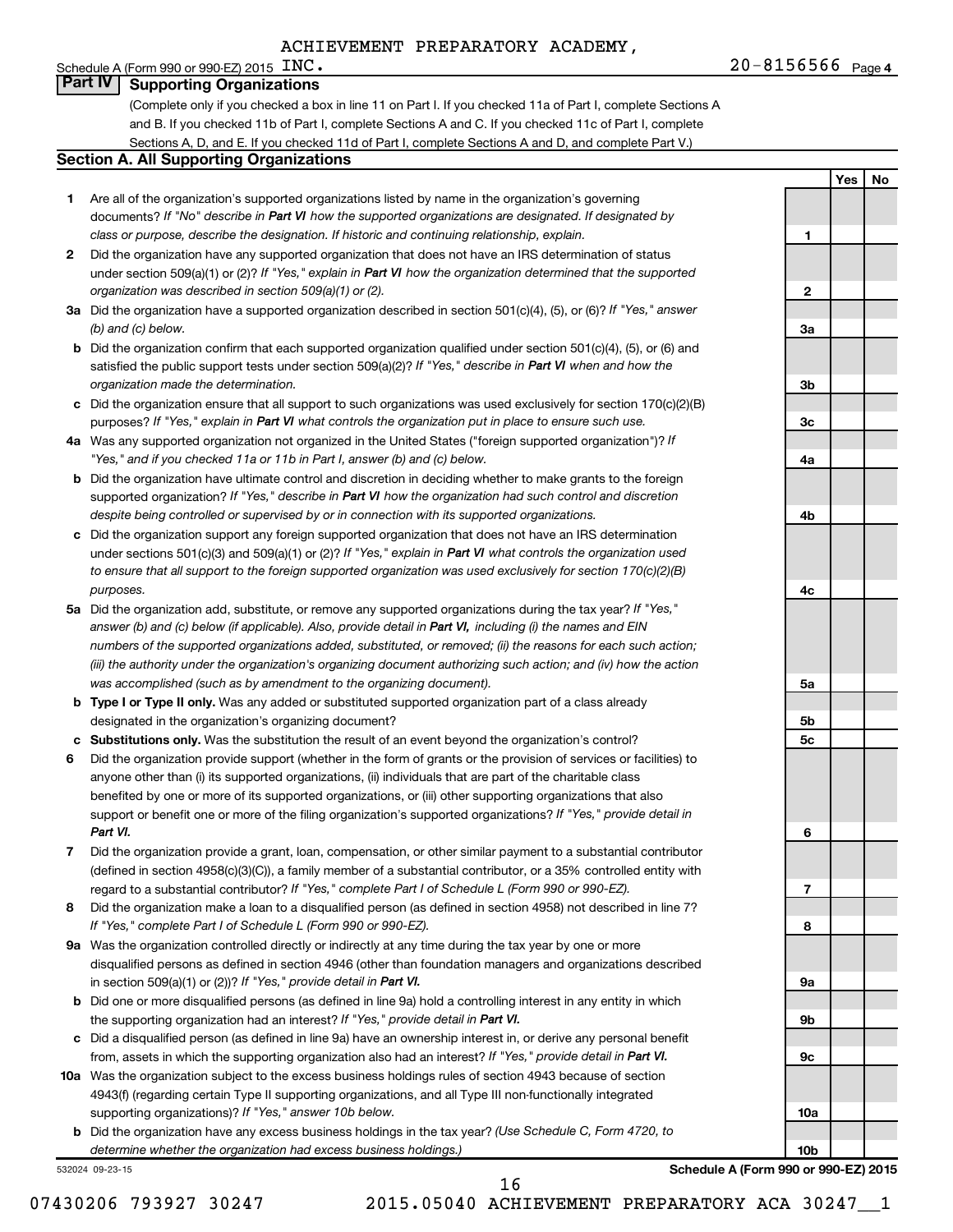ACHIEVEMENT PREPARATORY ACADEMY, INC.

Schedule A (Form 990 or 990-EZ) 2015 | 20-8156566 | Page 4

## Part IV Supporting Organizations

(Complete only if you checked a box in line 11 on Part I. If you checked 11a of Part I, complete Sections A and B. If you checked 11b of Part I, complete Sections A and C. If you checked 11c of Part I, complete Sections A, D, and E. If you checked 11d of Part I, complete Sections A and D, and complete Part V.)

### Section A. All Supporting Organizations

| | | | Yes | No |
|---|---|---|---|---|
| **1** | Are all of the organization's supported organizations listed by name in the organization's governing documents? *If "No" describe in **Part VI** how the supported organizations are designated. If designated by class or purpose, describe the designation. If historic and continuing relationship, explain.* | 1 | | |
| **2** | Did the organization have any supported organization that does not have an IRS determination of status under section 509(a)(1) or (2)? *If "Yes," explain in **Part VI** how the organization determined that the supported organization was described in section 509(a)(1) or (2).* | 2 | | |
| **3a** | Did the organization have a supported organization described in section 501(c)(4), (5), or (6)? *If "Yes," answer (b) and (c) below.* | 3a | | |
| **b** | Did the organization confirm that each supported organization qualified under section 501(c)(4), (5), or (6) and satisfied the public support tests under section 509(a)(2)? *If "Yes," describe in **Part VI** when and how the organization made the determination.* | 3b | | |
| **c** | Did the organization ensure that all support to such organizations was used exclusively for section 170(c)(2)(B) purposes? *If "Yes," explain in **Part VI** what controls the organization put in place to ensure such use.* | 3c | | |
| **4a** | Was any supported organization not organized in the United States ("foreign supported organization")? *If "Yes," and if you checked 11a or 11b in Part I, answer (b) and (c) below.* | 4a | | |
| **b** | Did the organization have ultimate control and discretion in deciding whether to make grants to the foreign supported organization? *If "Yes," describe in **Part VI** how the organization had such control and discretion despite being controlled or supervised by or in connection with its supported organizations.* | 4b | | |
| **c** | Did the organization support any foreign supported organization that does not have an IRS determination under sections 501(c)(3) and 509(a)(1) or (2)? *If "Yes," explain in **Part VI** what controls the organization used to ensure that all support to the foreign supported organization was used exclusively for section 170(c)(2)(B) purposes.* | 4c | | |
| **5a** | Did the organization add, substitute, or remove any supported organizations during the tax year? *If "Yes," answer (b) and (c) below (if applicable). Also, provide detail in **Part VI**, including (i) the names and EIN numbers of the supported organizations added, substituted, or removed; (ii) the reasons for each such action; (iii) the authority under the organization's organizing document authorizing such action; and (iv) how the action was accomplished (such as by amendment to the organizing document).* | 5a | | |
| **b** | **Type I or Type II only.** Was any added or substituted supported organization part of a class already designated in the organization's organizing document? | 5b | | |
| **c** | **Substitutions only.** Was the substitution the result of an event beyond the organization's control? | 5c | | |
| **6** | Did the organization provide support (whether in the form of grants or the provision of services or facilities) to anyone other than (i) its supported organizations, (ii) individuals that are part of the charitable class benefited by one or more of its supported organizations, or (iii) other supporting organizations that also support or benefit one or more of the filing organization's supported organizations? *If "Yes," provide detail in **Part VI.*** | 6 | | |
| **7** | Did the organization provide a grant, loan, compensation, or other similar payment to a substantial contributor (defined in section 4958(c)(3)(C)), a family member of a substantial contributor, or a 35% controlled entity with regard to a substantial contributor? *If "Yes," complete Part I of Schedule L (Form 990 or 990-EZ).* | 7 | | |
| **8** | Did the organization make a loan to a disqualified person (as defined in section 4958) not described in line 7? *If "Yes," complete Part I of Schedule L (Form 990 or 990-EZ).* | 8 | | |
| **9a** | Was the organization controlled directly or indirectly at any time during the tax year by one or more disqualified persons as defined in section 4946 (other than foundation managers and organizations described in section 509(a)(1) or (2))? *If "Yes," provide detail in **Part VI.*** | 9a | | |
| **b** | Did one or more disqualified persons (as defined in line 9a) hold a controlling interest in any entity in which the supporting organization had an interest? *If "Yes," provide detail in **Part VI.*** | 9b | | |
| **c** | Did a disqualified person (as defined in line 9a) have an ownership interest in, or derive any personal benefit from, assets in which the supporting organization also had an interest? *If "Yes," provide detail in **Part VI.*** | 9c | | |
| **10a** | Was the organization subject to the excess business holdings rules of section 4943 because of section 4943(f) (regarding certain Type II supporting organizations, and all Type III non-functionally integrated supporting organizations)? *If "Yes," answer 10b below.* | 10a | | |
| **b** | Did the organization have any excess business holdings in the tax year? *(Use Schedule C, Form 4720, to determine whether the organization had excess business holdings.)* | 10b | | |

532024 09-23-15

**Schedule A (Form 990 or 990-EZ) 2015**

07430206 793927 30247 2015.05040 ACHIEVEMENT PREPARATORY ACA 30247__1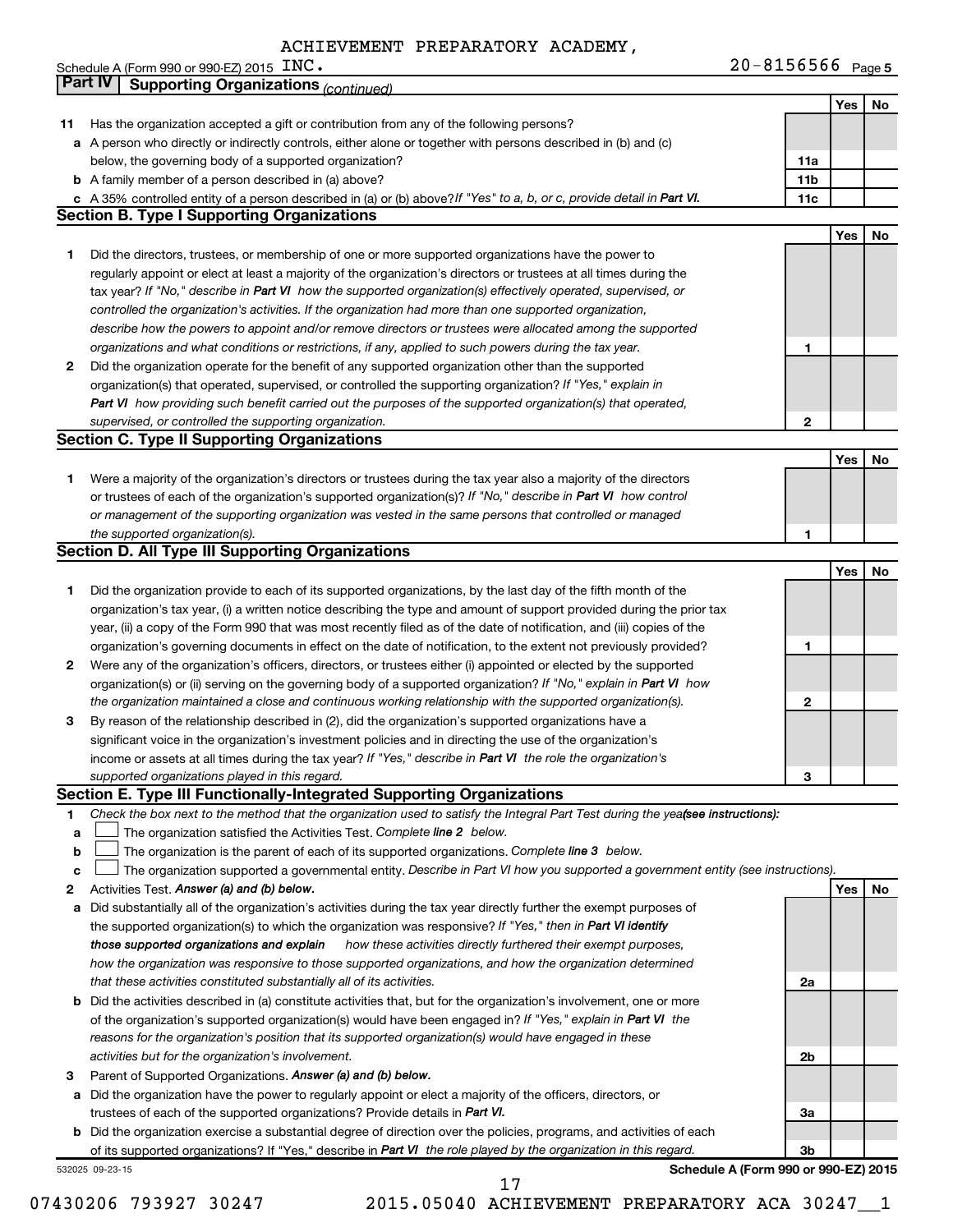ACHIEVEMENT PREPARATORY ACADEMY, INC. 20-8156566

Schedule A (Form 990 or 990-EZ) 2015

## Part IV Supporting Organizations *(continued)*

| | | | Yes | No |
|---|---|---|---|---|
| **11** | Has the organization accepted a gift or contribution from any of the following persons? | | | |
| **a** | A person who directly or indirectly controls, either alone or together with persons described in (b) and (c) below, the governing body of a supported organization? | 11a | | |
| **b** | A family member of a person described in (a) above? | 11b | | |
| **c** | A 35% controlled entity of a person described in (a) or (b) above? *If "Yes" to a, b, or c, provide detail in* ***Part VI.*** | 11c | | |

### Section B. Type I Supporting Organizations

| | | | Yes | No |
|---|---|---|---|---|
| **1** | Did the directors, trustees, or membership of one or more supported organizations have the power to regularly appoint or elect at least a majority of the organization's directors or trustees at all times during the tax year? *If "No," describe in* ***Part VI*** *how the supported organization(s) effectively operated, supervised, or controlled the organization's activities. If the organization had more than one supported organization, describe how the powers to appoint and/or remove directors or trustees were allocated among the supported organizations and what conditions or restrictions, if any, applied to such powers during the tax year.* | 1 | | |
| **2** | Did the organization operate for the benefit of any supported organization other than the supported organization(s) that operated, supervised, or controlled the supporting organization? *If "Yes," explain in* ***Part VI*** *how providing such benefit carried out the purposes of the supported organization(s) that operated, supervised, or controlled the supporting organization.* | 2 | | |

### Section C. Type II Supporting Organizations

| | | | Yes | No |
|---|---|---|---|---|
| **1** | Were a majority of the organization's directors or trustees during the tax year also a majority of the directors or trustees of each of the organization's supported organization(s)? *If "No," describe in* ***Part VI*** *how control or management of the supporting organization was vested in the same persons that controlled or managed the supported organization(s).* | 1 | | |

### Section D. All Type III Supporting Organizations

| | | | Yes | No |
|---|---|---|---|---|
| **1** | Did the organization provide to each of its supported organizations, by the last day of the fifth month of the organization's tax year, (i) a written notice describing the type and amount of support provided during the prior tax year, (ii) a copy of the Form 990 that was most recently filed as of the date of notification, and (iii) copies of the organization's governing documents in effect on the date of notification, to the extent not previously provided? | 1 | | |
| **2** | Were any of the organization's officers, directors, or trustees either (i) appointed or elected by the supported organization(s) or (ii) serving on the governing body of a supported organization? *If "No," explain in* ***Part VI*** *how the organization maintained a close and continuous working relationship with the supported organization(s).* | 2 | | |
| **3** | By reason of the relationship described in (2), did the organization's supported organizations have a significant voice in the organization's investment policies and in directing the use of the organization's income or assets at all times during the tax year? *If "Yes," describe in* ***Part VI*** *the role the organization's supported organizations played in this regard.* | 3 | | |

### Section E. Type III Functionally-Integrated Supporting Organizations

**1** *Check the box next to the method that the organization used to satisfy the Integral Part Test during the year* ***(see instructions):***

- **a** ☐ The organization satisfied the Activities Test. *Complete* ***line 2*** *below.*
- **b** ☐ The organization is the parent of each of its supported organizations. *Complete* ***line 3*** *below.*
- **c** ☐ The organization supported a governmental entity. *Describe in Part VI how you supported a government entity (see instructions).*

| | | | Yes | No |
|---|---|---|---|---|
| **2** | Activities Test. ***Answer (a) and (b) below.*** | | | |
| **a** | Did substantially all of the organization's activities during the tax year directly further the exempt purposes of the supported organization(s) to which the organization was responsive? *If "Yes," then in* ***Part VI identify those supported organizations and explain*** *how these activities directly furthered their exempt purposes, how the organization was responsive to those supported organizations, and how the organization determined that these activities constituted substantially all of its activities.* | 2a | | |
| **b** | Did the activities described in (a) constitute activities that, but for the organization's involvement, one or more of the organization's supported organization(s) would have been engaged in? *If "Yes," explain in* ***Part VI*** *the reasons for the organization's position that its supported organization(s) would have engaged in these activities but for the organization's involvement.* | 2b | | |
| **3** | Parent of Supported Organizations. ***Answer (a) and (b) below.*** | | | |
| **a** | Did the organization have the power to regularly appoint or elect a majority of the officers, directors, or trustees of each of the supported organizations? Provide details in ***Part VI.*** | 3a | | |
| **b** | Did the organization exercise a substantial degree of direction over the policies, programs, and activities of each of its supported organizations? If "Yes," describe in ***Part VI*** *the role played by the organization in this regard.* | 3b | | |

532025 09-23-15 **Schedule A (Form 990 or 990-EZ) 2015**

07430206 793927 30247 2015.05040 ACHIEVEMENT PREPARATORY ACA 30247__1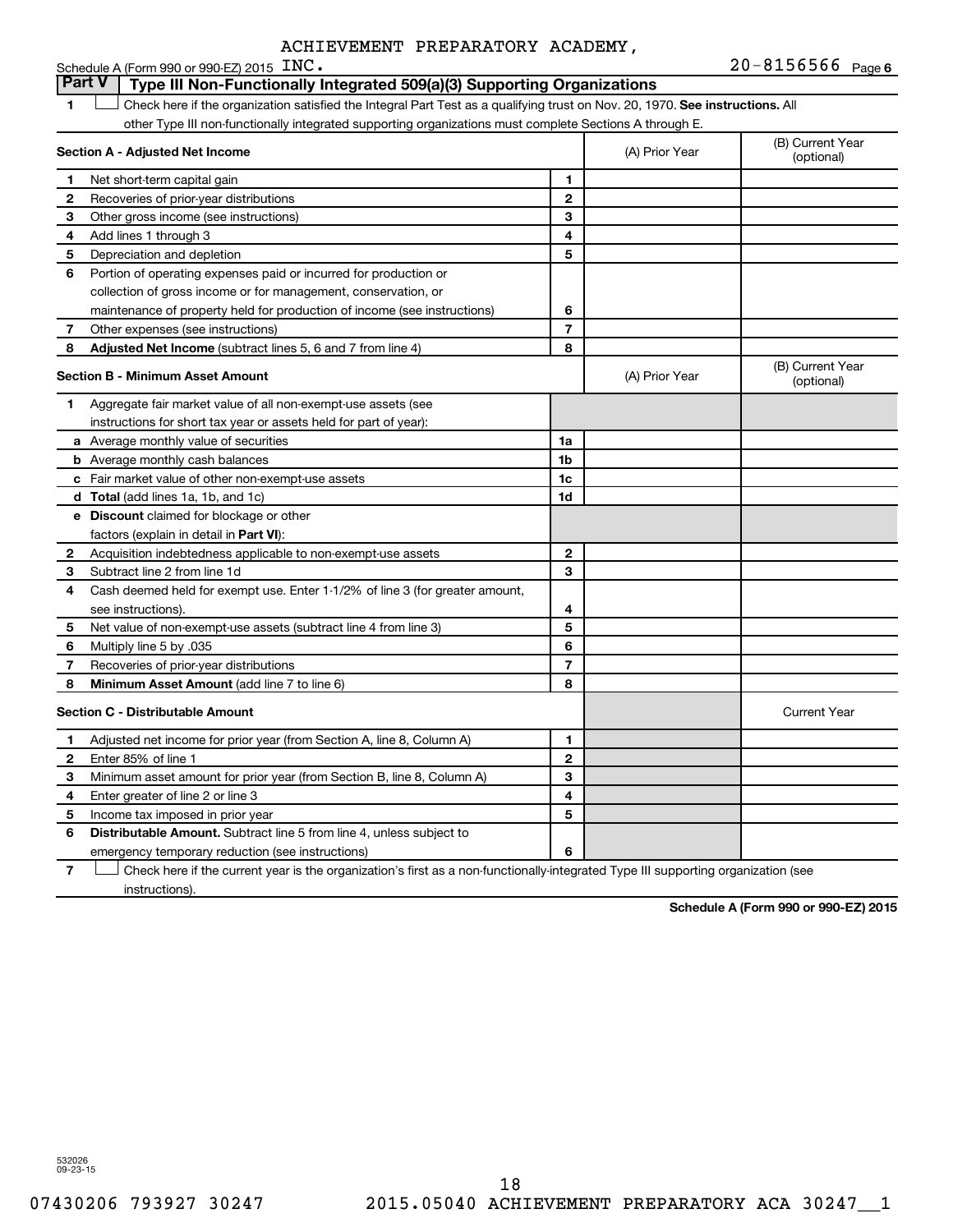ACHIEVEMENT PREPARATORY ACADEMY, INC.

Schedule A (Form 990 or 990-EZ) 2015 — 20-8156566 Page 6

## Part V Type III Non-Functionally Integrated 509(a)(3) Supporting Organizations

1 ☐ Check here if the organization satisfied the Integral Part Test as a qualifying trust on Nov. 20, 1970. **See instructions.** All other Type III non-functionally integrated supporting organizations must complete Sections A through E.

| **Section A - Adjusted Net Income** | | (A) Prior Year | (B) Current Year (optional) |
|---|---|---|---|
| 1 Net short-term capital gain | 1 | | |
| 2 Recoveries of prior-year distributions | 2 | | |
| 3 Other gross income (see instructions) | 3 | | |
| 4 Add lines 1 through 3 | 4 | | |
| 5 Depreciation and depletion | 5 | | |
| 6 Portion of operating expenses paid or incurred for production or collection of gross income or for management, conservation, or maintenance of property held for production of income (see instructions) | 6 | | |
| 7 Other expenses (see instructions) | 7 | | |
| 8 **Adjusted Net Income** (subtract lines 5, 6 and 7 from line 4) | 8 | | |

| **Section B - Minimum Asset Amount** | | (A) Prior Year | (B) Current Year (optional) |
|---|---|---|---|
| 1 Aggregate fair market value of all non-exempt-use assets (see instructions for short tax year or assets held for part of year): | | | |
| a Average monthly value of securities | 1a | | |
| b Average monthly cash balances | 1b | | |
| c Fair market value of other non-exempt-use assets | 1c | | |
| d **Total** (add lines 1a, 1b, and 1c) | 1d | | |
| e **Discount** claimed for blockage or other factors (explain in detail in **Part VI**): | | | |
| 2 Acquisition indebtedness applicable to non-exempt-use assets | 2 | | |
| 3 Subtract line 2 from line 1d | 3 | | |
| 4 Cash deemed held for exempt use. Enter 1-1/2% of line 3 (for greater amount, see instructions). | 4 | | |
| 5 Net value of non-exempt-use assets (subtract line 4 from line 3) | 5 | | |
| 6 Multiply line 5 by .035 | 6 | | |
| 7 Recoveries of prior-year distributions | 7 | | |
| 8 **Minimum Asset Amount** (add line 7 to line 6) | 8 | | |

| **Section C - Distributable Amount** | | | Current Year |
|---|---|---|---|
| 1 Adjusted net income for prior year (from Section A, line 8, Column A) | 1 | | |
| 2 Enter 85% of line 1 | 2 | | |
| 3 Minimum asset amount for prior year (from Section B, line 8, Column A) | 3 | | |
| 4 Enter greater of line 2 or line 3 | 4 | | |
| 5 Income tax imposed in prior year | 5 | | |
| 6 **Distributable Amount.** Subtract line 5 from line 4, unless subject to emergency temporary reduction (see instructions) | 6 | | |

7 ☐ Check here if the current year is the organization's first as a non-functionally-integrated Type III supporting organization (see instructions).

**Schedule A (Form 990 or 990-EZ) 2015**

532026 09-23-15

07430206 793927 30247 2015.05040 ACHIEVEMENT PREPARATORY ACA 30247__1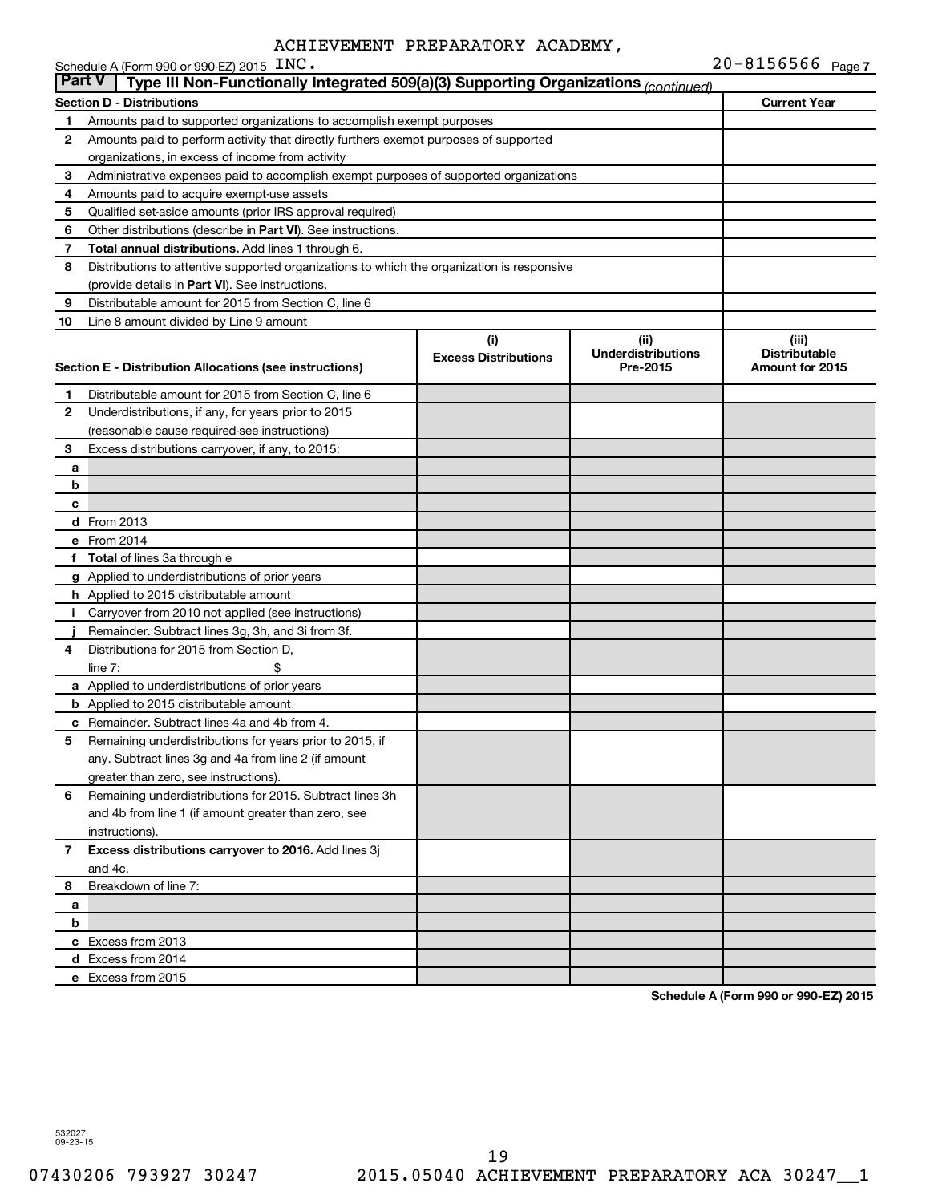ACHIEVEMENT PREPARATORY ACADEMY, INC.

Schedule A (Form 990 or 990-EZ) 2015 20-8156566 Page 7

**Part V | Type III Non-Functionally Integrated 509(a)(3) Supporting Organizations** *(continued)*

| Section D - Distributions | | Current Year |
|---|---|---|
| 1 | Amounts paid to supported organizations to accomplish exempt purposes | |
| 2 | Amounts paid to perform activity that directly furthers exempt purposes of supported organizations, in excess of income from activity | |
| 3 | Administrative expenses paid to accomplish exempt purposes of supported organizations | |
| 4 | Amounts paid to acquire exempt-use assets | |
| 5 | Qualified set-aside amounts (prior IRS approval required) | |
| 6 | Other distributions (describe in **Part VI**). See instructions. | |
| 7 | **Total annual distributions.** Add lines 1 through 6. | |
| 8 | Distributions to attentive supported organizations to which the organization is responsive (provide details in **Part VI**). See instructions. | |
| 9 | Distributable amount for 2015 from Section C, line 6 | |
| 10 | Line 8 amount divided by Line 9 amount | |

| Section E - Distribution Allocations (see instructions) | | (i) Excess Distributions | (ii) Underdistributions Pre-2015 | (iii) Distributable Amount for 2015 |
|---|---|---|---|---|
| 1 | Distributable amount for 2015 from Section C, line 6 | | | |
| 2 | Underdistributions, if any, for years prior to 2015 (reasonable cause required-see instructions) | | | |
| 3 | Excess distributions carryover, if any, to 2015: | | | |
| a | | | | |
| b | | | | |
| c | | | | |
| d | From 2013 | | | |
| e | From 2014 | | | |
| f | **Total** of lines 3a through e | | | |
| g | Applied to underdistributions of prior years | | | |
| h | Applied to 2015 distributable amount | | | |
| i | Carryover from 2010 not applied (see instructions) | | | |
| j | Remainder. Subtract lines 3g, 3h, and 3i from 3f. | | | |
| 4 | Distributions for 2015 from Section D, line 7: $ | | | |
| a | Applied to underdistributions of prior years | | | |
| b | Applied to 2015 distributable amount | | | |
| c | Remainder. Subtract lines 4a and 4b from 4. | | | |
| 5 | Remaining underdistributions for years prior to 2015, if any. Subtract lines 3g and 4a from line 2 (if amount greater than zero, see instructions). | | | |
| 6 | Remaining underdistributions for 2015. Subtract lines 3h and 4b from line 1 (if amount greater than zero, see instructions). | | | |
| 7 | **Excess distributions carryover to 2016.** Add lines 3j and 4c. | | | |
| 8 | Breakdown of line 7: | | | |
| a | | | | |
| b | | | | |
| c | Excess from 2013 | | | |
| d | Excess from 2014 | | | |
| e | Excess from 2015 | | | |

**Schedule A (Form 990 or 990-EZ) 2015**

532027
09-23-15

07430206 793927 30247 2015.05040 ACHIEVEMENT PREPARATORY ACA 30247__1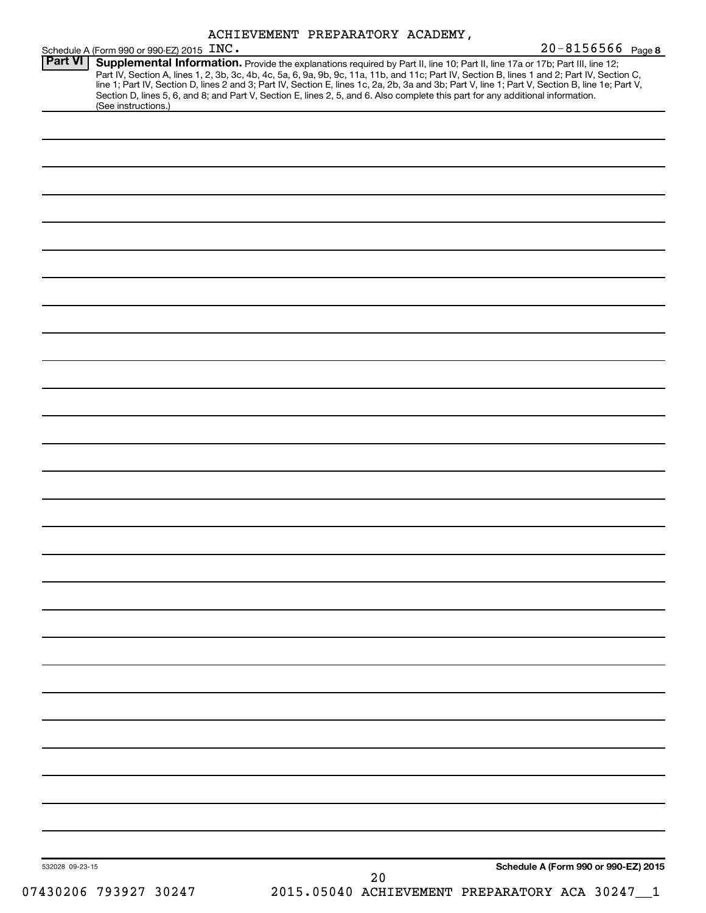ACHIEVEMENT PREPARATORY ACADEMY,

Schedule A (Form 990 or 990-EZ) 2015 INC. 20-8156566 Page 8

**Part VI** **Supplemental Information.** Provide the explanations required by Part II, line 10; Part II, line 17a or 17b; Part III, line 12; Part IV, Section A, lines 1, 2, 3b, 3c, 4b, 4c, 5a, 6, 9a, 9b, 9c, 11a, 11b, and 11c; Part IV, Section B, lines 1 and 2; Part IV, Section C, line 1; Part IV, Section D, lines 2 and 3; Part IV, Section E, lines 1c, 2a, 2b, 3a and 3b; Part V, line 1; Part V, Section B, line 1e; Part V, Section D, lines 5, 6, and 8; and Part V, Section E, lines 2, 5, and 6. Also complete this part for any additional information. (See instructions.)

532028 09-23-15

**Schedule A (Form 990 or 990-EZ) 2015**

07430206 793927 30247 2015.05040 ACHIEVEMENT PREPARATORY ACA 30247__1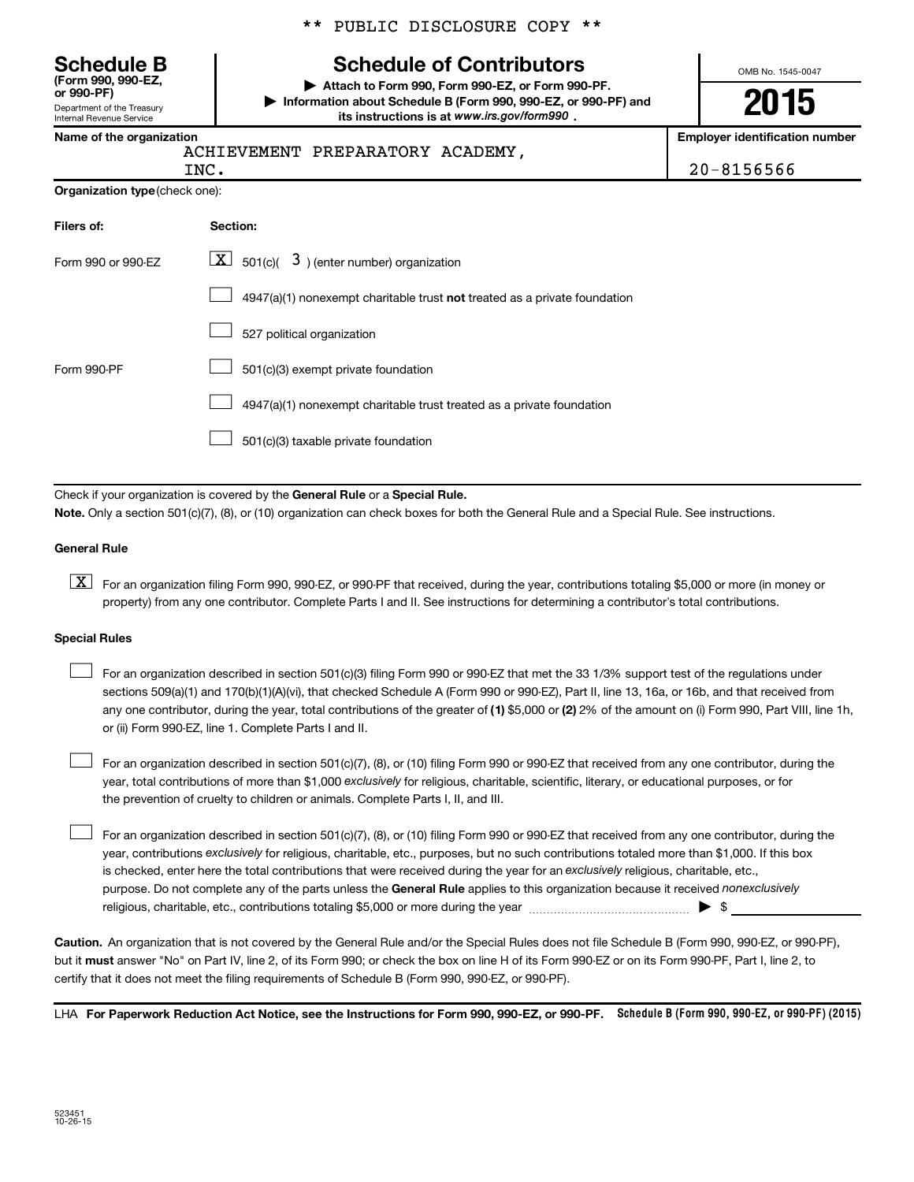** PUBLIC DISCLOSURE COPY **

**Schedule B**
**(Form 990, 990-EZ, or 990-PF)**
Department of the Treasury
Internal Revenue Service

# Schedule of Contributors

▶ **Attach to Form 990, Form 990-EZ, or Form 990-PF.**
▶ **Information about Schedule B (Form 990, 990-EZ, or 990-PF) and its instructions is at *www.irs.gov/form990*.**

OMB No. 1545-0047

**2015**

| **Name of the organization** | **Employer identification number** |
|---|---|
| ACHIEVEMENT PREPARATORY ACADEMY, INC. | 20-8156566 |

**Organization type** (check one):

| **Filers of:** | **Section:** |
|---|---|
| Form 990 or 990-EZ | [X] 501(c)( 3 ) (enter number) organization |
| | [ ] 4947(a)(1) nonexempt charitable trust **not** treated as a private foundation |
| | [ ] 527 political organization |
| Form 990-PF | [ ] 501(c)(3) exempt private foundation |
| | [ ] 4947(a)(1) nonexempt charitable trust treated as a private foundation |
| | [ ] 501(c)(3) taxable private foundation |

Check if your organization is covered by the **General Rule** or a **Special Rule.**

**Note.** Only a section 501(c)(7), (8), or (10) organization can check boxes for both the General Rule and a Special Rule. See instructions.

**General Rule**

[X] For an organization filing Form 990, 990-EZ, or 990-PF that received, during the year, contributions totaling $5,000 or more (in money or property) from any one contributor. Complete Parts I and II. See instructions for determining a contributor's total contributions.

**Special Rules**

[ ] For an organization described in section 501(c)(3) filing Form 990 or 990-EZ that met the 33 1/3% support test of the regulations under sections 509(a)(1) and 170(b)(1)(A)(vi), that checked Schedule A (Form 990 or 990-EZ), Part II, line 13, 16a, or 16b, and that received from any one contributor, during the year, total contributions of the greater of **(1)** $5,000 or **(2)** 2% of the amount on (i) Form 990, Part VIII, line 1h, or (ii) Form 990-EZ, line 1. Complete Parts I and II.

[ ] For an organization described in section 501(c)(7), (8), or (10) filing Form 990 or 990-EZ that received from any one contributor, during the year, total contributions of more than $1,000 *exclusively* for religious, charitable, scientific, literary, or educational purposes, or for the prevention of cruelty to children or animals. Complete Parts I, II, and III.

[ ] For an organization described in section 501(c)(7), (8), or (10) filing Form 990 or 990-EZ that received from any one contributor, during the year, contributions *exclusively* for religious, charitable, etc., purposes, but no such contributions totaled more than $1,000. If this box is checked, enter here the total contributions that were received during the year for an *exclusively* religious, charitable, etc., purpose. Do not complete any of the parts unless the **General Rule** applies to this organization because it received *nonexclusively* religious, charitable, etc., contributions totaling $5,000 or more during the year ▶ $

**Caution.** An organization that is not covered by the General Rule and/or the Special Rules does not file Schedule B (Form 990, 990-EZ, or 990-PF), but it **must** answer "No" on Part IV, line 2, of its Form 990; or check the box on line H of its Form 990-EZ or on its Form 990-PF, Part I, line 2, to certify that it does not meet the filing requirements of Schedule B (Form 990, 990-EZ, or 990-PF).

LHA **For Paperwork Reduction Act Notice, see the Instructions for Form 990, 990-EZ, or 990-PF.** **Schedule B (Form 990, 990-EZ, or 990-PF) (2015)**

523451
10-26-15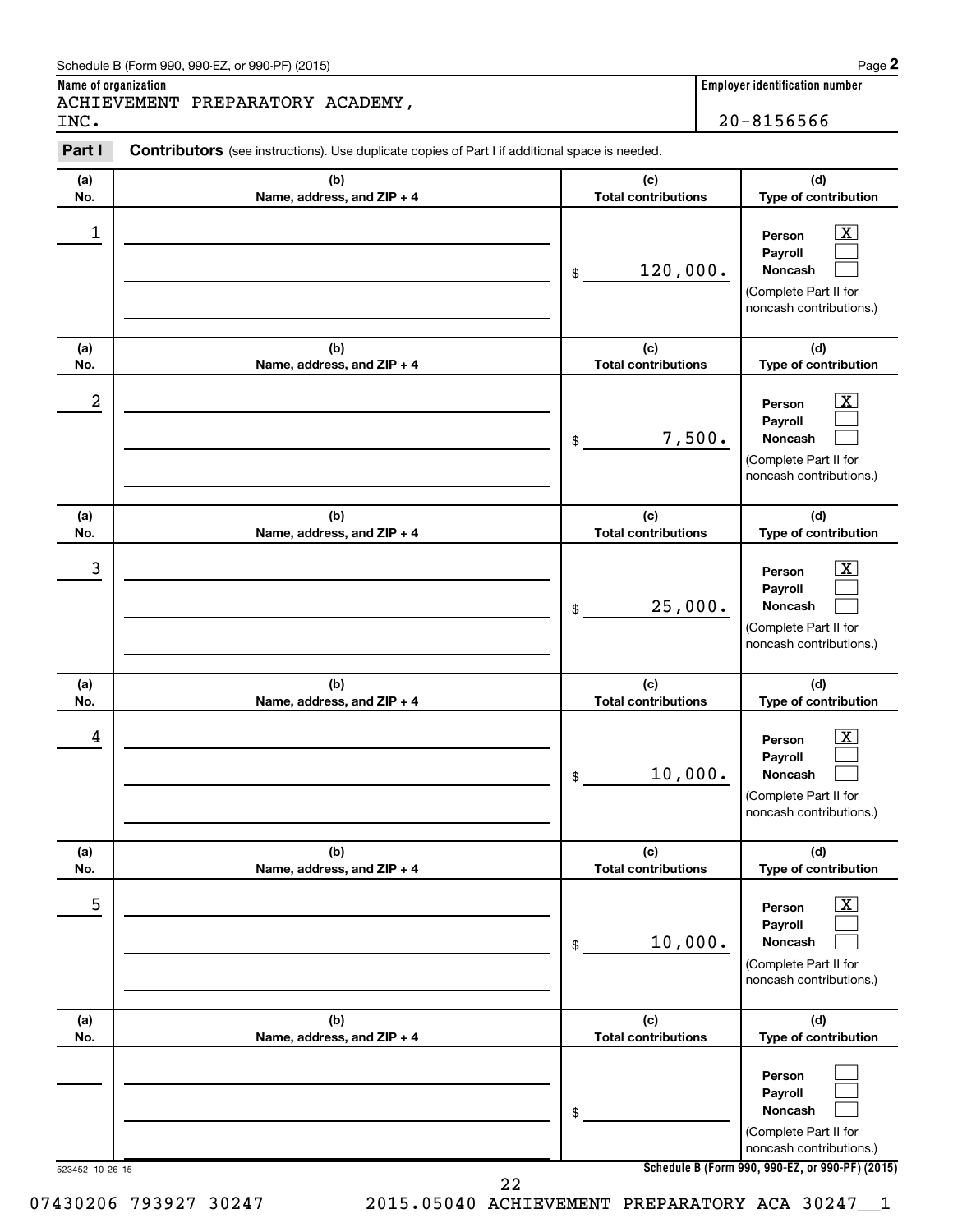Schedule B (Form 990, 990-EZ, or 990-PF) (2015)

**Name of organization**
ACHIEVEMENT PREPARATORY ACADEMY, INC.

**Employer identification number**
20-8156566

**Part I** **Contributors** (see instructions). Use duplicate copies of Part I if additional space is needed.

| (a) No. | (b) Name, address, and ZIP + 4 | (c) Total contributions | (d) Type of contribution |
|---|---|---|---|
| 1 | | $ 120,000. | Person [X] Payroll [ ] Noncash [ ] (Complete Part II for noncash contributions.) |
| 2 | | $ 7,500. | Person [X] Payroll [ ] Noncash [ ] (Complete Part II for noncash contributions.) |
| 3 | | $ 25,000. | Person [X] Payroll [ ] Noncash [ ] (Complete Part II for noncash contributions.) |
| 4 | | $ 10,000. | Person [X] Payroll [ ] Noncash [ ] (Complete Part II for noncash contributions.) |
| 5 | | $ 10,000. | Person [X] Payroll [ ] Noncash [ ] (Complete Part II for noncash contributions.) |
| | | $ | Person [ ] Payroll [ ] Noncash [ ] (Complete Part II for noncash contributions.) |

523452 10-26-15

**Schedule B (Form 990, 990-EZ, or 990-PF) (2015)**

07430206 793927 30247 2015.05040 ACHIEVEMENT PREPARATORY ACA 30247__1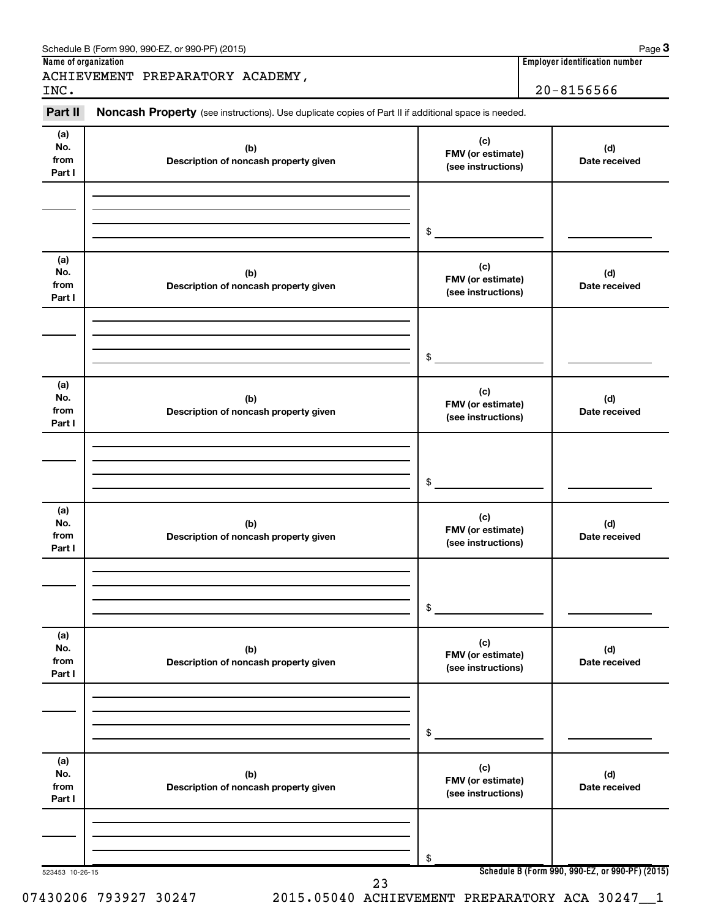Schedule B (Form 990, 990-EZ, or 990-PF) (2015)

**Name of organization**

ACHIEVEMENT PREPARATORY ACADEMY, INC.

**Employer identification number**

20-8156566

**Part II** **Noncash Property** (see instructions). Use duplicate copies of Part II if additional space is needed.

| (a) No. from Part I | (b) Description of noncash property given | (c) FMV (or estimate) (see instructions) | (d) Date received |
|---|---|---|---|
| | | $ | |

| (a) No. from Part I | (b) Description of noncash property given | (c) FMV (or estimate) (see instructions) | (d) Date received |
|---|---|---|---|
| | | $ | |

| (a) No. from Part I | (b) Description of noncash property given | (c) FMV (or estimate) (see instructions) | (d) Date received |
|---|---|---|---|
| | | $ | |

| (a) No. from Part I | (b) Description of noncash property given | (c) FMV (or estimate) (see instructions) | (d) Date received |
|---|---|---|---|
| | | $ | |

| (a) No. from Part I | (b) Description of noncash property given | (c) FMV (or estimate) (see instructions) | (d) Date received |
|---|---|---|---|
| | | $ | |

| (a) No. from Part I | (b) Description of noncash property given | (c) FMV (or estimate) (see instructions) | (d) Date received |
|---|---|---|---|
| | | $ | |

523453 10-26-15

**Schedule B (Form 990, 990-EZ, or 990-PF) (2015)**

07430206 793927 30247 2015.05040 ACHIEVEMENT PREPARATORY ACA 30247__1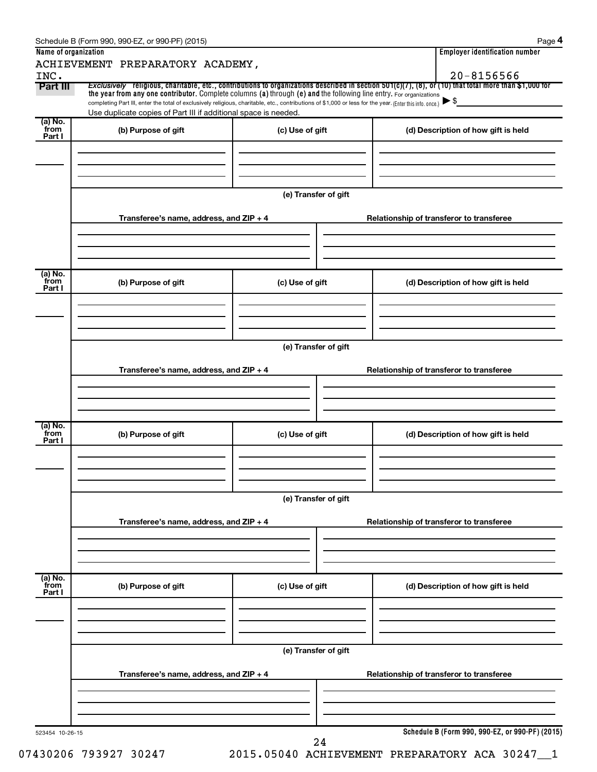Schedule B (Form 990, 990-EZ, or 990-PF) (2015)

**Name of organization**

ACHIEVEMENT PREPARATORY ACADEMY, INC.

**Employer identification number**

20-8156566

**Part III** *Exclusively* **religious, charitable, etc., contributions to organizations described in section 501(c)(7), (8), or (10) that total more than $1,000 for the year from any one contributor.** Complete columns **(a)** through **(e)** and the following line entry. For organizations completing Part III, enter the total of exclusively religious, charitable, etc., contributions of $1,000 or less for the year. (Enter this info. once.) ▶ $

Use duplicate copies of Part III if additional space is needed.

| (a) No. from Part I | (b) Purpose of gift | (c) Use of gift | (d) Description of how gift is held |
|---|---|---|---|
| | | | |

**(e) Transfer of gift**

| Transferee's name, address, and ZIP + 4 | Relationship of transferor to transferee |
|---|---|
| | |

| (a) No. from Part I | (b) Purpose of gift | (c) Use of gift | (d) Description of how gift is held |
|---|---|---|---|
| | | | |

**(e) Transfer of gift**

| Transferee's name, address, and ZIP + 4 | Relationship of transferor to transferee |
|---|---|
| | |

| (a) No. from Part I | (b) Purpose of gift | (c) Use of gift | (d) Description of how gift is held |
|---|---|---|---|
| | | | |

**(e) Transfer of gift**

| Transferee's name, address, and ZIP + 4 | Relationship of transferor to transferee |
|---|---|
| | |

| (a) No. from Part I | (b) Purpose of gift | (c) Use of gift | (d) Description of how gift is held |
|---|---|---|---|
| | | | |

**(e) Transfer of gift**

| Transferee's name, address, and ZIP + 4 | Relationship of transferor to transferee |
|---|---|
| | |

523454 10-26-15

**Schedule B (Form 990, 990-EZ, or 990-PF) (2015)**

07430206 793927 30247 2015.05040 ACHIEVEMENT PREPARATORY ACA 30247__1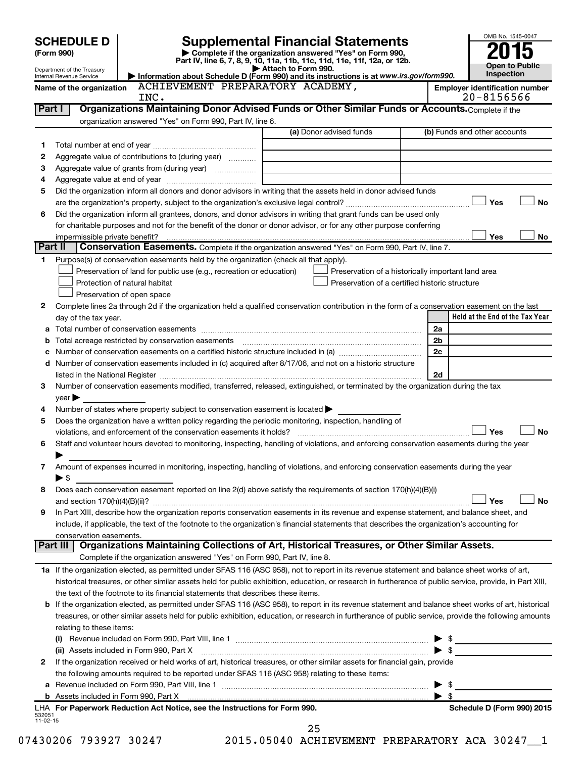# SCHEDULE D (Form 990)

Department of the Treasury
Internal Revenue Service

## Supplemental Financial Statements

▶ Complete if the organization answered "Yes" on Form 990, Part IV, line 6, 7, 8, 9, 10, 11a, 11b, 11c, 11d, 11e, 11f, 12a, or 12b.
▶ Attach to Form 990.
▶ Information about Schedule D (Form 990) and its instructions is at *www.irs.gov/form990.*

OMB No. 1545-0047
**2015**
**Open to Public Inspection**

Name of the organization: ACHIEVEMENT PREPARATORY ACADEMY, INC.

Employer identification number: 20-8156566

### Part I — Organizations Maintaining Donor Advised Funds or Other Similar Funds or Accounts.

Complete if the organization answered "Yes" on Form 990, Part IV, line 6.

| | | (a) Donor advised funds | (b) Funds and other accounts |
|---|---|---|---|
| 1 | Total number at end of year | | |
| 2 | Aggregate value of contributions to (during year) | | |
| 3 | Aggregate value of grants from (during year) | | |
| 4 | Aggregate value at end of year | | |

5 Did the organization inform all donors and donor advisors in writing that the assets held in donor advised funds are the organization's property, subject to the organization's exclusive legal control? ☐ Yes ☐ No

6 Did the organization inform all grantees, donors, and donor advisors in writing that grant funds can be used only for charitable purposes and not for the benefit of the donor or donor advisor, or for any other purpose conferring impermissible private benefit? ☐ Yes ☐ No

### Part II — Conservation Easements.

Complete if the organization answered "Yes" on Form 990, Part IV, line 7.

1 Purpose(s) of conservation easements held by the organization (check all that apply).

- ☐ Preservation of land for public use (e.g., recreation or education)
- ☐ Preservation of a historically important land area
- ☐ Protection of natural habitat
- ☐ Preservation of a certified historic structure
- ☐ Preservation of open space

2 Complete lines 2a through 2d if the organization held a qualified conservation contribution in the form of a conservation easement on the last day of the tax year.

| | | | Held at the End of the Tax Year |
|---|---|---|---|
| a | Total number of conservation easements | 2a | |
| b | Total acreage restricted by conservation easements | 2b | |
| c | Number of conservation easements on a certified historic structure included in (a) | 2c | |
| d | Number of conservation easements included in (c) acquired after 8/17/06, and not on a historic structure listed in the National Register | 2d | |

3 Number of conservation easements modified, transferred, released, extinguished, or terminated by the organization during the tax year ▶

4 Number of states where property subject to conservation easement is located ▶

5 Does the organization have a written policy regarding the periodic monitoring, inspection, handling of violations, and enforcement of the conservation easements it holds? ☐ Yes ☐ No

6 Staff and volunteer hours devoted to monitoring, inspecting, handling of violations, and enforcing conservation easements during the year ▶

7 Amount of expenses incurred in monitoring, inspecting, handling of violations, and enforcing conservation easements during the year ▶ $

8 Does each conservation easement reported on line 2(d) above satisfy the requirements of section 170(h)(4)(B)(i) and section 170(h)(4)(B)(ii)? ☐ Yes ☐ No

9 In Part XIII, describe how the organization reports conservation easements in its revenue and expense statement, and balance sheet, and include, if applicable, the text of the footnote to the organization's financial statements that describes the organization's accounting for conservation easements.

### Part III — Organizations Maintaining Collections of Art, Historical Treasures, or Other Similar Assets.

Complete if the organization answered "Yes" on Form 990, Part IV, line 8.

1a If the organization elected, as permitted under SFAS 116 (ASC 958), not to report in its revenue statement and balance sheet works of art, historical treasures, or other similar assets held for public exhibition, education, or research in furtherance of public service, provide, in Part XIII, the text of the footnote to its financial statements that describes these items.

b If the organization elected, as permitted under SFAS 116 (ASC 958), to report in its revenue statement and balance sheet works of art, historical treasures, or other similar assets held for public exhibition, education, or research in furtherance of public service, provide the following amounts relating to these items:

(i) Revenue included on Form 990, Part VIII, line 1 ▶ $

(ii) Assets included in Form 990, Part X ▶ $

2 If the organization received or held works of art, historical treasures, or other similar assets for financial gain, provide the following amounts required to be reported under SFAS 116 (ASC 958) relating to these items:

a Revenue included on Form 990, Part VIII, line 1 ▶ $

b Assets included in Form 990, Part X ▶ $

LHA For Paperwork Reduction Act Notice, see the Instructions for Form 990. Schedule D (Form 990) 2015

532051
11-02-15

07430206 793927 30247 2015.05040 ACHIEVEMENT PREPARATORY ACA 30247__1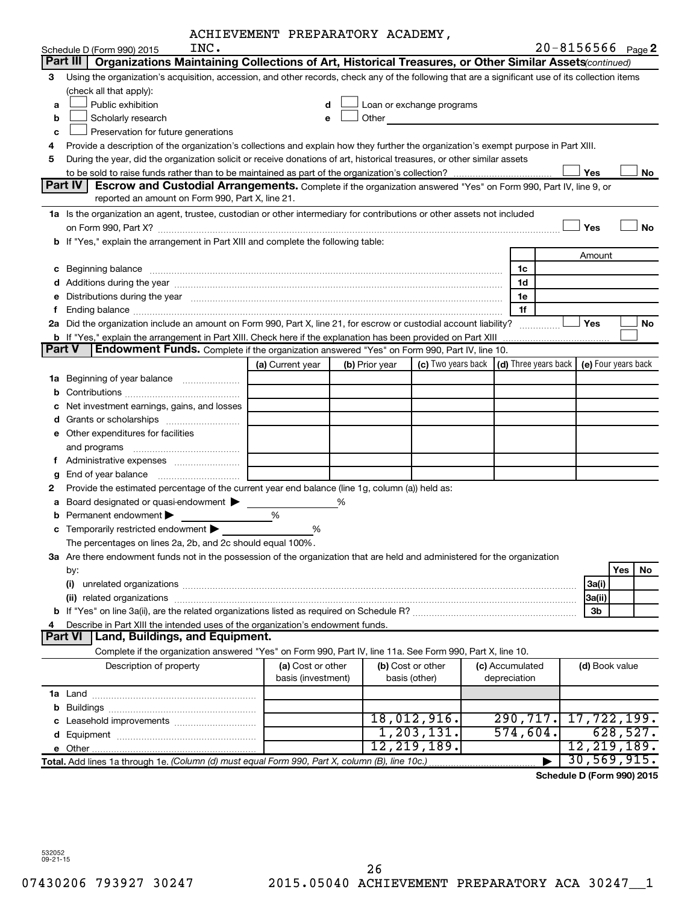ACHIEVEMENT PREPARATORY ACADEMY, INC.

Schedule D (Form 990) 2015 20-8156566 Page 2

**Part III — Organizations Maintaining Collections of Art, Historical Treasures, or Other Similar Assets** *(continued)*

3 Using the organization's acquisition, accession, and other records, check any of the following that are a significant use of its collection items (check all that apply):

a ☐ Public exhibition
b ☐ Scholarly research
c ☐ Preservation for future generations
d ☐ Loan or exchange programs
e ☐ Other

4 Provide a description of the organization's collections and explain how they further the organization's exempt purpose in Part XIII.

5 During the year, did the organization solicit or receive donations of art, historical treasures, or other similar assets to be sold to raise funds rather than to be maintained as part of the organization's collection? ☐ Yes ☐ No

**Part IV — Escrow and Custodial Arrangements.** Complete if the organization answered "Yes" on Form 990, Part IV, line 9, or reported an amount on Form 990, Part X, line 21.

1a Is the organization an agent, trustee, custodian or other intermediary for contributions or other assets not included on Form 990, Part X? ☐ Yes ☐ No

b If "Yes," explain the arrangement in Part XIII and complete the following table:

| | | Amount |
|---|---|---|
| c Beginning balance | 1c | |
| d Additions during the year | 1d | |
| e Distributions during the year | 1e | |
| f Ending balance | 1f | |

2a Did the organization include an amount on Form 990, Part X, line 21, for escrow or custodial account liability? ☐ Yes ☐ No

b If "Yes," explain the arrangement in Part XIII. Check here if the explanation has been provided on Part XIII ☐

**Part V — Endowment Funds.** Complete if the organization answered "Yes" on Form 990, Part IV, line 10.

| | (a) Current year | (b) Prior year | (c) Two years back | (d) Three years back | (e) Four years back |
|---|---|---|---|---|---|
| 1a Beginning of year balance | | | | | |
| b Contributions | | | | | |
| c Net investment earnings, gains, and losses | | | | | |
| d Grants or scholarships | | | | | |
| e Other expenditures for facilities and programs | | | | | |
| f Administrative expenses | | | | | |
| g End of year balance | | | | | |

2 Provide the estimated percentage of the current year end balance (line 1g, column (a)) held as:

a Board designated or quasi-endowment ▶ ______ %
b Permanent endowment ▶ ______ %
c Temporarily restricted endowment ▶ ______ %

The percentages on lines 2a, 2b, and 2c should equal 100%.

3a Are there endowment funds not in the possession of the organization that are held and administered for the organization by:

| | | Yes | No |
|---|---|---|---|
| (i) unrelated organizations | 3a(i) | | |
| (ii) related organizations | 3a(ii) | | |
| b If "Yes" on line 3a(ii), are the related organizations listed as required on Schedule R? | 3b | | |

4 Describe in Part XIII the intended uses of the organization's endowment funds.

**Part VI — Land, Buildings, and Equipment.**

Complete if the organization answered "Yes" on Form 990, Part IV, line 11a. See Form 990, Part X, line 10.

| Description of property | (a) Cost or other basis (investment) | (b) Cost or other basis (other) | (c) Accumulated depreciation | (d) Book value |
|---|---|---|---|---|
| 1a Land | | | | |
| b Buildings | | | | |
| c Leasehold improvements | | 18,012,916. | 290,717. | 17,722,199. |
| d Equipment | | 1,203,131. | 574,604. | 628,527. |
| e Other | | 12,219,189. | | 12,219,189. |
| Total. Add lines 1a through 1e. *(Column (d) must equal Form 990, Part X, column (B), line 10c.)* | | | ▶ | 30,569,915. |

**Schedule D (Form 990) 2015**

532052 09-21-15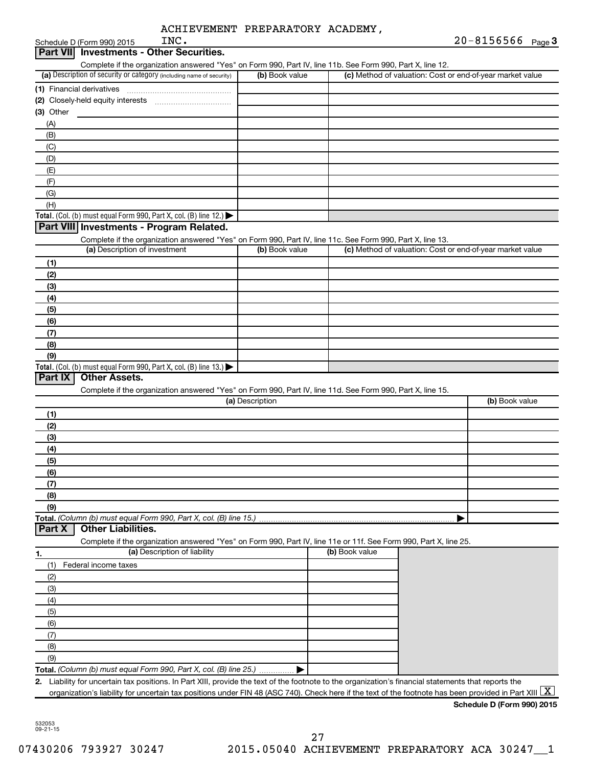ACHIEVEMENT PREPARATORY ACADEMY, INC. 20-8156566

Schedule D (Form 990) 2015 Page **3**

## Part VII Investments - Other Securities.

Complete if the organization answered "Yes" on Form 990, Part IV, line 11b. See Form 990, Part X, line 12.

| (a) Description of security or category (including name of security) | (b) Book value | (c) Method of valuation: Cost or end-of-year market value |
|---|---|---|
| (1) Financial derivatives | | |
| (2) Closely-held equity interests | | |
| (3) Other | | |
| (A) | | |
| (B) | | |
| (C) | | |
| (D) | | |
| (E) | | |
| (F) | | |
| (G) | | |
| (H) | | |
| **Total.** (Col. (b) must equal Form 990, Part X, col. (B) line 12.) ▶ | | |

## Part VIII Investments - Program Related.

Complete if the organization answered "Yes" on Form 990, Part IV, line 11c. See Form 990, Part X, line 13.

| (a) Description of investment | (b) Book value | (c) Method of valuation: Cost or end-of-year market value |
|---|---|---|
| (1) | | |
| (2) | | |
| (3) | | |
| (4) | | |
| (5) | | |
| (6) | | |
| (7) | | |
| (8) | | |
| (9) | | |
| **Total.** (Col. (b) must equal Form 990, Part X, col. (B) line 13.) ▶ | | |

## Part IX Other Assets.

Complete if the organization answered "Yes" on Form 990, Part IV, line 11d. See Form 990, Part X, line 15.

| (a) Description | (b) Book value |
|---|---|
| (1) | |
| (2) | |
| (3) | |
| (4) | |
| (5) | |
| (6) | |
| (7) | |
| (8) | |
| (9) | |
| **Total.** *(Column (b) must equal Form 990, Part X, col. (B) line 15.)* ▶ | |

## Part X Other Liabilities.

Complete if the organization answered "Yes" on Form 990, Part IV, line 11e or 11f. See Form 990, Part X, line 25.

| 1. (a) Description of liability | (b) Book value |
|---|---|
| (1) Federal income taxes | |
| (2) | |
| (3) | |
| (4) | |
| (5) | |
| (6) | |
| (7) | |
| (8) | |
| (9) | |
| **Total.** *(Column (b) must equal Form 990, Part X, col. (B) line 25.)* ▶ | |

**2.** Liability for uncertain tax positions. In Part XIII, provide the text of the footnote to the organization's financial statements that reports the organization's liability for uncertain tax positions under FIN 48 (ASC 740). Check here if the text of the footnote has been provided in Part XIII [X]

**Schedule D (Form 990) 2015**

532053 09-21-15

07430206 793927 30247 2015.05040 ACHIEVEMENT PREPARATORY ACA 30247__1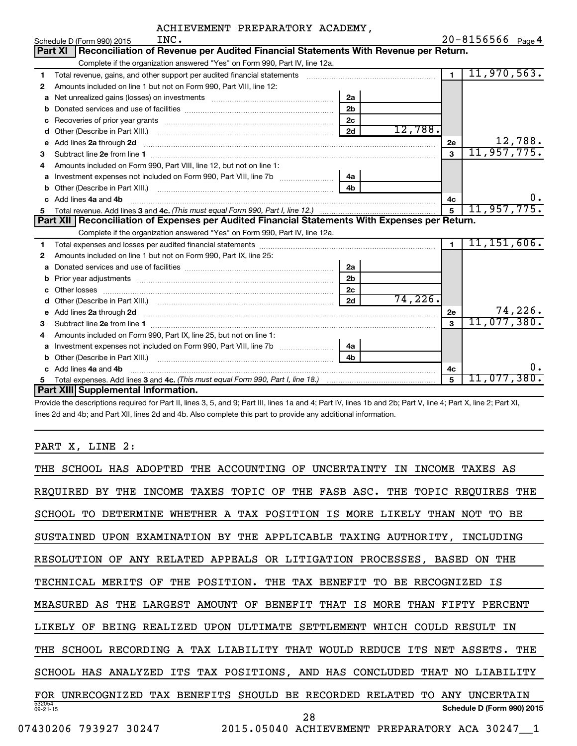ACHIEVEMENT PREPARATORY ACADEMY, INC.

20-8156566

## Part XI Reconciliation of Revenue per Audited Financial Statements With Revenue per Return.

Complete if the organization answered "Yes" on Form 990, Part IV, line 12a.

| | | | | | |
|---|---|---|---|---|---|
| 1 | Total revenue, gains, and other support per audited financial statements | | | 1 | 11,970,563. |
| 2 | Amounts included on line 1 but not on Form 990, Part VIII, line 12: | | | | |
| a | Net unrealized gains (losses) on investments | 2a | | | |
| b | Donated services and use of facilities | 2b | | | |
| c | Recoveries of prior year grants | 2c | | | |
| d | Other (Describe in Part XIII.) | 2d | 12,788. | | |
| e | Add lines 2a through 2d | | | 2e | 12,788. |
| 3 | Subtract line 2e from line 1 | | | 3 | 11,957,775. |
| 4 | Amounts included on Form 990, Part VIII, line 12, but not on line 1: | | | | |
| a | Investment expenses not included on Form 990, Part VIII, line 7b | 4a | | | |
| b | Other (Describe in Part XIII.) | 4b | | | |
| c | Add lines 4a and 4b | | | 4c | 0. |
| 5 | Total revenue. Add lines 3 and 4c. *(This must equal Form 990, Part I, line 12.)* | | | 5 | 11,957,775. |

## Part XII Reconciliation of Expenses per Audited Financial Statements With Expenses per Return.

Complete if the organization answered "Yes" on Form 990, Part IV, line 12a.

| | | | | | |
|---|---|---|---|---|---|
| 1 | Total expenses and losses per audited financial statements | | | 1 | 11,151,606. |
| 2 | Amounts included on line 1 but not on Form 990, Part IX, line 25: | | | | |
| a | Donated services and use of facilities | 2a | | | |
| b | Prior year adjustments | 2b | | | |
| c | Other losses | 2c | | | |
| d | Other (Describe in Part XIII.) | 2d | 74,226. | | |
| e | Add lines 2a through 2d | | | 2e | 74,226. |
| 3 | Subtract line 2e from line 1 | | | 3 | 11,077,380. |
| 4 | Amounts included on Form 990, Part IX, line 25, but not on line 1: | | | | |
| a | Investment expenses not included on Form 990, Part VIII, line 7b | 4a | | | |
| b | Other (Describe in Part XIII.) | 4b | | | |
| c | Add lines 4a and 4b | | | 4c | 0. |
| 5 | Total expenses. Add lines 3 and 4c. *(This must equal Form 990, Part I, line 18.)* | | | 5 | 11,077,380. |

## Part XIII Supplemental Information.

Provide the descriptions required for Part II, lines 3, 5, and 9; Part III, lines 1a and 4; Part IV, lines 1b and 2b; Part V, line 4; Part X, line 2; Part XI, lines 2d and 4b; and Part XII, lines 2d and 4b. Also complete this part to provide any additional information.

PART X, LINE 2:

THE SCHOOL HAS ADOPTED THE ACCOUNTING OF UNCERTAINTY IN INCOME TAXES AS REQUIRED BY THE INCOME TAXES TOPIC OF THE FASB ASC. THE TOPIC REQUIRES THE SCHOOL TO DETERMINE WHETHER A TAX POSITION IS MORE LIKELY THAN NOT TO BE SUSTAINED UPON EXAMINATION BY THE APPLICABLE TAXING AUTHORITY, INCLUDING RESOLUTION OF ANY RELATED APPEALS OR LITIGATION PROCESSES, BASED ON THE TECHNICAL MERITS OF THE POSITION. THE TAX BENEFIT TO BE RECOGNIZED IS MEASURED AS THE LARGEST AMOUNT OF BENEFIT THAT IS MORE THAN FIFTY PERCENT LIKELY OF BEING REALIZED UPON ULTIMATE SETTLEMENT WHICH COULD RESULT IN THE SCHOOL RECORDING A TAX LIABILITY THAT WOULD REDUCE ITS NET ASSETS. THE SCHOOL HAS ANALYZED ITS TAX POSITIONS, AND HAS CONCLUDED THAT NO LIABILITY FOR UNRECOGNIZED TAX BENEFITS SHOULD BE RECORDED RELATED TO ANY UNCERTAIN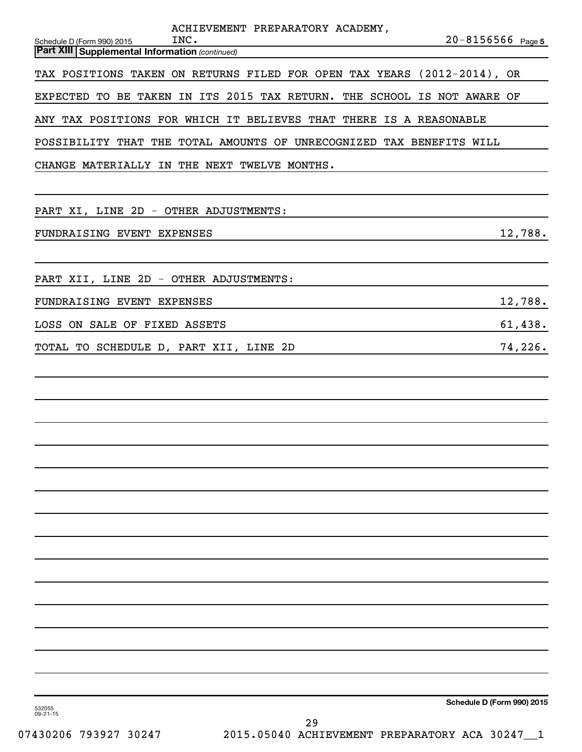ACHIEVEMENT PREPARATORY ACADEMY, INC.

20-8156566

Schedule D (Form 990) 2015

**Part XIII Supplemental Information** *(continued)*

TAX POSITIONS TAKEN ON RETURNS FILED FOR OPEN TAX YEARS (2012-2014), OR EXPECTED TO BE TAKEN IN ITS 2015 TAX RETURN. THE SCHOOL IS NOT AWARE OF ANY TAX POSITIONS FOR WHICH IT BELIEVES THAT THERE IS A REASONABLE POSSIBILITY THAT THE TOTAL AMOUNTS OF UNRECOGNIZED TAX BENEFITS WILL CHANGE MATERIALLY IN THE NEXT TWELVE MONTHS.

PART XI, LINE 2D - OTHER ADJUSTMENTS:

| | |
|---|---|
| FUNDRAISING EVENT EXPENSES | 12,788. |

PART XII, LINE 2D - OTHER ADJUSTMENTS:

| | |
|---|---|
| FUNDRAISING EVENT EXPENSES | 12,788. |
| LOSS ON SALE OF FIXED ASSETS | 61,438. |
| TOTAL TO SCHEDULE D, PART XII, LINE 2D | 74,226. |

Schedule D (Form 990) 2015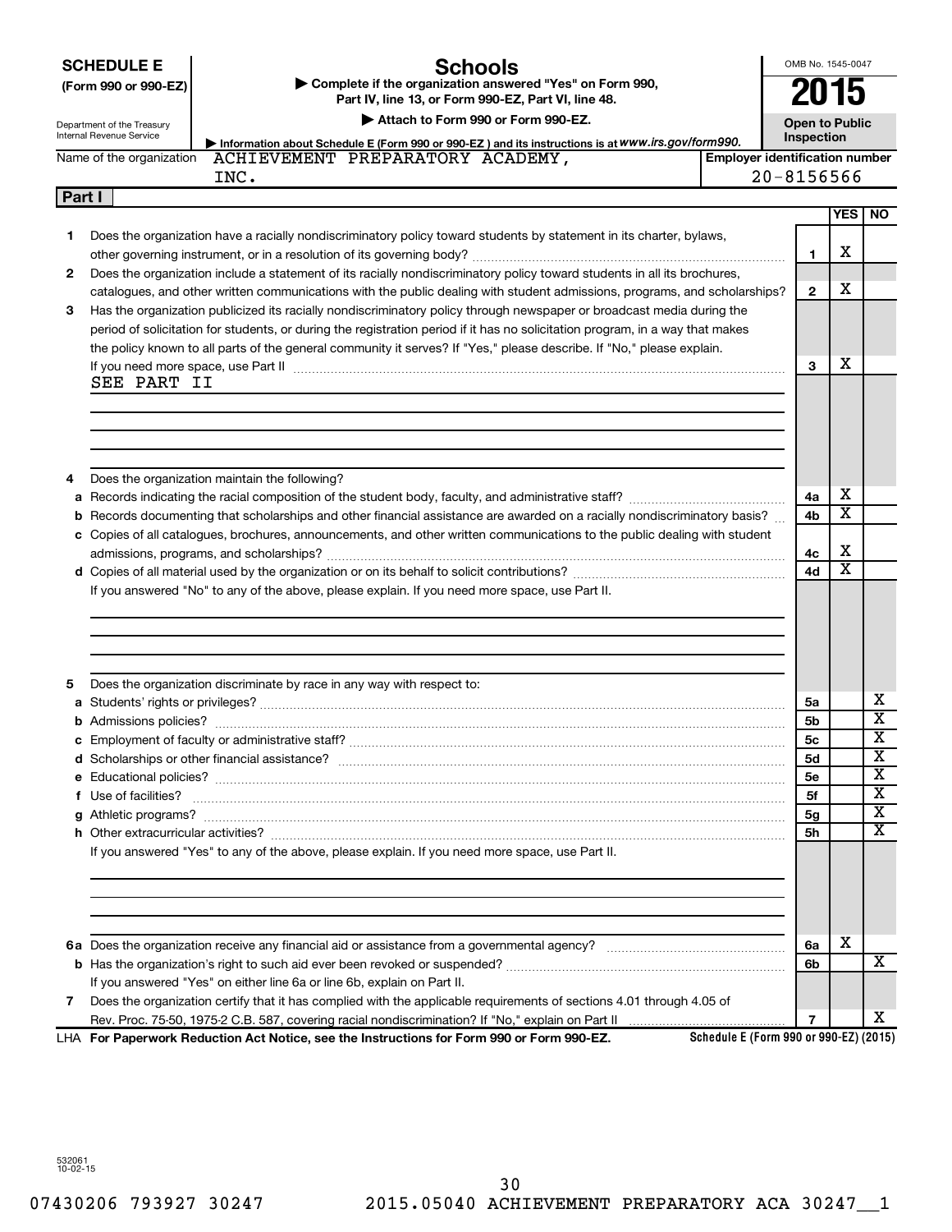**SCHEDULE E**
**(Form 990 or 990-EZ)**

Department of the Treasury
Internal Revenue Service

# Schools

▶ **Complete if the organization answered "Yes" on Form 990, Part IV, line 13, or Form 990-EZ, Part VI, line 48.**

▶ **Attach to Form 990 or Form 990-EZ.**

▶ **Information about Schedule E (Form 990 or 990-EZ ) and its instructions is at** ***www.irs.gov/form990.***

OMB No. 1545-0047

**2015**

**Open to Public Inspection**

| Name of the organization | Employer identification number |
|---|---|
| ACHIEVEMENT PREPARATORY ACADEMY, INC. | 20-8156566 |

**Part I**

| | | | YES | NO |
|---|---|---|---|---|
| **1** | Does the organization have a racially nondiscriminatory policy toward students by statement in its charter, bylaws, other governing instrument, or in a resolution of its governing body? | **1** | X | |
| **2** | Does the organization include a statement of its racially nondiscriminatory policy toward students in all its brochures, catalogues, and other written communications with the public dealing with student admissions, programs, and scholarships? | **2** | X | |
| **3** | Has the organization publicized its racially nondiscriminatory policy through newspaper or broadcast media during the period of solicitation for students, or during the registration period if it has no solicitation program, in a way that makes the policy known to all parts of the general community it serves? If "Yes," please describe. If "No," please explain. If you need more space, use Part II | **3** | X | |
| | SEE PART II | | | |
| **4** | Does the organization maintain the following? | | | |
| **a** | Records indicating the racial composition of the student body, faculty, and administrative staff? | **4a** | X | |
| **b** | Records documenting that scholarships and other financial assistance are awarded on a racially nondiscriminatory basis? | **4b** | X | |
| **c** | Copies of all catalogues, brochures, announcements, and other written communications to the public dealing with student admissions, programs, and scholarships? | **4c** | X | |
| **d** | Copies of all material used by the organization or on its behalf to solicit contributions? | **4d** | X | |
| | If you answered "No" to any of the above, please explain. If you need more space, use Part II. | | | |
| **5** | Does the organization discriminate by race in any way with respect to: | | | |
| **a** | Students' rights or privileges? | **5a** | | X |
| **b** | Admissions policies? | **5b** | | X |
| **c** | Employment of faculty or administrative staff? | **5c** | | X |
| **d** | Scholarships or other financial assistance? | **5d** | | X |
| **e** | Educational policies? | **5e** | | X |
| **f** | Use of facilities? | **5f** | | X |
| **g** | Athletic programs? | **5g** | | X |
| **h** | Other extracurricular activities? | **5h** | | X |
| | If you answered "Yes" to any of the above, please explain. If you need more space, use Part II. | | | |
| **6a** | Does the organization receive any financial aid or assistance from a governmental agency? | **6a** | X | |
| **b** | Has the organization's right to such aid ever been revoked or suspended? | **6b** | | X |
| | If you answered "Yes" on either line 6a or line 6b, explain on Part II. | | | |
| **7** | Does the organization certify that it has complied with the applicable requirements of sections 4.01 through 4.05 of Rev. Proc. 75-50, 1975-2 C.B. 587, covering racial nondiscrimination? If "No," explain on Part II | **7** | | X |

LHA **For Paperwork Reduction Act Notice, see the Instructions for Form 990 or Form 990-EZ.** **Schedule E (Form 990 or 990-EZ) (2015)**

532061
10-02-15

07430206 793927 30247 2015.05040 ACHIEVEMENT PREPARATORY ACA 30247__1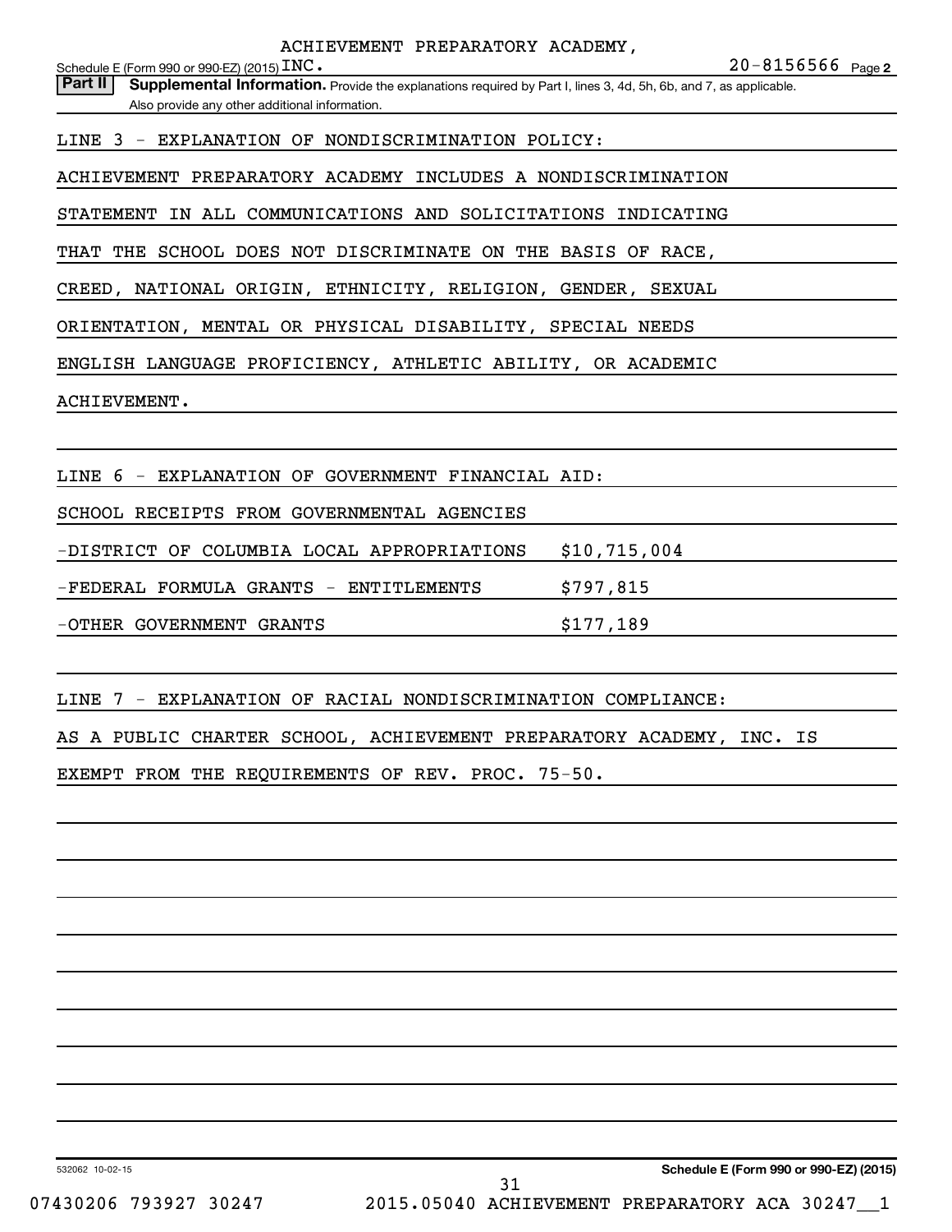ACHIEVEMENT PREPARATORY ACADEMY,

Schedule E (Form 990 or 990-EZ) (2015) INC. 20-8156566 Page 2

**Part II** **Supplemental Information.** Provide the explanations required by Part I, lines 3, 4d, 5h, 6b, and 7, as applicable. Also provide any other additional information.

LINE 3 - EXPLANATION OF NONDISCRIMINATION POLICY:

ACHIEVEMENT PREPARATORY ACADEMY INCLUDES A NONDISCRIMINATION STATEMENT IN ALL COMMUNICATIONS AND SOLICITATIONS INDICATING THAT THE SCHOOL DOES NOT DISCRIMINATE ON THE BASIS OF RACE, CREED, NATIONAL ORIGIN, ETHNICITY, RELIGION, GENDER, SEXUAL ORIENTATION, MENTAL OR PHYSICAL DISABILITY, SPECIAL NEEDS ENGLISH LANGUAGE PROFICIENCY, ATHLETIC ABILITY, OR ACADEMIC ACHIEVEMENT.

LINE 6 - EXPLANATION OF GOVERNMENT FINANCIAL AID:

SCHOOL RECEIPTS FROM GOVERNMENTAL AGENCIES

| | |
|---|---|
| -DISTRICT OF COLUMBIA LOCAL APPROPRIATIONS | $10,715,004 |
| -FEDERAL FORMULA GRANTS - ENTITLEMENTS | $797,815 |
| -OTHER GOVERNMENT GRANTS | $177,189 |

LINE 7 - EXPLANATION OF RACIAL NONDISCRIMINATION COMPLIANCE:

AS A PUBLIC CHARTER SCHOOL, ACHIEVEMENT PREPARATORY ACADEMY, INC. IS EXEMPT FROM THE REQUIREMENTS OF REV. PROC. 75-50.

532062 10-02-15 **Schedule E (Form 990 or 990-EZ) (2015)**

07430206 793927 30247 2015.05040 ACHIEVEMENT PREPARATORY ACA 30247__1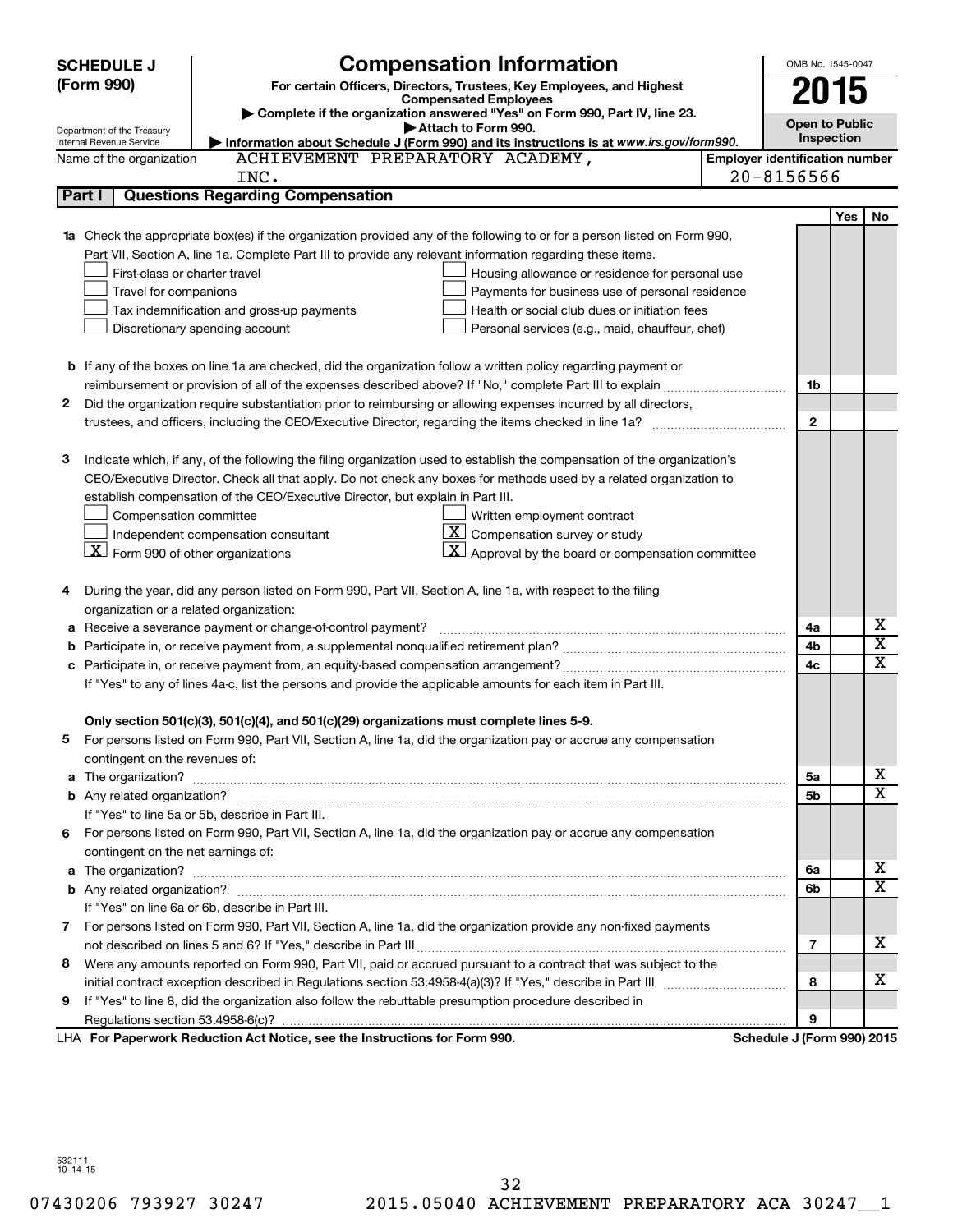**SCHEDULE J (Form 990)**

Department of the Treasury
Internal Revenue Service

# Compensation Information

**For certain Officers, Directors, Trustees, Key Employees, and Highest Compensated Employees**

▶ **Complete if the organization answered "Yes" on Form 990, Part IV, line 23.**

▶ **Attach to Form 990.**

▶ **Information about Schedule J (Form 990) and its instructions is at www.irs.gov/form990.**

OMB No. 1545-0047

**2015**

**Open to Public Inspection**

Name of the organization: ACHIEVEMENT PREPARATORY ACADEMY, INC.

**Employer identification number:** 20-8156566

## Part I | Questions Regarding Compensation

| | | | Yes | No |
|---|---|---|---|---|
| **1a** | Check the appropriate box(es) if the organization provided any of the following to or for a person listed on Form 990, Part VII, Section A, line 1a. Complete Part III to provide any relevant information regarding these items.<br>☐ First-class or charter travel ☐ Housing allowance or residence for personal use<br>☐ Travel for companions ☐ Payments for business use of personal residence<br>☐ Tax indemnification and gross-up payments ☐ Health or social club dues or initiation fees<br>☐ Discretionary spending account ☐ Personal services (e.g., maid, chauffeur, chef) | | | |
| **b** | If any of the boxes on line 1a are checked, did the organization follow a written policy regarding payment or reimbursement or provision of all of the expenses described above? If "No," complete Part III to explain | **1b** | | |
| **2** | Did the organization require substantiation prior to reimbursing or allowing expenses incurred by all directors, trustees, and officers, including the CEO/Executive Director, regarding the items checked in line 1a? | **2** | | |
| **3** | Indicate which, if any, of the following the filing organization used to establish the compensation of the organization's CEO/Executive Director. Check all that apply. Do not check any boxes for methods used by a related organization to establish compensation of the CEO/Executive Director, but explain in Part III.<br>☐ Compensation committee ☐ Written employment contract<br>☐ Independent compensation consultant ☒ Compensation survey or study<br>☒ Form 990 of other organizations ☒ Approval by the board or compensation committee | | | |
| **4** | During the year, did any person listed on Form 990, Part VII, Section A, line 1a, with respect to the filing organization or a related organization: | | | |
| **a** | Receive a severance payment or change-of-control payment? | **4a** | | X |
| **b** | Participate in, or receive payment from, a supplemental nonqualified retirement plan? | **4b** | | X |
| **c** | Participate in, or receive payment from, an equity-based compensation arrangement? | **4c** | | X |
| | If "Yes" to any of lines 4a-c, list the persons and provide the applicable amounts for each item in Part III. | | | |
| | **Only section 501(c)(3), 501(c)(4), and 501(c)(29) organizations must complete lines 5-9.** | | | |
| **5** | For persons listed on Form 990, Part VII, Section A, line 1a, did the organization pay or accrue any compensation contingent on the revenues of: | | | |
| **a** | The organization? | **5a** | | X |
| **b** | Any related organization? | **5b** | | X |
| | If "Yes" to line 5a or 5b, describe in Part III. | | | |
| **6** | For persons listed on Form 990, Part VII, Section A, line 1a, did the organization pay or accrue any compensation contingent on the net earnings of: | | | |
| **a** | The organization? | **6a** | | X |
| **b** | Any related organization? | **6b** | | X |
| | If "Yes" on line 6a or 6b, describe in Part III. | | | |
| **7** | For persons listed on Form 990, Part VII, Section A, line 1a, did the organization provide any non-fixed payments not described on lines 5 and 6? If "Yes," describe in Part III | **7** | | X |
| **8** | Were any amounts reported on Form 990, Part VII, paid or accrued pursuant to a contract that was subject to the initial contract exception described in Regulations section 53.4958-4(a)(3)? If "Yes," describe in Part III | **8** | | X |
| **9** | If "Yes" to line 8, did the organization also follow the rebuttable presumption procedure described in Regulations section 53.4958-6(c)? | **9** | | |

LHA **For Paperwork Reduction Act Notice, see the Instructions for Form 990.** **Schedule J (Form 990) 2015**

532111
10-14-15

07430206 793927 30247 2015.05040 ACHIEVEMENT PREPARATORY ACA 30247__1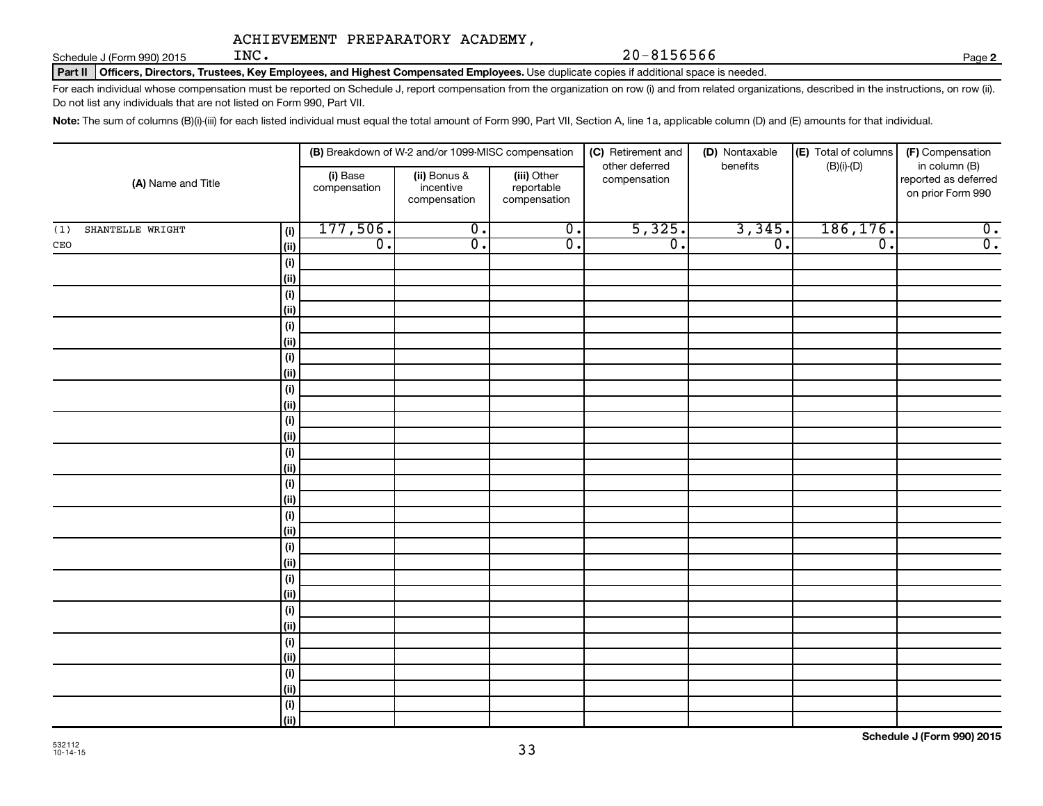ACHIEVEMENT PREPARATORY ACADEMY, INC. 20-8156566

Schedule J (Form 990) 2015 Page 2

**Part II Officers, Directors, Trustees, Key Employees, and Highest Compensated Employees.** Use duplicate copies if additional space is needed.

For each individual whose compensation must be reported on Schedule J, report compensation from the organization on row (i) and from related organizations, described in the instructions, on row (ii). Do not list any individuals that are not listed on Form 990, Part VII.

**Note:** The sum of columns (B)(i)-(iii) for each listed individual must equal the total amount of Form 990, Part VII, Section A, line 1a, applicable column (D) and (E) amounts for that individual.

| (A) Name and Title | | (B) Breakdown of W-2 and/or 1099-MISC compensation | | | (C) Retirement and other deferred compensation | (D) Nontaxable benefits | (E) Total of columns (B)(i)-(D) | (F) Compensation in column (B) reported as deferred on prior Form 990 |
|---|---|---|---|---|---|---|---|---|
| | | (i) Base compensation | (ii) Bonus & incentive compensation | (iii) Other reportable compensation | | | | |
| (1) SHANTELLE WRIGHT | (i) | 177,506. | 0. | 0. | 5,325. | 3,345. | 186,176. | 0. |
| CEO | (ii) | 0. | 0. | 0. | 0. | 0. | 0. | 0. |
| | (i) | | | | | | | |
| | (ii) | | | | | | | |
| | (i) | | | | | | | |
| | (ii) | | | | | | | |
| | (i) | | | | | | | |
| | (ii) | | | | | | | |
| | (i) | | | | | | | |
| | (ii) | | | | | | | |
| | (i) | | | | | | | |
| | (ii) | | | | | | | |
| | (i) | | | | | | | |
| | (ii) | | | | | | | |
| | (i) | | | | | | | |
| | (ii) | | | | | | | |
| | (i) | | | | | | | |
| | (ii) | | | | | | | |
| | (i) | | | | | | | |
| | (ii) | | | | | | | |
| | (i) | | | | | | | |
| | (ii) | | | | | | | |
| | (i) | | | | | | | |
| | (ii) | | | | | | | |
| | (i) | | | | | | | |
| | (ii) | | | | | | | |
| | (i) | | | | | | | |
| | (ii) | | | | | | | |
| | (i) | | | | | | | |
| | (ii) | | | | | | | |
| | (i) | | | | | | | |
| | (ii) | | | | | | | |

**Schedule J (Form 990) 2015**

532112 10-14-15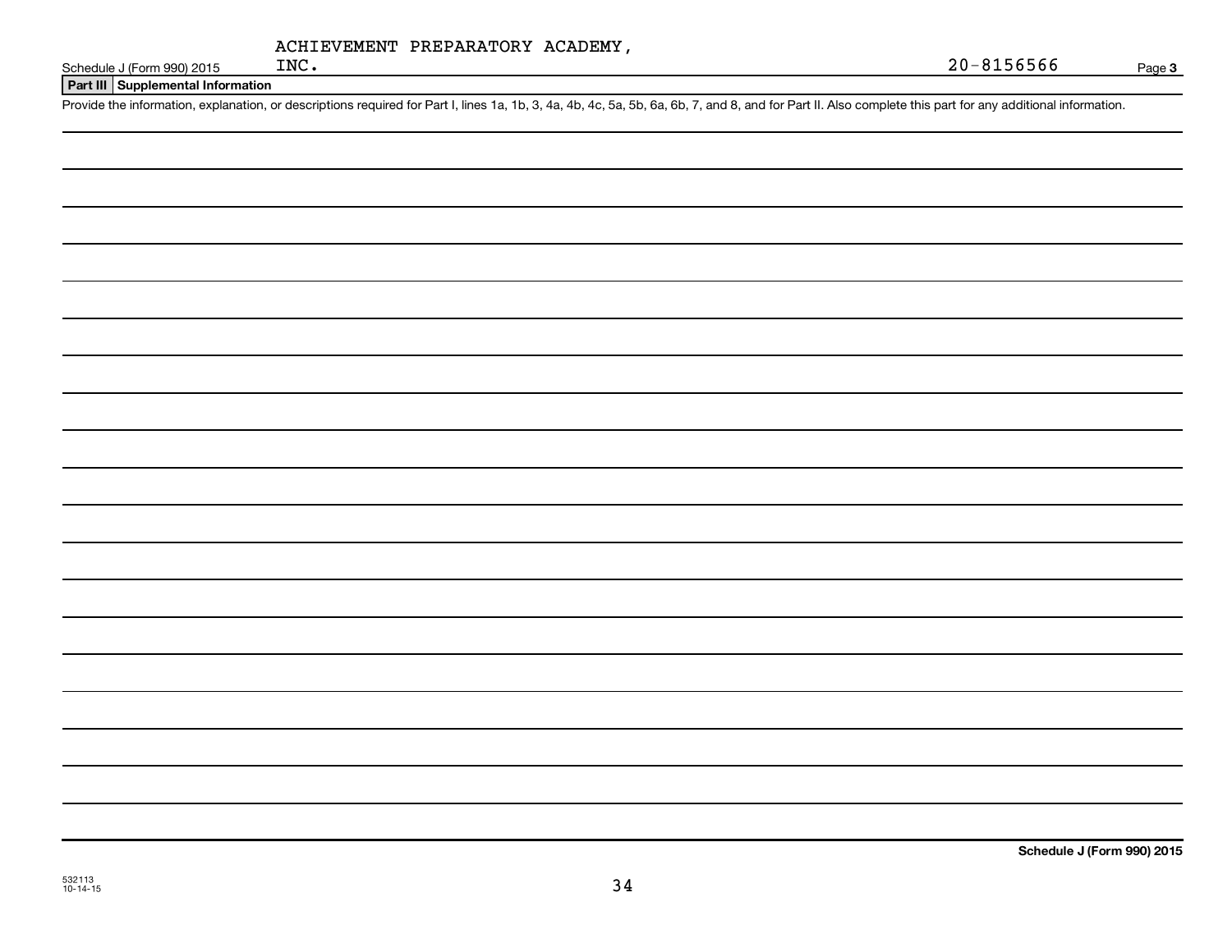Schedule J (Form 990) 2015 ACHIEVEMENT PREPARATORY ACADEMY, INC. 20-8156566 Page **3**

**Part III Supplemental Information**

Provide the information, explanation, or descriptions required for Part I, lines 1a, 1b, 3, 4a, 4b, 4c, 5a, 5b, 6a, 6b, 7, and 8, and for Part II. Also complete this part for any additional information.

**Schedule J (Form 990) 2015**

532113
10-14-15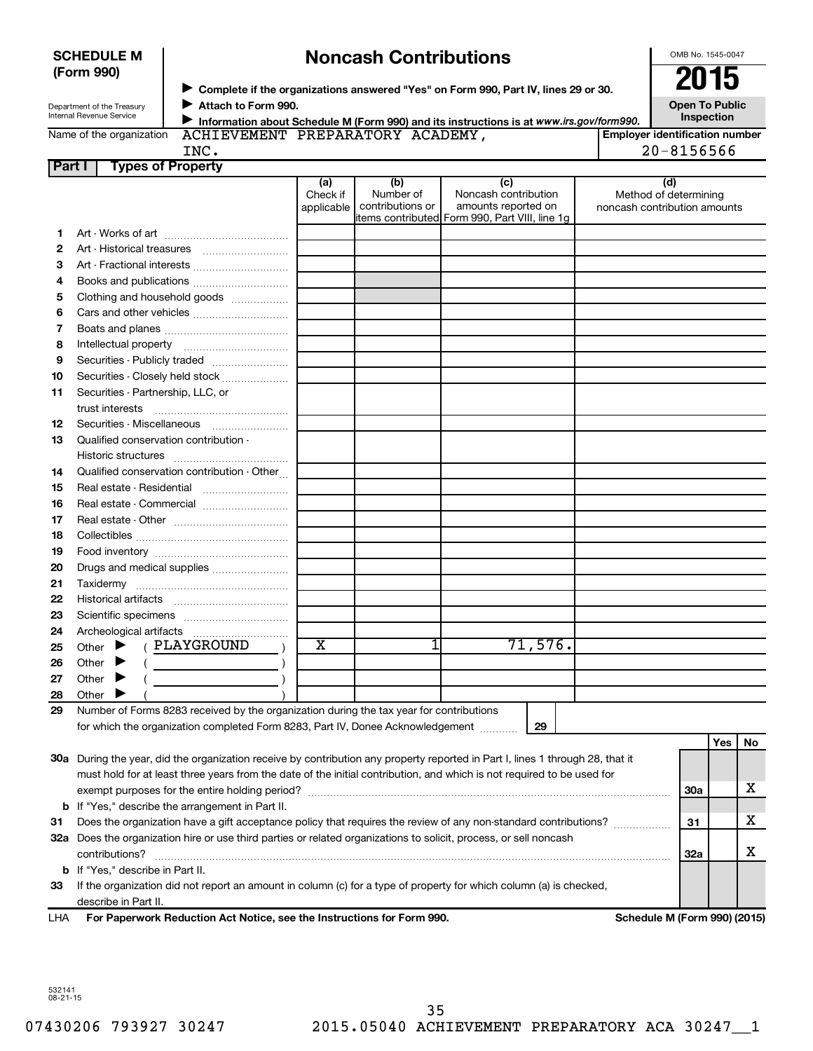**SCHEDULE M (Form 990)**

# Noncash Contributions

▶ Complete if the organizations answered "Yes" on Form 990, Part IV, lines 29 or 30.
▶ Attach to Form 990.
▶ Information about Schedule M (Form 990) and its instructions is at *www.irs.gov/form990.*

Department of the Treasury
Internal Revenue Service

OMB No. 1545-0047

**2015**

**Open To Public Inspection**

Name of the organization: ACHIEVEMENT PREPARATORY ACADEMY, INC.

Employer identification number: 20-8156566

**Part I — Types of Property**

| | | (a) Check if applicable | (b) Number of contributions or items contributed | (c) Noncash contribution amounts reported on Form 990, Part VIII, line 1g | (d) Method of determining noncash contribution amounts |
|---|---|---|---|---|---|
| 1 | Art - Works of art | | | | |
| 2 | Art - Historical treasures | | | | |
| 3 | Art - Fractional interests | | | | |
| 4 | Books and publications | | | | |
| 5 | Clothing and household goods | | | | |
| 6 | Cars and other vehicles | | | | |
| 7 | Boats and planes | | | | |
| 8 | Intellectual property | | | | |
| 9 | Securities - Publicly traded | | | | |
| 10 | Securities - Closely held stock | | | | |
| 11 | Securities - Partnership, LLC, or trust interests | | | | |
| 12 | Securities - Miscellaneous | | | | |
| 13 | Qualified conservation contribution - Historic structures | | | | |
| 14 | Qualified conservation contribution - Other | | | | |
| 15 | Real estate - Residential | | | | |
| 16 | Real estate - Commercial | | | | |
| 17 | Real estate - Other | | | | |
| 18 | Collectibles | | | | |
| 19 | Food inventory | | | | |
| 20 | Drugs and medical supplies | | | | |
| 21 | Taxidermy | | | | |
| 22 | Historical artifacts | | | | |
| 23 | Scientific specimens | | | | |
| 24 | Archeological artifacts | | | | |
| 25 | Other ▶ ( PLAYGROUND ) | X | 1 | 71,576. | |
| 26 | Other ▶ ( ) | | | | |
| 27 | Other ▶ ( ) | | | | |
| 28 | Other ▶ ( ) | | | | |

29 Number of Forms 8283 received by the organization during the tax year for contributions for which the organization completed Form 8283, Part IV, Donee Acknowledgement ..... **29**

| | | | Yes | No |
|---|---|---|---|---|
| 30a | During the year, did the organization receive by contribution any property reported in Part I, lines 1 through 28, that it must hold for at least three years from the date of the initial contribution, and which is not required to be used for exempt purposes for the entire holding period? | 30a | | X |
| b | If "Yes," describe the arrangement in Part II. | | | |
| 31 | Does the organization have a gift acceptance policy that requires the review of any non-standard contributions? | 31 | | X |
| 32a | Does the organization hire or use third parties or related organizations to solicit, process, or sell noncash contributions? | 32a | | X |
| b | If "Yes," describe in Part II. | | | |
| 33 | If the organization did not report an amount in column (c) for a type of property for which column (a) is checked, describe in Part II. | | | |

LHA **For Paperwork Reduction Act Notice, see the Instructions for Form 990.** **Schedule M (Form 990) (2015)**

532141 08-21-15

07430206 793927 30247 2015.05040 ACHIEVEMENT PREPARATORY ACA 30247__1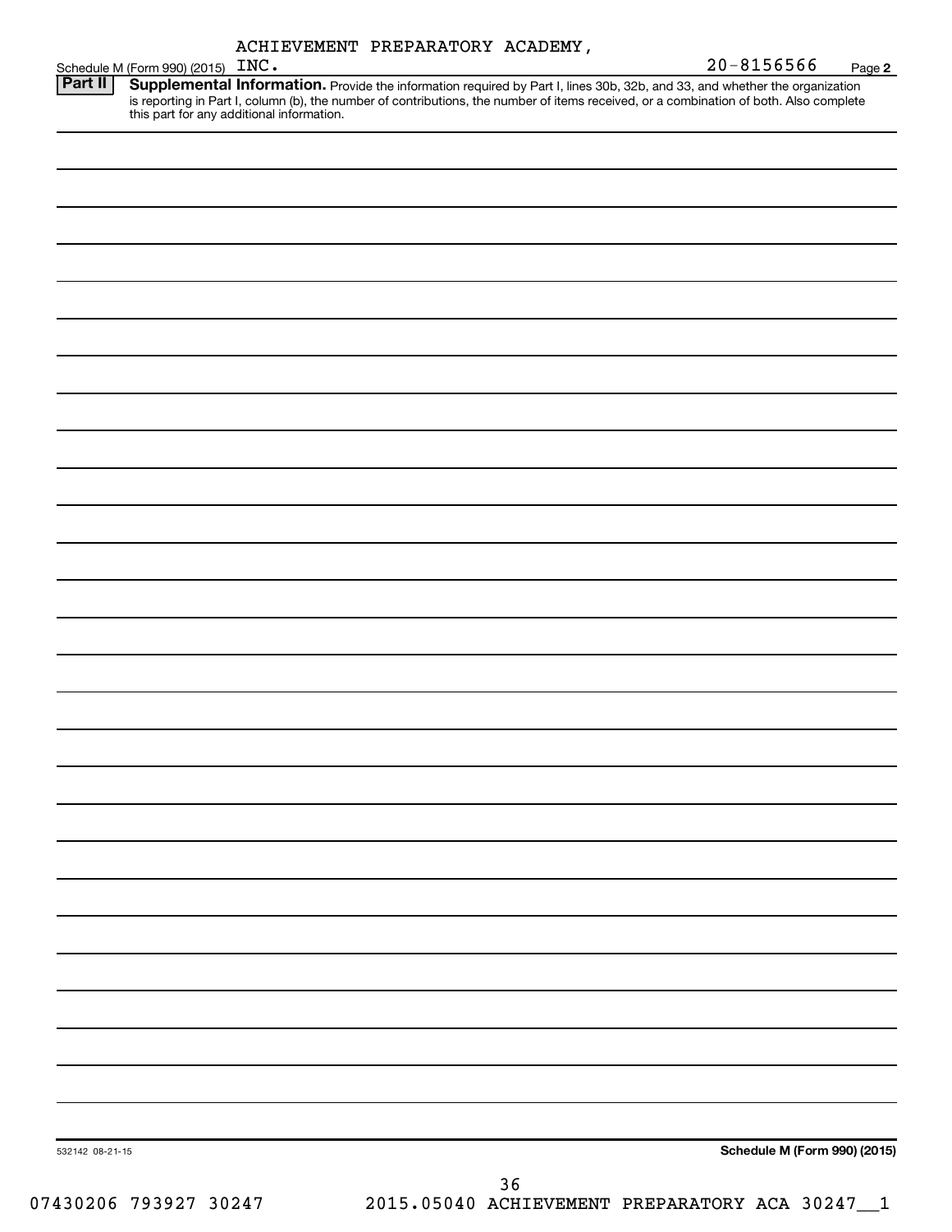ACHIEVEMENT PREPARATORY ACADEMY,

Schedule M (Form 990) (2015) INC. 20-8156566 Page **2**

**Part II** **Supplemental Information.** Provide the information required by Part I, lines 30b, 32b, and 33, and whether the organization is reporting in Part I, column (b), the number of contributions, the number of items received, or a combination of both. Also complete this part for any additional information.

532142 08-21-15

**Schedule M (Form 990) (2015)**

07430206 793927 30247 2015.05040 ACHIEVEMENT PREPARATORY ACA 30247__1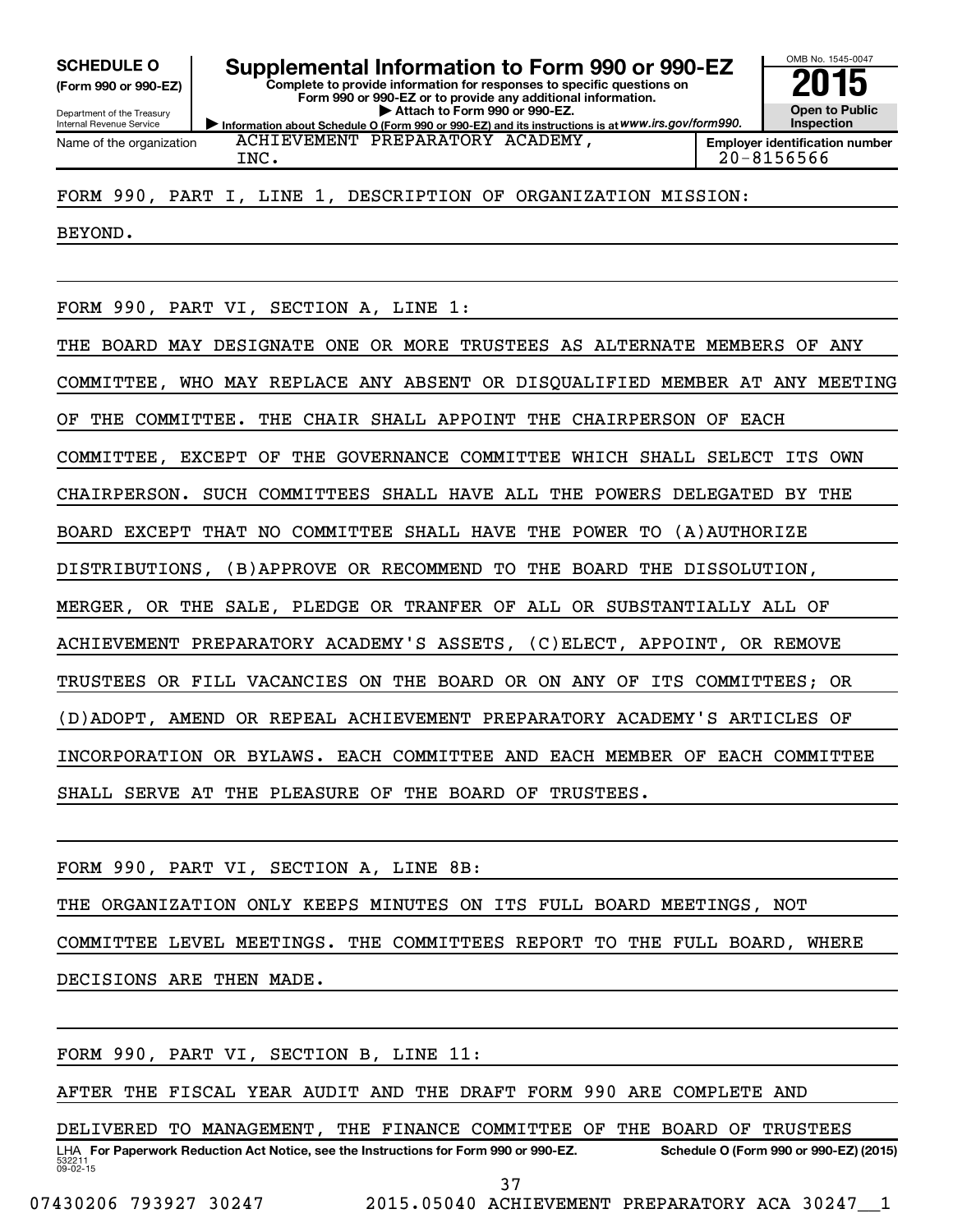**SCHEDULE O**
**(Form 990 or 990-EZ)**

Department of the Treasury
Internal Revenue Service

# Supplemental Information to Form 990 or 990-EZ

**Complete to provide information for responses to specific questions on Form 990 or 990-EZ or to provide any additional information.**
**▶ Attach to Form 990 or 990-EZ.**
**▶ Information about Schedule O (Form 990 or 990-EZ) and its instructions is at** *www.irs.gov/form990.*

OMB No. 1545-0047
**2015**
**Open to Public Inspection**

| Name of the organization | Employer identification number |
|---|---|
| ACHIEVEMENT PREPARATORY ACADEMY, INC. | 20-8156566 |

FORM 990, PART I, LINE 1, DESCRIPTION OF ORGANIZATION MISSION:

BEYOND.

FORM 990, PART VI, SECTION A, LINE 1:

THE BOARD MAY DESIGNATE ONE OR MORE TRUSTEES AS ALTERNATE MEMBERS OF ANY COMMITTEE, WHO MAY REPLACE ANY ABSENT OR DISQUALIFIED MEMBER AT ANY MEETING OF THE COMMITTEE. THE CHAIR SHALL APPOINT THE CHAIRPERSON OF EACH COMMITTEE, EXCEPT OF THE GOVERNANCE COMMITTEE WHICH SHALL SELECT ITS OWN CHAIRPERSON. SUCH COMMITTEES SHALL HAVE ALL THE POWERS DELEGATED BY THE BOARD EXCEPT THAT NO COMMITTEE SHALL HAVE THE POWER TO (A)AUTHORIZE DISTRIBUTIONS, (B)APPROVE OR RECOMMEND TO THE BOARD THE DISSOLUTION, MERGER, OR THE SALE, PLEDGE OR TRANFER OF ALL OR SUBSTANTIALLY ALL OF ACHIEVEMENT PREPARATORY ACADEMY'S ASSETS, (C)ELECT, APPOINT, OR REMOVE TRUSTEES OR FILL VACANCIES ON THE BOARD OR ON ANY OF ITS COMMITTEES; OR (D)ADOPT, AMEND OR REPEAL ACHIEVEMENT PREPARATORY ACADEMY'S ARTICLES OF INCORPORATION OR BYLAWS. EACH COMMITTEE AND EACH MEMBER OF EACH COMMITTEE SHALL SERVE AT THE PLEASURE OF THE BOARD OF TRUSTEES.

FORM 990, PART VI, SECTION A, LINE 8B:

THE ORGANIZATION ONLY KEEPS MINUTES ON ITS FULL BOARD MEETINGS, NOT COMMITTEE LEVEL MEETINGS. THE COMMITTEES REPORT TO THE FULL BOARD, WHERE DECISIONS ARE THEN MADE.

FORM 990, PART VI, SECTION B, LINE 11:

AFTER THE FISCAL YEAR AUDIT AND THE DRAFT FORM 990 ARE COMPLETE AND DELIVERED TO MANAGEMENT, THE FINANCE COMMITTEE OF THE BOARD OF TRUSTEES

LHA **For Paperwork Reduction Act Notice, see the Instructions for Form 990 or 990-EZ.** **Schedule O (Form 990 or 990-EZ) (2015)**
532211
09-02-15

07430206 793927 30247 2015.05040 ACHIEVEMENT PREPARATORY ACA 30247__1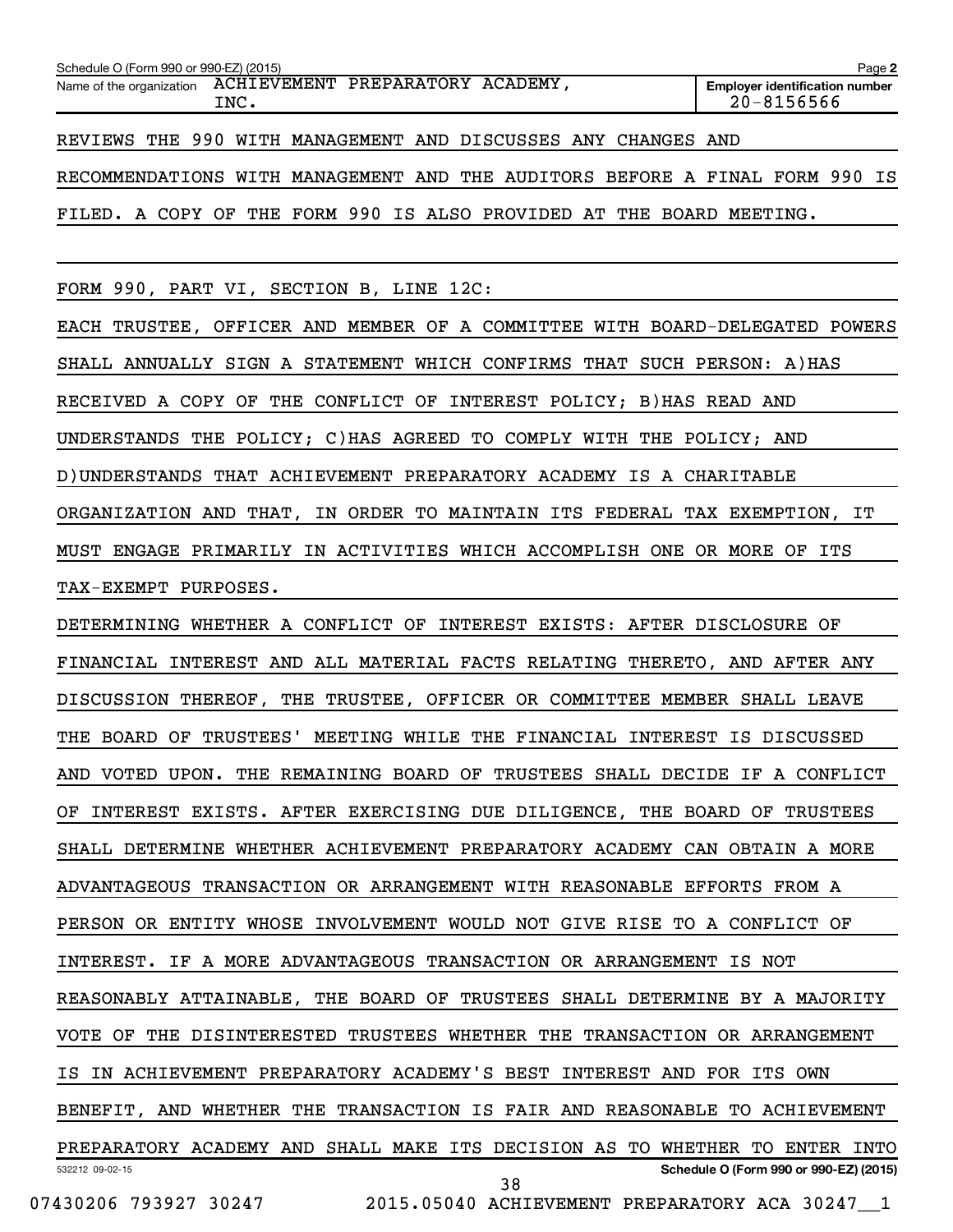REVIEWS THE 990 WITH MANAGEMENT AND DISCUSSES ANY CHANGES AND RECOMMENDATIONS WITH MANAGEMENT AND THE AUDITORS BEFORE A FINAL FORM 990 IS FILED. A COPY OF THE FORM 990 IS ALSO PROVIDED AT THE BOARD MEETING.

FORM 990, PART VI, SECTION B, LINE 12C:

EACH TRUSTEE, OFFICER AND MEMBER OF A COMMITTEE WITH BOARD-DELEGATED POWERS SHALL ANNUALLY SIGN A STATEMENT WHICH CONFIRMS THAT SUCH PERSON: A)HAS RECEIVED A COPY OF THE CONFLICT OF INTEREST POLICY; B)HAS READ AND UNDERSTANDS THE POLICY; C)HAS AGREED TO COMPLY WITH THE POLICY; AND D)UNDERSTANDS THAT ACHIEVEMENT PREPARATORY ACADEMY IS A CHARITABLE ORGANIZATION AND THAT, IN ORDER TO MAINTAIN ITS FEDERAL TAX EXEMPTION, IT MUST ENGAGE PRIMARILY IN ACTIVITIES WHICH ACCOMPLISH ONE OR MORE OF ITS TAX-EXEMPT PURPOSES.

DETERMINING WHETHER A CONFLICT OF INTEREST EXISTS: AFTER DISCLOSURE OF FINANCIAL INTEREST AND ALL MATERIAL FACTS RELATING THERETO, AND AFTER ANY DISCUSSION THEREOF, THE TRUSTEE, OFFICER OR COMMITTEE MEMBER SHALL LEAVE THE BOARD OF TRUSTEES' MEETING WHILE THE FINANCIAL INTEREST IS DISCUSSED AND VOTED UPON. THE REMAINING BOARD OF TRUSTEES SHALL DECIDE IF A CONFLICT OF INTEREST EXISTS. AFTER EXERCISING DUE DILIGENCE, THE BOARD OF TRUSTEES SHALL DETERMINE WHETHER ACHIEVEMENT PREPARATORY ACADEMY CAN OBTAIN A MORE ADVANTAGEOUS TRANSACTION OR ARRANGEMENT WITH REASONABLE EFFORTS FROM A PERSON OR ENTITY WHOSE INVOLVEMENT WOULD NOT GIVE RISE TO A CONFLICT OF INTEREST. IF A MORE ADVANTAGEOUS TRANSACTION OR ARRANGEMENT IS NOT REASONABLY ATTAINABLE, THE BOARD OF TRUSTEES SHALL DETERMINE BY A MAJORITY VOTE OF THE DISINTERESTED TRUSTEES WHETHER THE TRANSACTION OR ARRANGEMENT IS IN ACHIEVEMENT PREPARATORY ACADEMY'S BEST INTEREST AND FOR ITS OWN BENEFIT, AND WHETHER THE TRANSACTION IS FAIR AND REASONABLE TO ACHIEVEMENT PREPARATORY ACADEMY AND SHALL MAKE ITS DECISION AS TO WHETHER TO ENTER INTO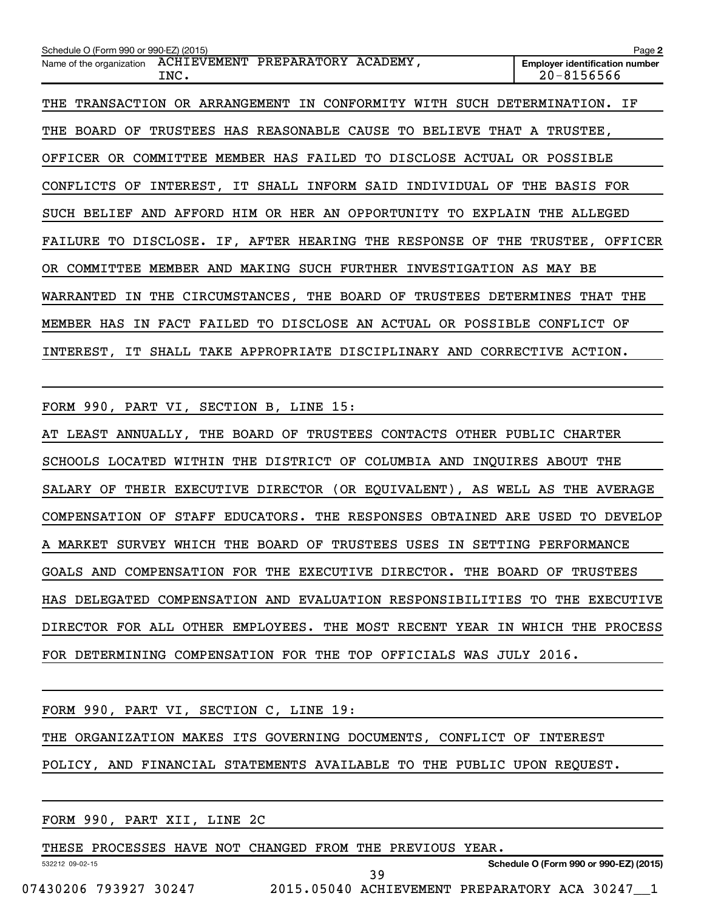Schedule O (Form 990 or 990-EZ) (2015)

Name of the organization: ACHIEVEMENT PREPARATORY ACADEMY, INC.

Employer identification number: 20-8156566

THE TRANSACTION OR ARRANGEMENT IN CONFORMITY WITH SUCH DETERMINATION. IF THE BOARD OF TRUSTEES HAS REASONABLE CAUSE TO BELIEVE THAT A TRUSTEE, OFFICER OR COMMITTEE MEMBER HAS FAILED TO DISCLOSE ACTUAL OR POSSIBLE CONFLICTS OF INTEREST, IT SHALL INFORM SAID INDIVIDUAL OF THE BASIS FOR SUCH BELIEF AND AFFORD HIM OR HER AN OPPORTUNITY TO EXPLAIN THE ALLEGED FAILURE TO DISCLOSE. IF, AFTER HEARING THE RESPONSE OF THE TRUSTEE, OFFICER OR COMMITTEE MEMBER AND MAKING SUCH FURTHER INVESTIGATION AS MAY BE WARRANTED IN THE CIRCUMSTANCES, THE BOARD OF TRUSTEES DETERMINES THAT THE MEMBER HAS IN FACT FAILED TO DISCLOSE AN ACTUAL OR POSSIBLE CONFLICT OF INTEREST, IT SHALL TAKE APPROPRIATE DISCIPLINARY AND CORRECTIVE ACTION.

FORM 990, PART VI, SECTION B, LINE 15:

AT LEAST ANNUALLY, THE BOARD OF TRUSTEES CONTACTS OTHER PUBLIC CHARTER SCHOOLS LOCATED WITHIN THE DISTRICT OF COLUMBIA AND INQUIRES ABOUT THE SALARY OF THEIR EXECUTIVE DIRECTOR (OR EQUIVALENT), AS WELL AS THE AVERAGE COMPENSATION OF STAFF EDUCATORS. THE RESPONSES OBTAINED ARE USED TO DEVELOP A MARKET SURVEY WHICH THE BOARD OF TRUSTEES USES IN SETTING PERFORMANCE GOALS AND COMPENSATION FOR THE EXECUTIVE DIRECTOR. THE BOARD OF TRUSTEES HAS DELEGATED COMPENSATION AND EVALUATION RESPONSIBILITIES TO THE EXECUTIVE DIRECTOR FOR ALL OTHER EMPLOYEES. THE MOST RECENT YEAR IN WHICH THE PROCESS FOR DETERMINING COMPENSATION FOR THE TOP OFFICIALS WAS JULY 2016.

FORM 990, PART VI, SECTION C, LINE 19:

THE ORGANIZATION MAKES ITS GOVERNING DOCUMENTS, CONFLICT OF INTEREST POLICY, AND FINANCIAL STATEMENTS AVAILABLE TO THE PUBLIC UPON REQUEST.

FORM 990, PART XII, LINE 2C

THESE PROCESSES HAVE NOT CHANGED FROM THE PREVIOUS YEAR.

532212 09-02-15 Schedule O (Form 990 or 990-EZ) (2015)

07430206 793927 30247 2015.05040 ACHIEVEMENT PREPARATORY ACA 30247__1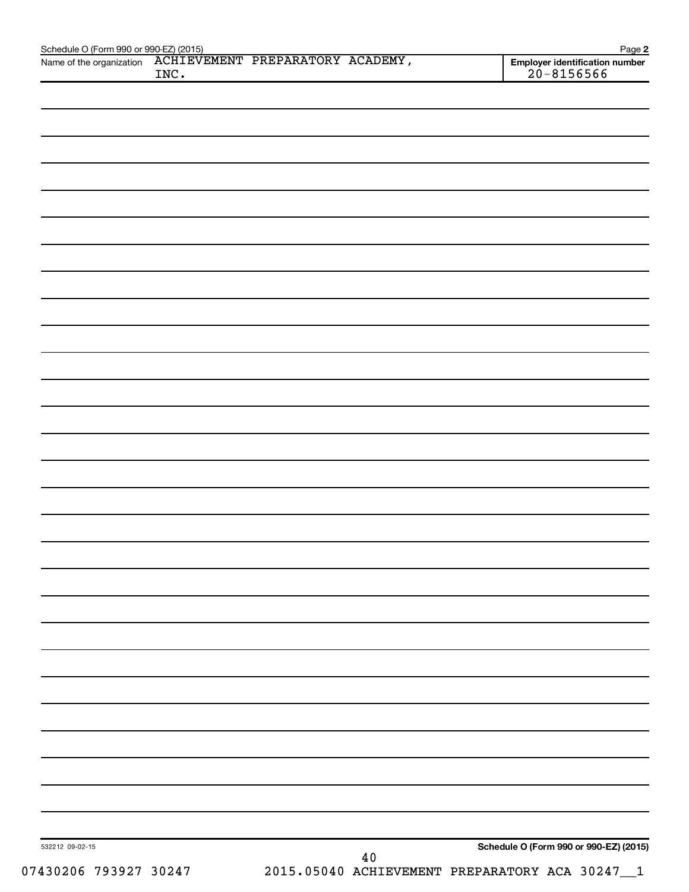Schedule O (Form 990 or 990-EZ) (2015) Page **2**

Name of the organization ACHIEVEMENT PREPARATORY ACADEMY, INC.

**Employer identification number** 20-8156566

532212 09-02-15

**Schedule O (Form 990 or 990-EZ) (2015)**

07430206 793927 30247 2015.05040 ACHIEVEMENT PREPARATORY ACA 30247__1